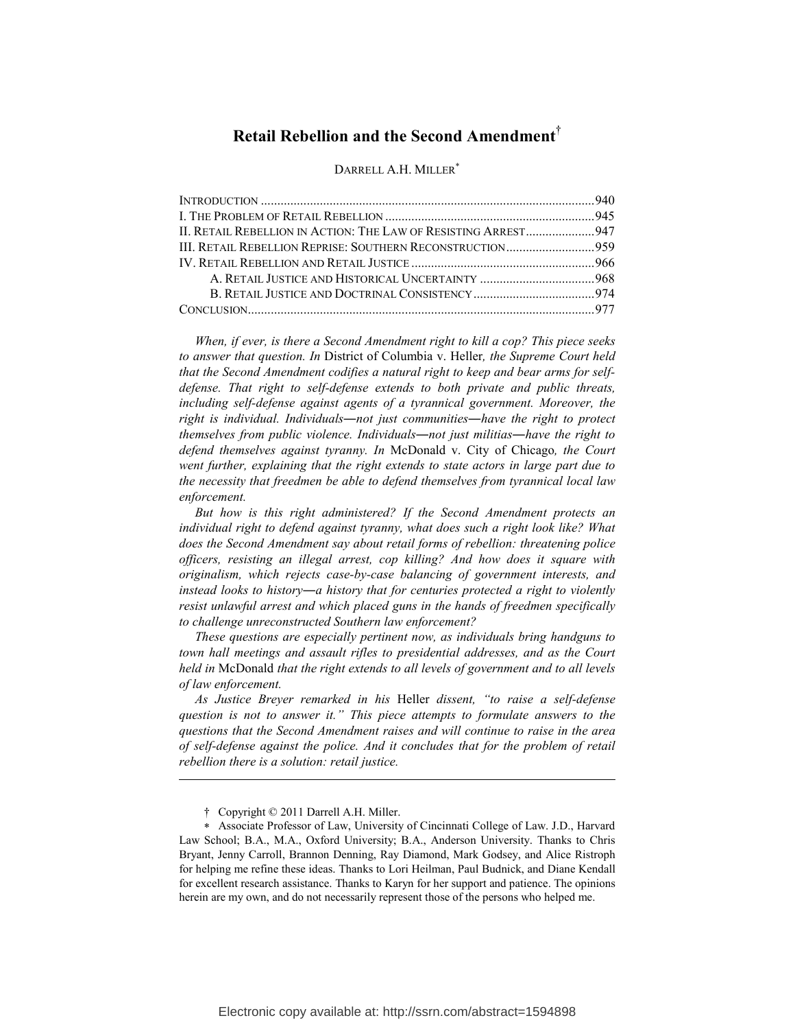# Retail Rebellion and the Second Amendment[†]

DARRELL A.H. MILLER[*]

| | |
|---|---|
| INTRODUCTION | 940 |
| I. THE PROBLEM OF RETAIL REBELLION | 945 |
| II. RETAIL REBELLION IN ACTION: THE LAW OF RESISTING ARREST | 947 |
| III. RETAIL REBELLION REPRISE: SOUTHERN RECONSTRUCTION | 959 |
| IV. RETAIL REBELLION AND RETAIL JUSTICE | 966 |
| A. RETAIL JUSTICE AND HISTORICAL UNCERTAINTY | 968 |
| B. RETAIL JUSTICE AND DOCTRINAL CONSISTENCY | 974 |
| CONCLUSION | 977 |

*When, if ever, is there a Second Amendment right to kill a cop? This piece seeks to answer that question. In* District of Columbia v. Heller*, the Supreme Court held that the Second Amendment codifies a natural right to keep and bear arms for self-defense. That right to self-defense extends to both private and public threats, including self-defense against agents of a tyrannical government. Moreover, the right is individual. Individuals—not just communities—have the right to protect themselves from public violence. Individuals—not just militias—have the right to defend themselves against tyranny. In* McDonald v. City of Chicago*, the Court went further, explaining that the right extends to state actors in large part due to the necessity that freedmen be able to defend themselves from tyrannical local law enforcement.*

*But how is this right administered? If the Second Amendment protects an individual right to defend against tyranny, what does such a right look like? What does the Second Amendment say about retail forms of rebellion: threatening police officers, resisting an illegal arrest, cop killing? And how does it square with originalism, which rejects case-by-case balancing of government interests, and instead looks to history—a history that for centuries protected a right to violently resist unlawful arrest and which placed guns in the hands of freedmen specifically to challenge unreconstructed Southern law enforcement?*

*These questions are especially pertinent now, as individuals bring handguns to town hall meetings and assault rifles to presidential addresses, and as the Court held in* McDonald *that the right extends to all levels of government and to all levels of law enforcement.*

*As Justice Breyer remarked in his* Heller *dissent, "to raise a self-defense question is not to answer it." This piece attempts to formulate answers to the questions that the Second Amendment raises and will continue to raise in the area of self-defense against the police. And it concludes that for the problem of retail rebellion there is a solution: retail justice.*

---

† Copyright © 2011 Darrell A.H. Miller.

\* Associate Professor of Law, University of Cincinnati College of Law. J.D., Harvard Law School; B.A., M.A., Oxford University; B.A., Anderson University. Thanks to Chris Bryant, Jenny Carroll, Brannon Denning, Ray Diamond, Mark Godsey, and Alice Ristroph for helping me refine these ideas. Thanks to Lori Heilman, Paul Budnick, and Diane Kendall for excellent research assistance. Thanks to Karyn for her support and patience. The opinions herein are my own, and do not necessarily represent those of the persons who helped me.

Electronic copy available at: http://ssrn.com/abstract=1594898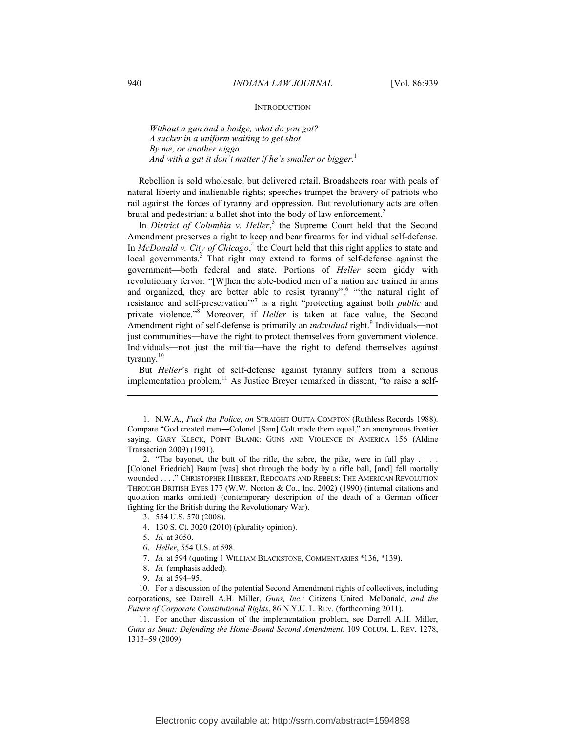## INTRODUCTION

> *Without a gun and a badge, what do you got?*
> *A sucker in a uniform waiting to get shot*
> *By me, or another nigga*
> *And with a gat it don't matter if he's smaller or bigger.*[1]

Rebellion is sold wholesale, but delivered retail. Broadsheets roar with peals of natural liberty and inalienable rights; speeches trumpet the bravery of patriots who rail against the forces of tyranny and oppression. But revolutionary acts are often brutal and pedestrian: a bullet shot into the body of law enforcement.[2]

In *District of Columbia v. Heller*,[3] the Supreme Court held that the Second Amendment preserves a right to keep and bear firearms for individual self-defense. In *McDonald v. City of Chicago*,[4] the Court held that this right applies to state and local governments.[5] That right may extend to forms of self-defense against the government—both federal and state. Portions of *Heller* seem giddy with revolutionary fervor: "[W]hen the able-bodied men of a nation are trained in arms and organized, they are better able to resist tyranny";[6] "'the natural right of resistance and self-preservation'"[7] is a right "protecting against both *public* and private violence."[8] Moreover, if *Heller* is taken at face value, the Second Amendment right of self-defense is primarily an *individual* right.[9] Individuals―not just communities―have the right to protect themselves from government violence. Individuals―not just the militia―have the right to defend themselves against tyranny.[10]

But *Heller*'s right of self-defense against tyranny suffers from a serious implementation problem.[11] As Justice Breyer remarked in dissent, "to raise a self-

---

1. N.W.A., *Fuck tha Police*, *on* STRAIGHT OUTTA COMPTON (Ruthless Records 1988). Compare "God created men―Colonel [Sam] Colt made them equal," an anonymous frontier saying. GARY KLECK, POINT BLANK: GUNS AND VIOLENCE IN AMERICA 156 (Aldine Transaction 2009) (1991).

2. "The bayonet, the butt of the rifle, the sabre, the pike, were in full play . . . . [Colonel Friedrich] Baum [was] shot through the body by a rifle ball, [and] fell mortally wounded . . . ." CHRISTOPHER HIBBERT, REDCOATS AND REBELS: THE AMERICAN REVOLUTION THROUGH BRITISH EYES 177 (W.W. Norton & Co., Inc. 2002) (1990) (internal citations and quotation marks omitted) (contemporary description of the death of a German officer fighting for the British during the Revolutionary War).

3. 554 U.S. 570 (2008).

4. 130 S. Ct. 3020 (2010) (plurality opinion).

5. *Id.* at 3050.

6. *Heller*, 554 U.S. at 598.

7. *Id.* at 594 (quoting 1 WILLIAM BLACKSTONE, COMMENTARIES \*136, \*139).

8. *Id.* (emphasis added).

9. *Id.* at 594–95.

10. For a discussion of the potential Second Amendment rights of collectives, including corporations, see Darrell A.H. Miller, *Guns, Inc.:* Citizens United*,* McDonald*, and the Future of Corporate Constitutional Rights*, 86 N.Y.U. L. REV. (forthcoming 2011).

11. For another discussion of the implementation problem, see Darrell A.H. Miller, *Guns as Smut: Defending the Home-Bound Second Amendment*, 109 COLUM. L. REV. 1278, 1313–59 (2009).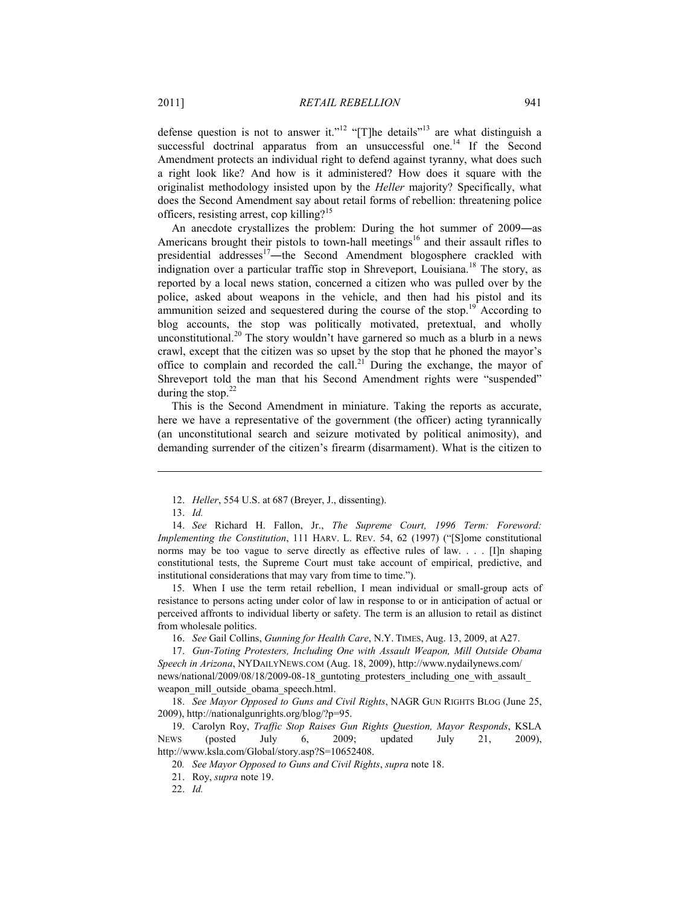defense question is not to answer it."[12] "[T]he details"[13] are what distinguish a successful doctrinal apparatus from an unsuccessful one.[14] If the Second Amendment protects an individual right to defend against tyranny, what does such a right look like? And how is it administered? How does it square with the originalist methodology insisted upon by the *Heller* majority? Specifically, what does the Second Amendment say about retail forms of rebellion: threatening police officers, resisting arrest, cop killing?[15]

An anecdote crystallizes the problem: During the hot summer of 2009―as Americans brought their pistols to town-hall meetings[16] and their assault rifles to presidential addresses[17]―the Second Amendment blogosphere crackled with indignation over a particular traffic stop in Shreveport, Louisiana.[18] The story, as reported by a local news station, concerned a citizen who was pulled over by the police, asked about weapons in the vehicle, and then had his pistol and its ammunition seized and sequestered during the course of the stop.[19] According to blog accounts, the stop was politically motivated, pretextual, and wholly unconstitutional.[20] The story wouldn't have garnered so much as a blurb in a news crawl, except that the citizen was so upset by the stop that he phoned the mayor's office to complain and recorded the call.[21] During the exchange, the mayor of Shreveport told the man that his Second Amendment rights were "suspended" during the stop.[22]

This is the Second Amendment in miniature. Taking the reports as accurate, here we have a representative of the government (the officer) acting tyrannically (an unconstitutional search and seizure motivated by political animosity), and demanding surrender of the citizen's firearm (disarmament). What is the citizen to

---

12. *Heller*, 554 U.S. at 687 (Breyer, J., dissenting).

13. *Id.*

14. *See* Richard H. Fallon, Jr., *The Supreme Court, 1996 Term: Foreword: Implementing the Constitution*, 111 HARV. L. REV. 54, 62 (1997) ("[S]ome constitutional norms may be too vague to serve directly as effective rules of law. . . . [I]n shaping constitutional tests, the Supreme Court must take account of empirical, predictive, and institutional considerations that may vary from time to time.").

15. When I use the term retail rebellion, I mean individual or small-group acts of resistance to persons acting under color of law in response to or in anticipation of actual or perceived affronts to individual liberty or safety. The term is an allusion to retail as distinct from wholesale politics.

16. *See* Gail Collins, *Gunning for Health Care*, N.Y. TIMES, Aug. 13, 2009, at A27.

17. *Gun-Toting Protesters, Including One with Assault Weapon, Mill Outside Obama Speech in Arizona*, NYDAILYNEWS.COM (Aug. 18, 2009), http://www.nydailynews.com/news/national/2009/08/18/2009-08-18_guntoting_protesters_including_one_with_assault_weapon_mill_outside_obama_speech.html.

18. *See Mayor Opposed to Guns and Civil Rights*, NAGR GUN RIGHTS BLOG (June 25, 2009), http://nationalgunrights.org/blog/?p=95.

19. Carolyn Roy, *Traffic Stop Raises Gun Rights Question, Mayor Responds*, KSLA NEWS (posted July 6, 2009; updated July 21, 2009), http://www.ksla.com/Global/story.asp?S=10652408.

20. *See Mayor Opposed to Guns and Civil Rights*, *supra* note 18.

21. Roy, *supra* note 19.

22. *Id.*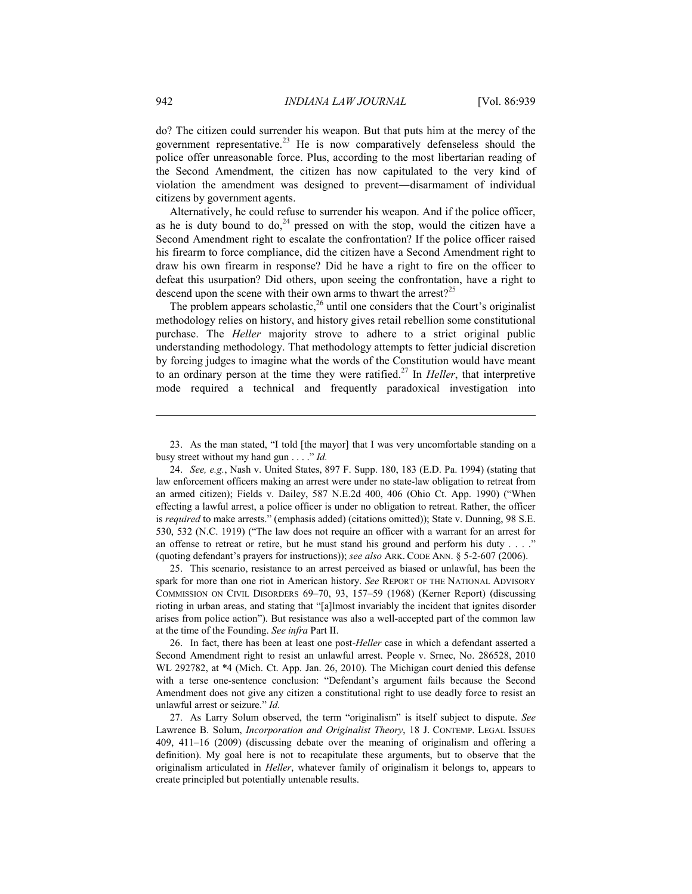do? The citizen could surrender his weapon. But that puts him at the mercy of the government representative.[23] He is now comparatively defenseless should the police offer unreasonable force. Plus, according to the most libertarian reading of the Second Amendment, the citizen has now capitulated to the very kind of violation the amendment was designed to prevent―disarmament of individual citizens by government agents.

Alternatively, he could refuse to surrender his weapon. And if the police officer, as he is duty bound to do,[24] pressed on with the stop, would the citizen have a Second Amendment right to escalate the confrontation? If the police officer raised his firearm to force compliance, did the citizen have a Second Amendment right to draw his own firearm in response? Did he have a right to fire on the officer to defeat this usurpation? Did others, upon seeing the confrontation, have a right to descend upon the scene with their own arms to thwart the arrest?[25]

The problem appears scholastic,[26] until one considers that the Court's originalist methodology relies on history, and history gives retail rebellion some constitutional purchase. The *Heller* majority strove to adhere to a strict original public understanding methodology. That methodology attempts to fetter judicial discretion by forcing judges to imagine what the words of the Constitution would have meant to an ordinary person at the time they were ratified.[27] In *Heller*, that interpretive mode required a technical and frequently paradoxical investigation into

---

23. As the man stated, "I told [the mayor] that I was very uncomfortable standing on a busy street without my hand gun . . . ." *Id.*

24. *See, e.g.*, Nash v. United States, 897 F. Supp. 180, 183 (E.D. Pa. 1994) (stating that law enforcement officers making an arrest were under no state-law obligation to retreat from an armed citizen); Fields v. Dailey, 587 N.E.2d 400, 406 (Ohio Ct. App. 1990) ("When effecting a lawful arrest, a police officer is under no obligation to retreat. Rather, the officer is *required* to make arrests." (emphasis added) (citations omitted)); State v. Dunning, 98 S.E. 530, 532 (N.C. 1919) ("The law does not require an officer with a warrant for an arrest for an offense to retreat or retire, but he must stand his ground and perform his duty . . . ." (quoting defendant's prayers for instructions)); *see also* ARK. CODE ANN. § 5-2-607 (2006).

25. This scenario, resistance to an arrest perceived as biased or unlawful, has been the spark for more than one riot in American history. *See* REPORT OF THE NATIONAL ADVISORY COMMISSION ON CIVIL DISORDERS 69–70, 93, 157–59 (1968) (Kerner Report) (discussing rioting in urban areas, and stating that "[a]lmost invariably the incident that ignites disorder arises from police action"). But resistance was also a well-accepted part of the common law at the time of the Founding. *See infra* Part II.

26. In fact, there has been at least one post-*Heller* case in which a defendant asserted a Second Amendment right to resist an unlawful arrest. People v. Srnec, No. 286528, 2010 WL 292782, at *4 (Mich. Ct. App. Jan. 26, 2010). The Michigan court denied this defense with a terse one-sentence conclusion: "Defendant's argument fails because the Second Amendment does not give any citizen a constitutional right to use deadly force to resist an unlawful arrest or seizure." *Id.*

27. As Larry Solum observed, the term "originalism" is itself subject to dispute. *See* Lawrence B. Solum, *Incorporation and Originalist Theory*, 18 J. CONTEMP. LEGAL ISSUES 409, 411–16 (2009) (discussing debate over the meaning of originalism and offering a definition). My goal here is not to recapitulate these arguments, but to observe that the originalism articulated in *Heller*, whatever family of originalism it belongs to, appears to create principled but potentially untenable results.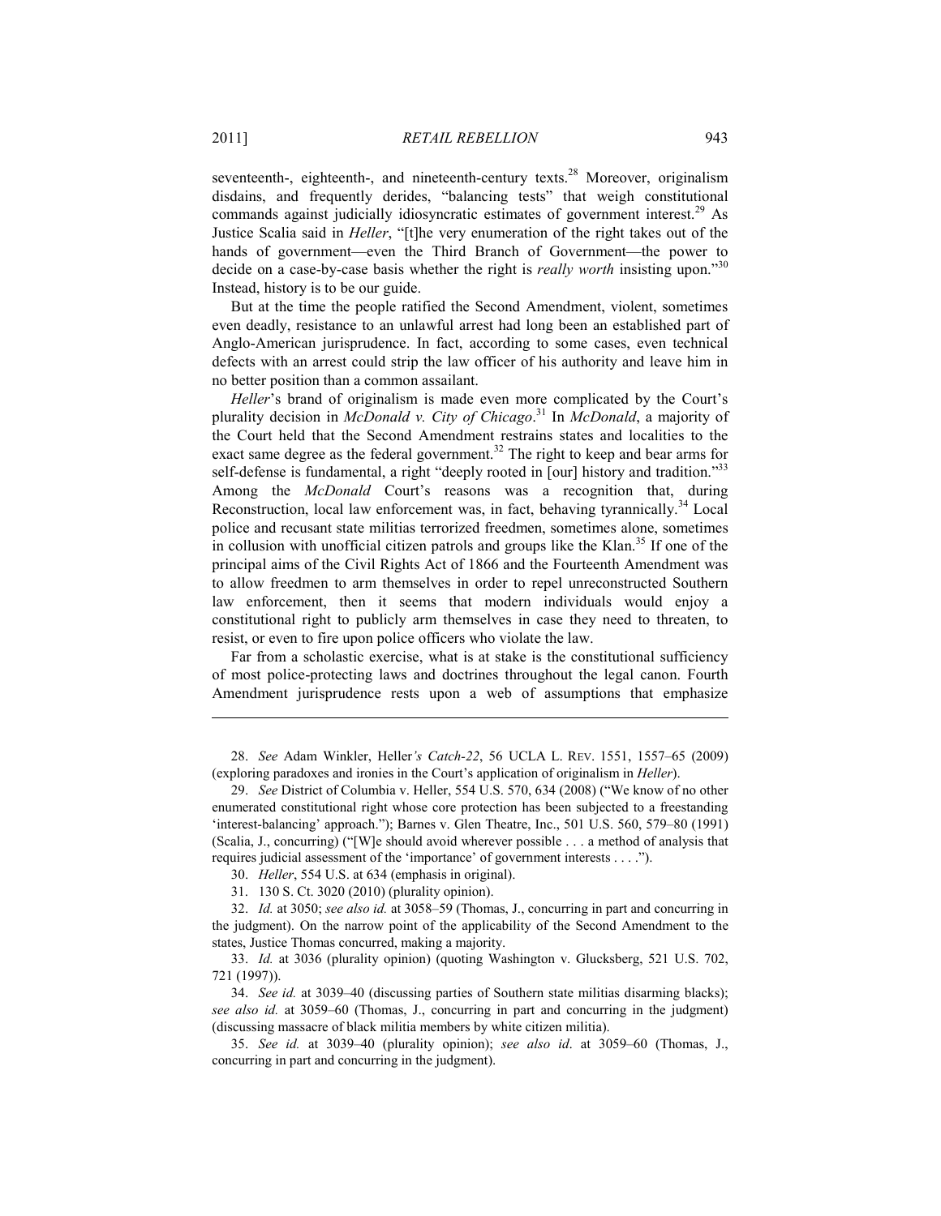seventeenth-, eighteenth-, and nineteenth-century texts.[28] Moreover, originalism disdains, and frequently derides, "balancing tests" that weigh constitutional commands against judicially idiosyncratic estimates of government interest.[29] As Justice Scalia said in *Heller*, "[t]he very enumeration of the right takes out of the hands of government—even the Third Branch of Government—the power to decide on a case-by-case basis whether the right is *really worth* insisting upon."[30] Instead, history is to be our guide.

But at the time the people ratified the Second Amendment, violent, sometimes even deadly, resistance to an unlawful arrest had long been an established part of Anglo-American jurisprudence. In fact, according to some cases, even technical defects with an arrest could strip the law officer of his authority and leave him in no better position than a common assailant.

*Heller*'s brand of originalism is made even more complicated by the Court's plurality decision in *McDonald v. City of Chicago*.[31] In *McDonald*, a majority of the Court held that the Second Amendment restrains states and localities to the exact same degree as the federal government.[32] The right to keep and bear arms for self-defense is fundamental, a right "deeply rooted in [our] history and tradition."[33] Among the *McDonald* Court's reasons was a recognition that, during Reconstruction, local law enforcement was, in fact, behaving tyrannically.[34] Local police and recusant state militias terrorized freedmen, sometimes alone, sometimes in collusion with unofficial citizen patrols and groups like the Klan.[35] If one of the principal aims of the Civil Rights Act of 1866 and the Fourteenth Amendment was to allow freedmen to arm themselves in order to repel unreconstructed Southern law enforcement, then it seems that modern individuals would enjoy a constitutional right to publicly arm themselves in case they need to threaten, to resist, or even to fire upon police officers who violate the law.

Far from a scholastic exercise, what is at stake is the constitutional sufficiency of most police-protecting laws and doctrines throughout the legal canon. Fourth Amendment jurisprudence rests upon a web of assumptions that emphasize

---

28. *See* Adam Winkler, Heller*'s Catch-22*, 56 UCLA L. REV. 1551, 1557–65 (2009) (exploring paradoxes and ironies in the Court's application of originalism in *Heller*).

29. *See* District of Columbia v. Heller, 554 U.S. 570, 634 (2008) ("We know of no other enumerated constitutional right whose core protection has been subjected to a freestanding 'interest-balancing' approach."); Barnes v. Glen Theatre, Inc., 501 U.S. 560, 579–80 (1991) (Scalia, J., concurring) ("[W]e should avoid wherever possible . . . a method of analysis that requires judicial assessment of the 'importance' of government interests . . . .").

30. *Heller*, 554 U.S. at 634 (emphasis in original).

31. 130 S. Ct. 3020 (2010) (plurality opinion).

32. *Id.* at 3050; *see also id.* at 3058–59 (Thomas, J., concurring in part and concurring in the judgment). On the narrow point of the applicability of the Second Amendment to the states, Justice Thomas concurred, making a majority.

33. *Id.* at 3036 (plurality opinion) (quoting Washington v. Glucksberg, 521 U.S. 702, 721 (1997)).

34. *See id.* at 3039–40 (discussing parties of Southern state militias disarming blacks); *see also id.* at 3059–60 (Thomas, J., concurring in part and concurring in the judgment) (discussing massacre of black militia members by white citizen militia).

35. *See id.* at 3039–40 (plurality opinion); *see also id*. at 3059–60 (Thomas, J., concurring in part and concurring in the judgment).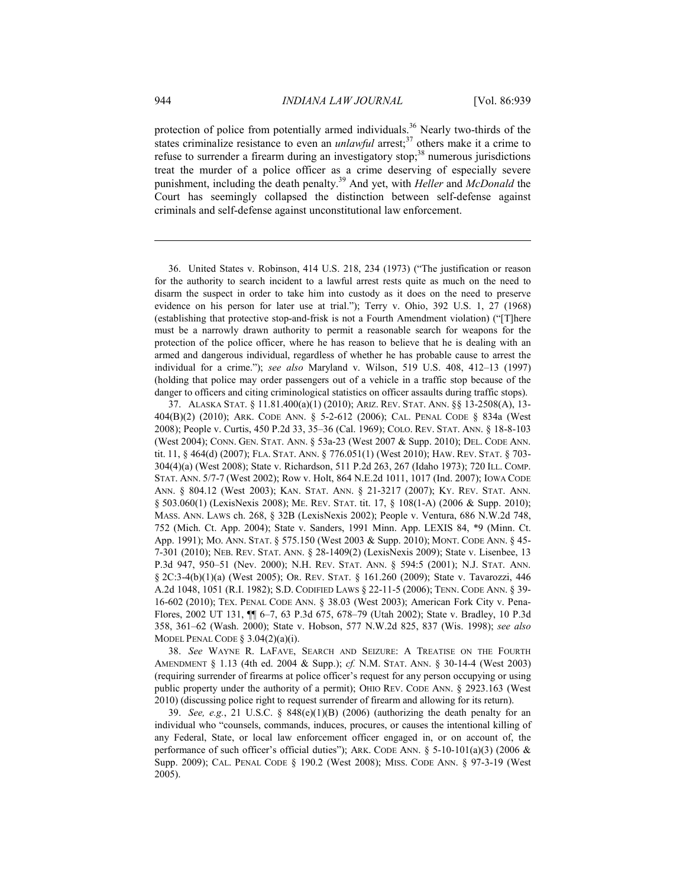protection of police from potentially armed individuals.[36] Nearly two-thirds of the states criminalize resistance to even an *unlawful* arrest;[37] others make it a crime to refuse to surrender a firearm during an investigatory stop;[38] numerous jurisdictions treat the murder of a police officer as a crime deserving of especially severe punishment, including the death penalty.[39] And yet, with *Heller* and *McDonald* the Court has seemingly collapsed the distinction between self-defense against criminals and self-defense against unconstitutional law enforcement.

---

36. United States v. Robinson, 414 U.S. 218, 234 (1973) ("The justification or reason for the authority to search incident to a lawful arrest rests quite as much on the need to disarm the suspect in order to take him into custody as it does on the need to preserve evidence on his person for later use at trial."); Terry v. Ohio, 392 U.S. 1, 27 (1968) (establishing that protective stop-and-frisk is not a Fourth Amendment violation) ("[T]here must be a narrowly drawn authority to permit a reasonable search for weapons for the protection of the police officer, where he has reason to believe that he is dealing with an armed and dangerous individual, regardless of whether he has probable cause to arrest the individual for a crime."); *see also* Maryland v. Wilson, 519 U.S. 408, 412–13 (1997) (holding that police may order passengers out of a vehicle in a traffic stop because of the danger to officers and citing criminological statistics on officer assaults during traffic stops).

37. ALASKA STAT. § 11.81.400(a)(1) (2010); ARIZ. REV. STAT. ANN. §§ 13-2508(A), 13-404(B)(2) (2010); ARK. CODE ANN. § 5-2-612 (2006); CAL. PENAL CODE § 834a (West 2008); People v. Curtis, 450 P.2d 33, 35–36 (Cal. 1969); COLO. REV. STAT. ANN. § 18-8-103 (West 2004); CONN. GEN. STAT. ANN. § 53a-23 (West 2007 & Supp. 2010); DEL. CODE ANN. tit. 11, § 464(d) (2007); FLA. STAT. ANN. § 776.051(1) (West 2010); HAW. REV. STAT. § 703-304(4)(a) (West 2008); State v. Richardson, 511 P.2d 263, 267 (Idaho 1973); 720 ILL. COMP. STAT. ANN. 5/7-7 (West 2002); Row v. Holt, 864 N.E.2d 1011, 1017 (Ind. 2007); IOWA CODE ANN. § 804.12 (West 2003); KAN. STAT. ANN. § 21-3217 (2007); KY. REV. STAT. ANN. § 503.060(1) (LexisNexis 2008); ME. REV. STAT. tit. 17, § 108(1-A) (2006 & Supp. 2010); MASS. ANN. LAWS ch. 268, § 32B (LexisNexis 2002); People v. Ventura, 686 N.W.2d 748, 752 (Mich. Ct. App. 2004); State v. Sanders, 1991 Minn. App. LEXIS 84, *9 (Minn. Ct. App. 1991); MO. ANN. STAT. § 575.150 (West 2003 & Supp. 2010); MONT. CODE ANN. § 45-7-301 (2010); NEB. REV. STAT. ANN. § 28-1409(2) (LexisNexis 2009); State v. Lisenbee, 13 P.3d 947, 950–51 (Nev. 2000); N.H. REV. STAT. ANN. § 594:5 (2001); N.J. STAT. ANN. § 2C:3-4(b)(1)(a) (West 2005); OR. REV. STAT. § 161.260 (2009); State v. Tavarozzi, 446 A.2d 1048, 1051 (R.I. 1982); S.D. CODIFIED LAWS § 22-11-5 (2006); TENN. CODE ANN. § 39-16-602 (2010); TEX. PENAL CODE ANN. § 38.03 (West 2003); American Fork City v. Pena-Flores, 2002 UT 131, ¶¶ 6–7, 63 P.3d 675, 678–79 (Utah 2002); State v. Bradley, 10 P.3d 358, 361–62 (Wash. 2000); State v. Hobson, 577 N.W.2d 825, 837 (Wis. 1998); *see also* MODEL PENAL CODE § 3.04(2)(a)(i).

38. *See* WAYNE R. LAFAVE, SEARCH AND SEIZURE: A TREATISE ON THE FOURTH AMENDMENT § 1.13 (4th ed. 2004 & Supp.); *cf.* N.M. STAT. ANN. § 30-14-4 (West 2003) (requiring surrender of firearms at police officer's request for any person occupying or using public property under the authority of a permit); OHIO REV. CODE ANN. § 2923.163 (West 2010) (discussing police right to request surrender of firearm and allowing for its return).

39. *See, e.g.*, 21 U.S.C. § 848(e)(1)(B) (2006) (authorizing the death penalty for an individual who "counsels, commands, induces, procures, or causes the intentional killing of any Federal, State, or local law enforcement officer engaged in, or on account of, the performance of such officer's official duties"); ARK. CODE ANN. § 5-10-101(a)(3) (2006 & Supp. 2009); CAL. PENAL CODE § 190.2 (West 2008); MISS. CODE ANN. § 97-3-19 (West 2005).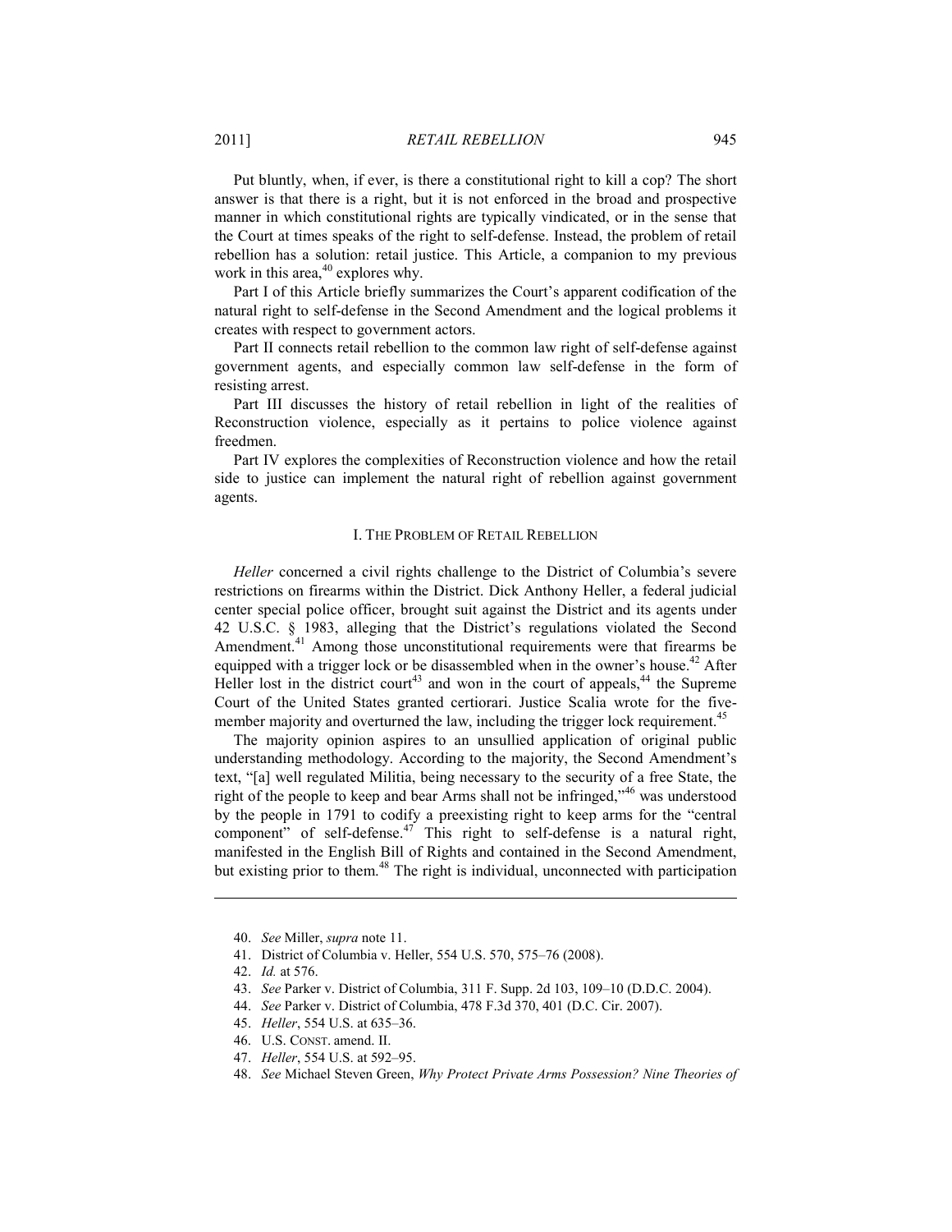Put bluntly, when, if ever, is there a constitutional right to kill a cop? The short answer is that there is a right, but it is not enforced in the broad and prospective manner in which constitutional rights are typically vindicated, or in the sense that the Court at times speaks of the right to self-defense. Instead, the problem of retail rebellion has a solution: retail justice. This Article, a companion to my previous work in this area,[40] explores why.

Part I of this Article briefly summarizes the Court's apparent codification of the natural right to self-defense in the Second Amendment and the logical problems it creates with respect to government actors.

Part II connects retail rebellion to the common law right of self-defense against government agents, and especially common law self-defense in the form of resisting arrest.

Part III discusses the history of retail rebellion in light of the realities of Reconstruction violence, especially as it pertains to police violence against freedmen.

Part IV explores the complexities of Reconstruction violence and how the retail side to justice can implement the natural right of rebellion against government agents.

## I. The Problem of Retail Rebellion

*Heller* concerned a civil rights challenge to the District of Columbia's severe restrictions on firearms within the District. Dick Anthony Heller, a federal judicial center special police officer, brought suit against the District and its agents under 42 U.S.C. § 1983, alleging that the District's regulations violated the Second Amendment.[41] Among those unconstitutional requirements were that firearms be equipped with a trigger lock or be disassembled when in the owner's house.[42] After Heller lost in the district court[43] and won in the court of appeals,[44] the Supreme Court of the United States granted certiorari. Justice Scalia wrote for the five-member majority and overturned the law, including the trigger lock requirement.[45]

The majority opinion aspires to an unsullied application of original public understanding methodology. According to the majority, the Second Amendment's text, "[a] well regulated Militia, being necessary to the security of a free State, the right of the people to keep and bear Arms shall not be infringed,"[46] was understood by the people in 1791 to codify a preexisting right to keep arms for the "central component" of self-defense.[47] This right to self-defense is a natural right, manifested in the English Bill of Rights and contained in the Second Amendment, but existing prior to them.[48] The right is individual, unconnected with participation

---

40. *See* Miller, *supra* note 11.

41. District of Columbia v. Heller, 554 U.S. 570, 575–76 (2008).

42. *Id.* at 576.

43. *See* Parker v. District of Columbia, 311 F. Supp. 2d 103, 109–10 (D.D.C. 2004).

44. *See* Parker v. District of Columbia, 478 F.3d 370, 401 (D.C. Cir. 2007).

45. *Heller*, 554 U.S. at 635–36.

46. U.S. Const. amend. II.

47. *Heller*, 554 U.S. at 592–95.

48. *See* Michael Steven Green, *Why Protect Private Arms Possession? Nine Theories of*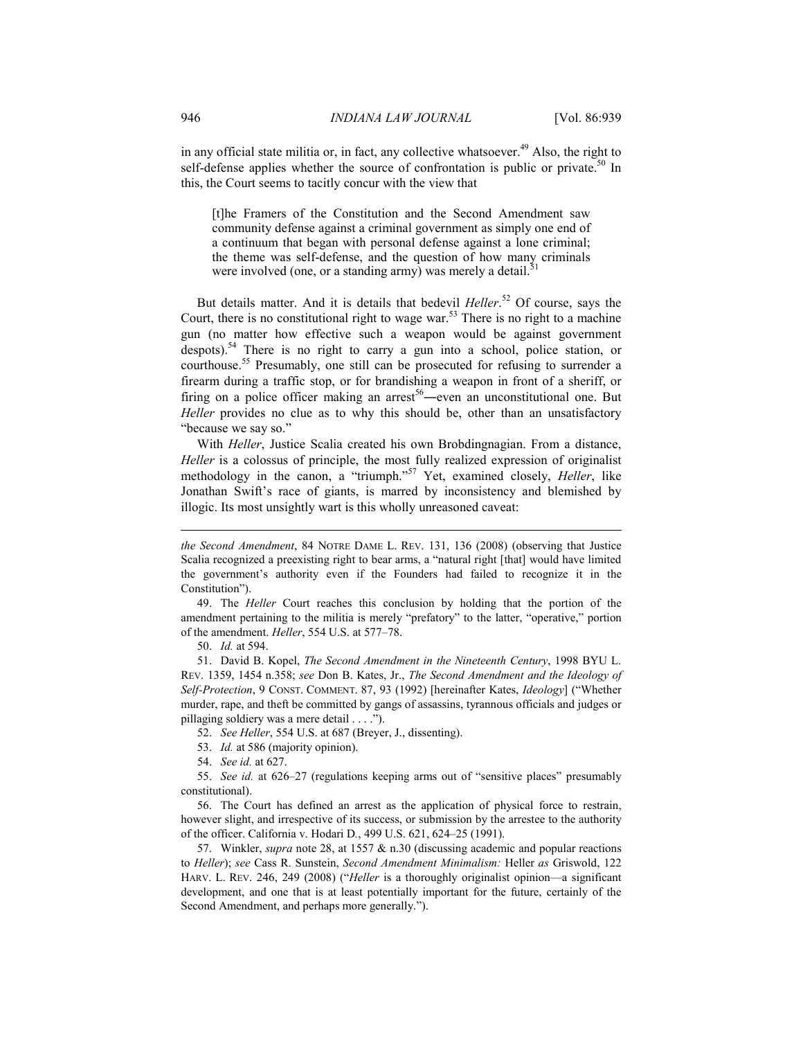in any official state militia or, in fact, any collective whatsoever.[49] Also, the right to self-defense applies whether the source of confrontation is public or private.[50] In this, the Court seems to tacitly concur with the view that

> [t]he Framers of the Constitution and the Second Amendment saw community defense against a criminal government as simply one end of a continuum that began with personal defense against a lone criminal; the theme was self-defense, and the question of how many criminals were involved (one, or a standing army) was merely a detail.[51]

But details matter. And it is details that bedevil *Heller*.[52] Of course, says the Court, there is no constitutional right to wage war.[53] There is no right to a machine gun (no matter how effective such a weapon would be against government despots).[54] There is no right to carry a gun into a school, police station, or courthouse.[55] Presumably, one still can be prosecuted for refusing to surrender a firearm during a traffic stop, or for brandishing a weapon in front of a sheriff, or firing on a police officer making an arrest[56]—even an unconstitutional one. But *Heller* provides no clue as to why this should be, other than an unsatisfactory "because we say so."

With *Heller*, Justice Scalia created his own Brobdingnagian. From a distance, *Heller* is a colossus of principle, the most fully realized expression of originalist methodology in the canon, a "triumph."[57] Yet, examined closely, *Heller*, like Jonathan Swift's race of giants, is marred by inconsistency and blemished by illogic. Its most unsightly wart is this wholly unreasoned caveat:

---

*the Second Amendment*, 84 NOTRE DAME L. REV. 131, 136 (2008) (observing that Justice Scalia recognized a preexisting right to bear arms, a "natural right [that] would have limited the government's authority even if the Founders had failed to recognize it in the Constitution").

49. The *Heller* Court reaches this conclusion by holding that the portion of the amendment pertaining to the militia is merely "prefatory" to the latter, "operative," portion of the amendment. *Heller*, 554 U.S. at 577–78.

50. *Id.* at 594.

51. David B. Kopel, *The Second Amendment in the Nineteenth Century*, 1998 BYU L. REV. 1359, 1454 n.358; *see* Don B. Kates, Jr., *The Second Amendment and the Ideology of Self-Protection*, 9 CONST. COMMENT. 87, 93 (1992) [hereinafter Kates, *Ideology*] ("Whether murder, rape, and theft be committed by gangs of assassins, tyrannous officials and judges or pillaging soldiery was a mere detail . . . .").

52. *See Heller*, 554 U.S. at 687 (Breyer, J., dissenting).

53. *Id.* at 586 (majority opinion).

54. *See id.* at 627.

55. *See id.* at 626–27 (regulations keeping arms out of "sensitive places" presumably constitutional).

56. The Court has defined an arrest as the application of physical force to restrain, however slight, and irrespective of its success, or submission by the arrestee to the authority of the officer. California v. Hodari D., 499 U.S. 621, 624–25 (1991).

57. Winkler, *supra* note 28, at 1557 & n.30 (discussing academic and popular reactions to *Heller*); *see* Cass R. Sunstein, *Second Amendment Minimalism:* Heller *as* Griswold, 122 HARV. L. REV. 246, 249 (2008) ("*Heller* is a thoroughly originalist opinion—a significant development, and one that is at least potentially important for the future, certainly of the Second Amendment, and perhaps more generally.").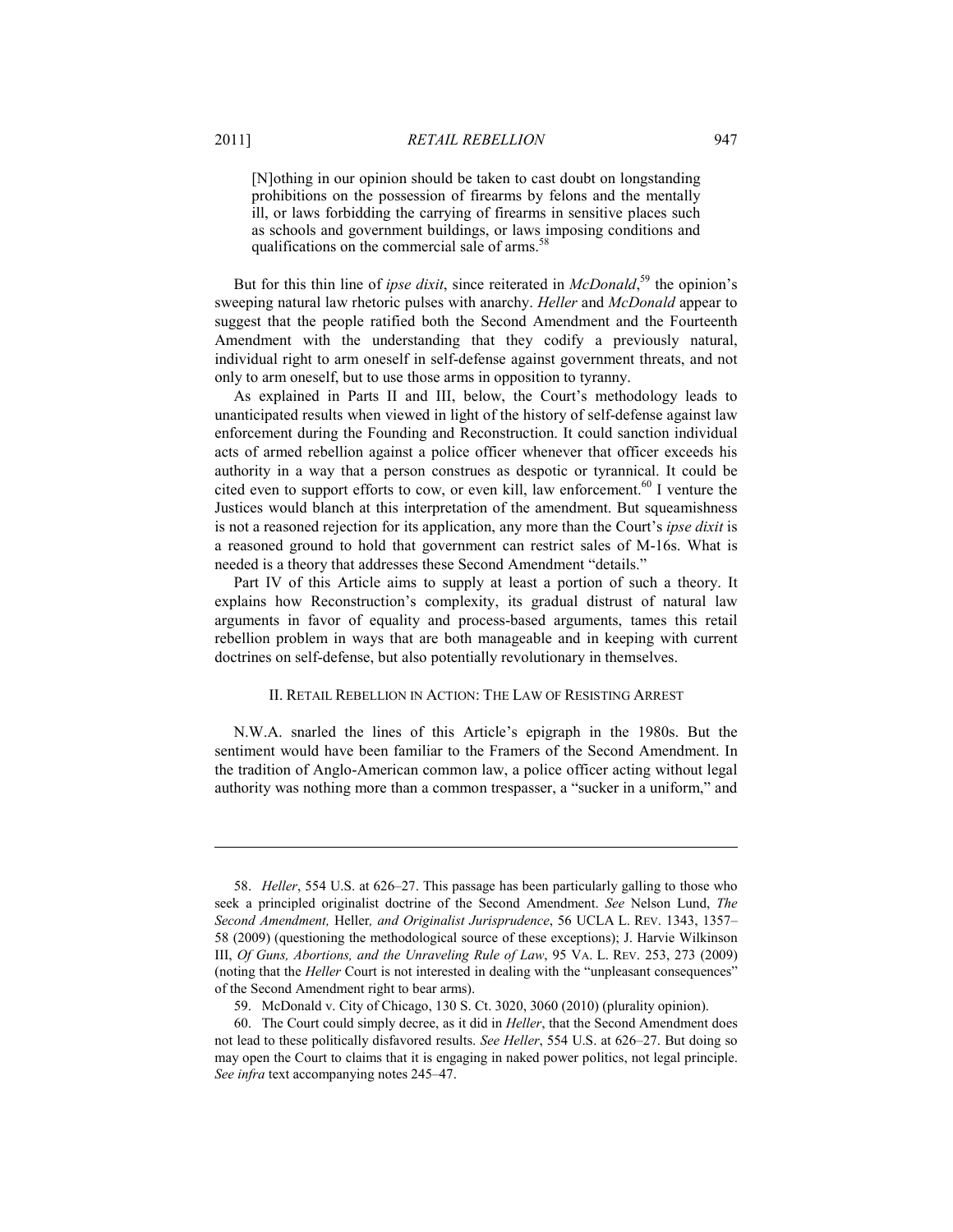> [N]othing in our opinion should be taken to cast doubt on longstanding prohibitions on the possession of firearms by felons and the mentally ill, or laws forbidding the carrying of firearms in sensitive places such as schools and government buildings, or laws imposing conditions and qualifications on the commercial sale of arms.[58]

But for this thin line of *ipse dixit*, since reiterated in *McDonald*,[59] the opinion's sweeping natural law rhetoric pulses with anarchy. *Heller* and *McDonald* appear to suggest that the people ratified both the Second Amendment and the Fourteenth Amendment with the understanding that they codify a previously natural, individual right to arm oneself in self-defense against government threats, and not only to arm oneself, but to use those arms in opposition to tyranny.

As explained in Parts II and III, below, the Court's methodology leads to unanticipated results when viewed in light of the history of self-defense against law enforcement during the Founding and Reconstruction. It could sanction individual acts of armed rebellion against a police officer whenever that officer exceeds his authority in a way that a person construes as despotic or tyrannical. It could be cited even to support efforts to cow, or even kill, law enforcement.[60] I venture the Justices would blanch at this interpretation of the amendment. But squeamishness is not a reasoned rejection for its application, any more than the Court's *ipse dixit* is a reasoned ground to hold that government can restrict sales of M-16s. What is needed is a theory that addresses these Second Amendment "details."

Part IV of this Article aims to supply at least a portion of such a theory. It explains how Reconstruction's complexity, its gradual distrust of natural law arguments in favor of equality and process-based arguments, tames this retail rebellion problem in ways that are both manageable and in keeping with current doctrines on self-defense, but also potentially revolutionary in themselves.

## II. RETAIL REBELLION IN ACTION: THE LAW OF RESISTING ARREST

N.W.A. snarled the lines of this Article's epigraph in the 1980s. But the sentiment would have been familiar to the Framers of the Second Amendment. In the tradition of Anglo-American common law, a police officer acting without legal authority was nothing more than a common trespasser, a "sucker in a uniform," and

---

58. *Heller*, 554 U.S. at 626–27. This passage has been particularly galling to those who seek a principled originalist doctrine of the Second Amendment. *See* Nelson Lund, *The Second Amendment,* Heller*, and Originalist Jurisprudence*, 56 UCLA L. REV. 1343, 1357–58 (2009) (questioning the methodological source of these exceptions); J. Harvie Wilkinson III, *Of Guns, Abortions, and the Unraveling Rule of Law*, 95 VA. L. REV. 253, 273 (2009) (noting that the *Heller* Court is not interested in dealing with the "unpleasant consequences" of the Second Amendment right to bear arms).

59. McDonald v. City of Chicago, 130 S. Ct. 3020, 3060 (2010) (plurality opinion).

60. The Court could simply decree, as it did in *Heller*, that the Second Amendment does not lead to these politically disfavored results. *See Heller*, 554 U.S. at 626–27. But doing so may open the Court to claims that it is engaging in naked power politics, not legal principle. *See infra* text accompanying notes 245–47.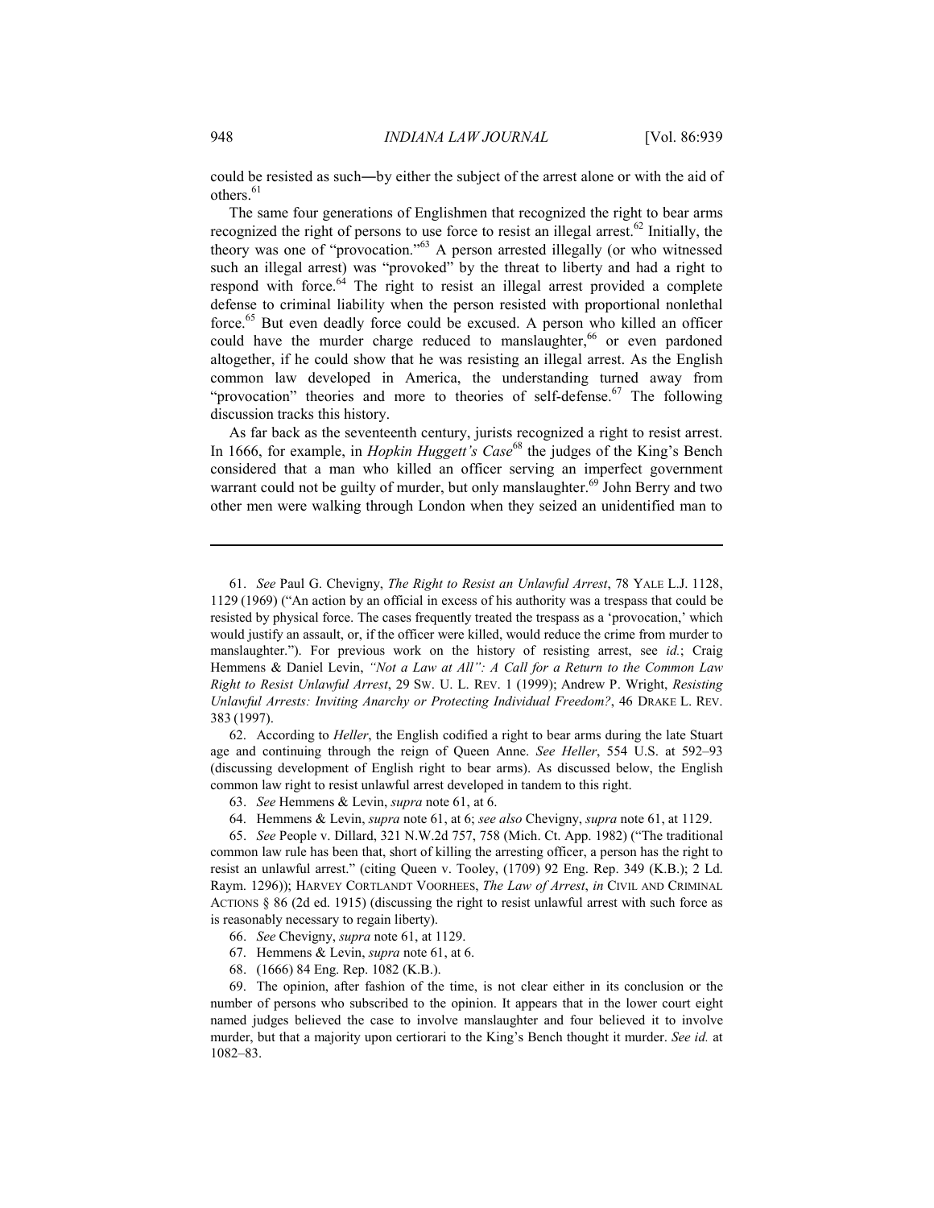could be resisted as such—by either the subject of the arrest alone or with the aid of others.[61]

The same four generations of Englishmen that recognized the right to bear arms recognized the right of persons to use force to resist an illegal arrest.[62] Initially, the theory was one of "provocation."[63] A person arrested illegally (or who witnessed such an illegal arrest) was "provoked" by the threat to liberty and had a right to respond with force.[64] The right to resist an illegal arrest provided a complete defense to criminal liability when the person resisted with proportional nonlethal force.[65] But even deadly force could be excused. A person who killed an officer could have the murder charge reduced to manslaughter,[66] or even pardoned altogether, if he could show that he was resisting an illegal arrest. As the English common law developed in America, the understanding turned away from "provocation" theories and more to theories of self-defense.[67] The following discussion tracks this history.

As far back as the seventeenth century, jurists recognized a right to resist arrest. In 1666, for example, in *Hopkin Huggett's Case*[68] the judges of the King's Bench considered that a man who killed an officer serving an imperfect government warrant could not be guilty of murder, but only manslaughter.[69] John Berry and two other men were walking through London when they seized an unidentified man to

---

61. *See* Paul G. Chevigny, *The Right to Resist an Unlawful Arrest*, 78 YALE L.J. 1128, 1129 (1969) ("An action by an official in excess of his authority was a trespass that could be resisted by physical force. The cases frequently treated the trespass as a 'provocation,' which would justify an assault, or, if the officer were killed, would reduce the crime from murder to manslaughter."). For previous work on the history of resisting arrest, see *id.*; Craig Hemmens & Daniel Levin, *"Not a Law at All": A Call for a Return to the Common Law Right to Resist Unlawful Arrest*, 29 SW. U. L. REV. 1 (1999); Andrew P. Wright, *Resisting Unlawful Arrests: Inviting Anarchy or Protecting Individual Freedom?*, 46 DRAKE L. REV. 383 (1997).

62. According to *Heller*, the English codified a right to bear arms during the late Stuart age and continuing through the reign of Queen Anne. *See Heller*, 554 U.S. at 592–93 (discussing development of English right to bear arms). As discussed below, the English common law right to resist unlawful arrest developed in tandem to this right.

63. *See* Hemmens & Levin, *supra* note 61, at 6.

64. Hemmens & Levin, *supra* note 61, at 6; *see also* Chevigny, *supra* note 61, at 1129.

65. *See* People v. Dillard, 321 N.W.2d 757, 758 (Mich. Ct. App. 1982) ("The traditional common law rule has been that, short of killing the arresting officer, a person has the right to resist an unlawful arrest." (citing Queen v. Tooley, (1709) 92 Eng. Rep. 349 (K.B.); 2 Ld. Raym. 1296)); HARVEY CORTLANDT VOORHEES, *The Law of Arrest*, *in* CIVIL AND CRIMINAL ACTIONS § 86 (2d ed. 1915) (discussing the right to resist unlawful arrest with such force as is reasonably necessary to regain liberty).

66. *See* Chevigny, *supra* note 61, at 1129.

67. Hemmens & Levin, *supra* note 61, at 6.

68. (1666) 84 Eng. Rep. 1082 (K.B.).

69. The opinion, after fashion of the time, is not clear either in its conclusion or the number of persons who subscribed to the opinion. It appears that in the lower court eight named judges believed the case to involve manslaughter and four believed it to involve murder, but that a majority upon certiorari to the King's Bench thought it murder. *See id.* at 1082–83.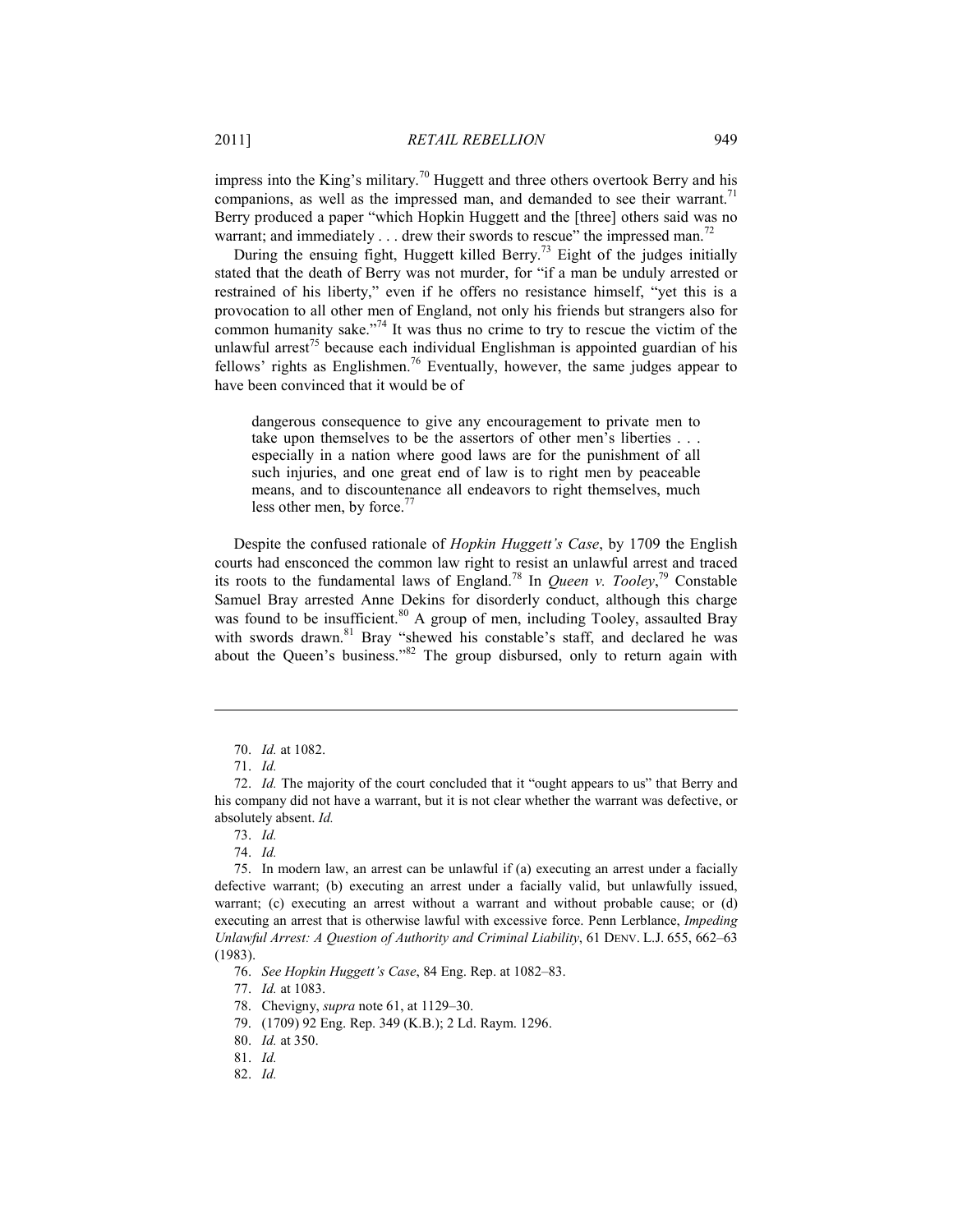impress into the King's military.[70] Huggett and three others overtook Berry and his companions, as well as the impressed man, and demanded to see their warrant.[71] Berry produced a paper "which Hopkin Huggett and the [three] others said was no warrant; and immediately . . . drew their swords to rescue" the impressed man.[72]

During the ensuing fight, Huggett killed Berry.[73] Eight of the judges initially stated that the death of Berry was not murder, for "if a man be unduly arrested or restrained of his liberty," even if he offers no resistance himself, "yet this is a provocation to all other men of England, not only his friends but strangers also for common humanity sake."[74] It was thus no crime to try to rescue the victim of the unlawful arrest[75] because each individual Englishman is appointed guardian of his fellows' rights as Englishmen.[76] Eventually, however, the same judges appear to have been convinced that it would be of

> dangerous consequence to give any encouragement to private men to take upon themselves to be the assertors of other men's liberties . . . especially in a nation where good laws are for the punishment of all such injuries, and one great end of law is to right men by peaceable means, and to discountenance all endeavors to right themselves, much less other men, by force.[77]

Despite the confused rationale of *Hopkin Huggett's Case*, by 1709 the English courts had ensconced the common law right to resist an unlawful arrest and traced its roots to the fundamental laws of England.[78] In *Queen v. Tooley*,[79] Constable Samuel Bray arrested Anne Dekins for disorderly conduct, although this charge was found to be insufficient.[80] A group of men, including Tooley, assaulted Bray with swords drawn.[81] Bray "shewed his constable's staff, and declared he was about the Queen's business."[82] The group disbursed, only to return again with

---

70. *Id.* at 1082.

71. *Id.*

72. *Id.* The majority of the court concluded that it "ought appears to us" that Berry and his company did not have a warrant, but it is not clear whether the warrant was defective, or absolutely absent. *Id.*

73. *Id.*

74. *Id.*

75. In modern law, an arrest can be unlawful if (a) executing an arrest under a facially defective warrant; (b) executing an arrest under a facially valid, but unlawfully issued, warrant; (c) executing an arrest without a warrant and without probable cause; or (d) executing an arrest that is otherwise lawful with excessive force. Penn Lerblance, *Impeding Unlawful Arrest: A Question of Authority and Criminal Liability*, 61 DENV. L.J. 655, 662–63 (1983).

76. *See Hopkin Huggett's Case*, 84 Eng. Rep. at 1082–83.

77. *Id.* at 1083.

78. Chevigny, *supra* note 61, at 1129–30.

79. (1709) 92 Eng. Rep. 349 (K.B.); 2 Ld. Raym. 1296.

80. *Id.* at 350.

81. *Id.*

82. *Id.*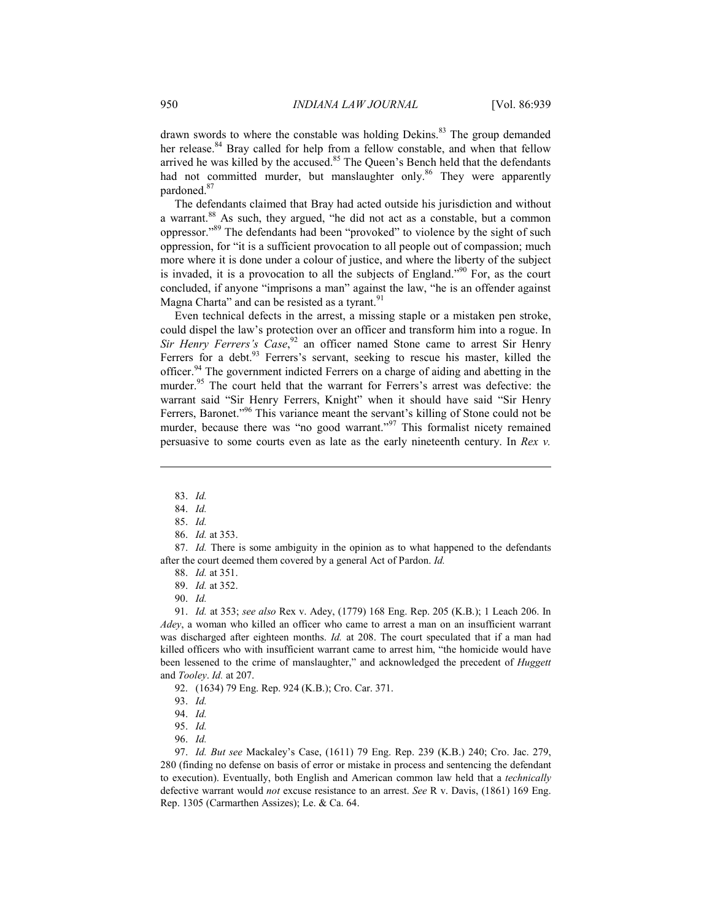drawn swords to where the constable was holding Dekins.[83] The group demanded her release.[84] Bray called for help from a fellow constable, and when that fellow arrived he was killed by the accused.[85] The Queen's Bench held that the defendants had not committed murder, but manslaughter only.[86] They were apparently pardoned.[87]

The defendants claimed that Bray had acted outside his jurisdiction and without a warrant.[88] As such, they argued, "he did not act as a constable, but a common oppressor."[89] The defendants had been "provoked" to violence by the sight of such oppression, for "it is a sufficient provocation to all people out of compassion; much more where it is done under a colour of justice, and where the liberty of the subject is invaded, it is a provocation to all the subjects of England."[90] For, as the court concluded, if anyone "imprisons a man" against the law, "he is an offender against Magna Charta" and can be resisted as a tyrant.[91]

Even technical defects in the arrest, a missing staple or a mistaken pen stroke, could dispel the law's protection over an officer and transform him into a rogue. In *Sir Henry Ferrers's Case*,[92] an officer named Stone came to arrest Sir Henry Ferrers for a debt.[93] Ferrers's servant, seeking to rescue his master, killed the officer.[94] The government indicted Ferrers on a charge of aiding and abetting in the murder.[95] The court held that the warrant for Ferrers's arrest was defective: the warrant said "Sir Henry Ferrers, Knight" when it should have said "Sir Henry Ferrers, Baronet."[96] This variance meant the servant's killing of Stone could not be murder, because there was "no good warrant."[97] This formalist nicety remained persuasive to some courts even as late as the early nineteenth century. In *Rex v.*

---

83. *Id.*

84. *Id.*

85. *Id.*

86. *Id.* at 353.

87. *Id.* There is some ambiguity in the opinion as to what happened to the defendants after the court deemed them covered by a general Act of Pardon. *Id.*

88. *Id.* at 351.

89. *Id.* at 352.

90. *Id.*

91. *Id.* at 353; *see also* Rex v. Adey, (1779) 168 Eng. Rep. 205 (K.B.); 1 Leach 206. In *Adey*, a woman who killed an officer who came to arrest a man on an insufficient warrant was discharged after eighteen months. *Id.* at 208. The court speculated that if a man had killed officers who with insufficient warrant came to arrest him, "the homicide would have been lessened to the crime of manslaughter," and acknowledged the precedent of *Huggett* and *Tooley*. *Id.* at 207.

92. (1634) 79 Eng. Rep. 924 (K.B.); Cro. Car. 371.

93. *Id.*

94. *Id.*

95. *Id.*

96. *Id.*

97. *Id. But see* Mackaley's Case, (1611) 79 Eng. Rep. 239 (K.B.) 240; Cro. Jac. 279, 280 (finding no defense on basis of error or mistake in process and sentencing the defendant to execution). Eventually, both English and American common law held that a *technically* defective warrant would *not* excuse resistance to an arrest. *See* R v. Davis, (1861) 169 Eng. Rep. 1305 (Carmarthen Assizes); Le. & Ca. 64.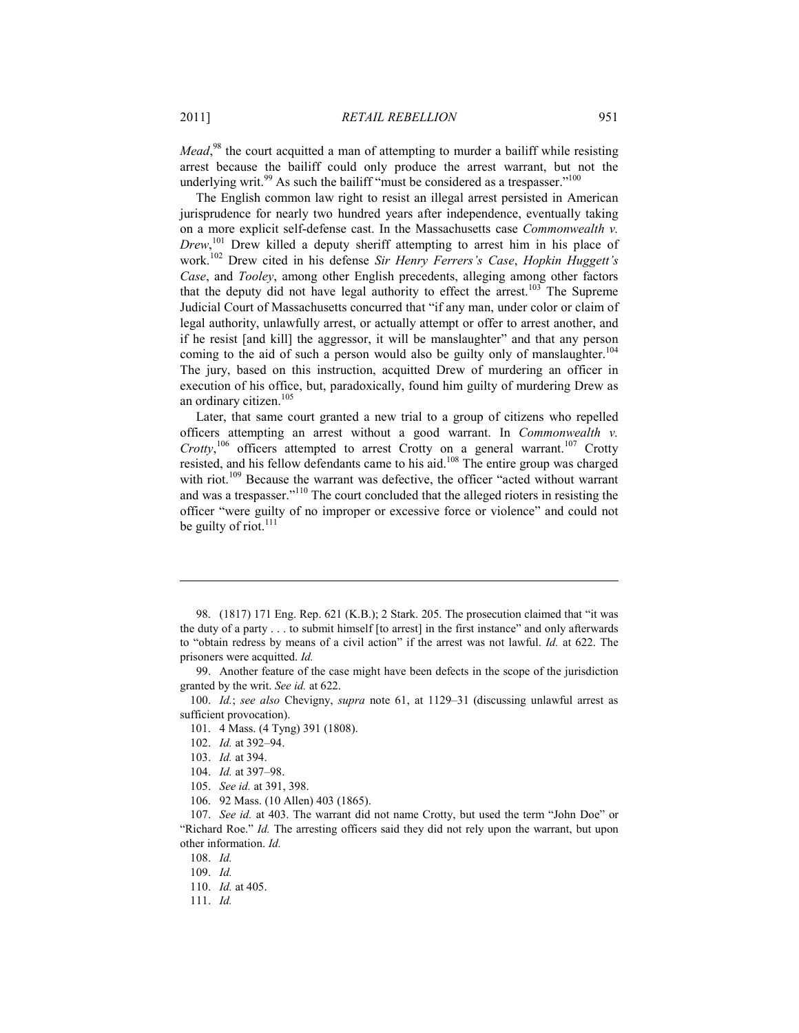*Mead*,[98] the court acquitted a man of attempting to murder a bailiff while resisting arrest because the bailiff could only produce the arrest warrant, but not the underlying writ.[99] As such the bailiff "must be considered as a trespasser."[100]

The English common law right to resist an illegal arrest persisted in American jurisprudence for nearly two hundred years after independence, eventually taking on a more explicit self-defense cast. In the Massachusetts case *Commonwealth v. Drew*,[101] Drew killed a deputy sheriff attempting to arrest him in his place of work.[102] Drew cited in his defense *Sir Henry Ferrers's Case*, *Hopkin Huggett's Case*, and *Tooley*, among other English precedents, alleging among other factors that the deputy did not have legal authority to effect the arrest.[103] The Supreme Judicial Court of Massachusetts concurred that "if any man, under color or claim of legal authority, unlawfully arrest, or actually attempt or offer to arrest another, and if he resist [and kill] the aggressor, it will be manslaughter" and that any person coming to the aid of such a person would also be guilty only of manslaughter.[104] The jury, based on this instruction, acquitted Drew of murdering an officer in execution of his office, but, paradoxically, found him guilty of murdering Drew as an ordinary citizen.[105]

Later, that same court granted a new trial to a group of citizens who repelled officers attempting an arrest without a good warrant. In *Commonwealth v. Crotty*,[106] officers attempted to arrest Crotty on a general warrant.[107] Crotty resisted, and his fellow defendants came to his aid.[108] The entire group was charged with riot.[109] Because the warrant was defective, the officer "acted without warrant and was a trespasser."[110] The court concluded that the alleged rioters in resisting the officer "were guilty of no improper or excessive force or violence" and could not be guilty of riot.[111]

---

98. (1817) 171 Eng. Rep. 621 (K.B.); 2 Stark. 205. The prosecution claimed that "it was the duty of a party . . . to submit himself [to arrest] in the first instance" and only afterwards to "obtain redress by means of a civil action" if the arrest was not lawful. *Id.* at 622. The prisoners were acquitted. *Id.*

99. Another feature of the case might have been defects in the scope of the jurisdiction granted by the writ. *See id.* at 622.

100. *Id.*; *see also* Chevigny, *supra* note 61, at 1129–31 (discussing unlawful arrest as sufficient provocation).

101. 4 Mass. (4 Tyng) 391 (1808).

102. *Id.* at 392–94.

103. *Id.* at 394.

104. *Id.* at 397–98.

105. *See id.* at 391, 398.

106. 92 Mass. (10 Allen) 403 (1865).

107. *See id.* at 403. The warrant did not name Crotty, but used the term "John Doe" or "Richard Roe." *Id.* The arresting officers said they did not rely upon the warrant, but upon other information. *Id.*

108. *Id.*

109. *Id.*

110. *Id.* at 405.

111. *Id.*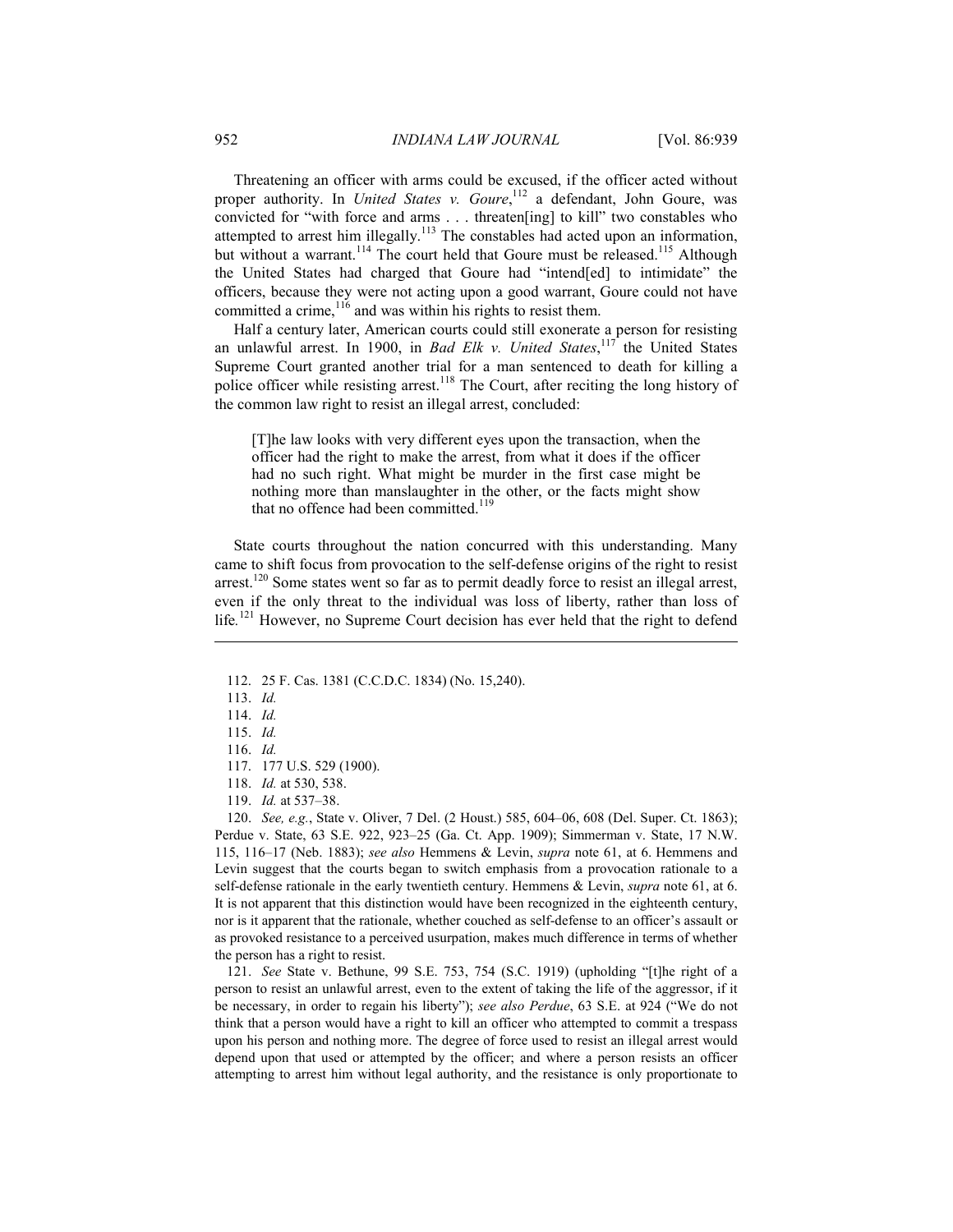Threatening an officer with arms could be excused, if the officer acted without proper authority. In *United States v. Goure*,[112] a defendant, John Goure, was convicted for "with force and arms . . . threaten[ing] to kill" two constables who attempted to arrest him illegally.[113] The constables had acted upon an information, but without a warrant.[114] The court held that Goure must be released.[115] Although the United States had charged that Goure had "intend[ed] to intimidate" the officers, because they were not acting upon a good warrant, Goure could not have committed a crime,[116] and was within his rights to resist them.

Half a century later, American courts could still exonerate a person for resisting an unlawful arrest. In 1900, in *Bad Elk v. United States*,[117] the United States Supreme Court granted another trial for a man sentenced to death for killing a police officer while resisting arrest.[118] The Court, after reciting the long history of the common law right to resist an illegal arrest, concluded:

> [T]he law looks with very different eyes upon the transaction, when the officer had the right to make the arrest, from what it does if the officer had no such right. What might be murder in the first case might be nothing more than manslaughter in the other, or the facts might show that no offence had been committed.[119]

State courts throughout the nation concurred with this understanding. Many came to shift focus from provocation to the self-defense origins of the right to resist arrest.[120] Some states went so far as to permit deadly force to resist an illegal arrest, even if the only threat to the individual was loss of liberty, rather than loss of life.[121] However, no Supreme Court decision has ever held that the right to defend

---

112. 25 F. Cas. 1381 (C.C.D.C. 1834) (No. 15,240).

113. *Id.*

114. *Id.*

115. *Id.*

116. *Id.*

117. 177 U.S. 529 (1900).

118. *Id.* at 530, 538.

119. *Id.* at 537–38.

120. *See, e.g.*, State v. Oliver, 7 Del. (2 Houst.) 585, 604–06, 608 (Del. Super. Ct. 1863); Perdue v. State, 63 S.E. 922, 923–25 (Ga. Ct. App. 1909); Simmerman v. State, 17 N.W. 115, 116–17 (Neb. 1883); *see also* Hemmens & Levin, *supra* note 61, at 6. Hemmens and Levin suggest that the courts began to switch emphasis from a provocation rationale to a self-defense rationale in the early twentieth century. Hemmens & Levin, *supra* note 61, at 6. It is not apparent that this distinction would have been recognized in the eighteenth century, nor is it apparent that the rationale, whether couched as self-defense to an officer's assault or as provoked resistance to a perceived usurpation, makes much difference in terms of whether the person has a right to resist.

121. *See* State v. Bethune, 99 S.E. 753, 754 (S.C. 1919) (upholding "[t]he right of a person to resist an unlawful arrest, even to the extent of taking the life of the aggressor, if it be necessary, in order to regain his liberty"); *see also Perdue*, 63 S.E. at 924 ("We do not think that a person would have a right to kill an officer who attempted to commit a trespass upon his person and nothing more. The degree of force used to resist an illegal arrest would depend upon that used or attempted by the officer; and where a person resists an officer attempting to arrest him without legal authority, and the resistance is only proportionate to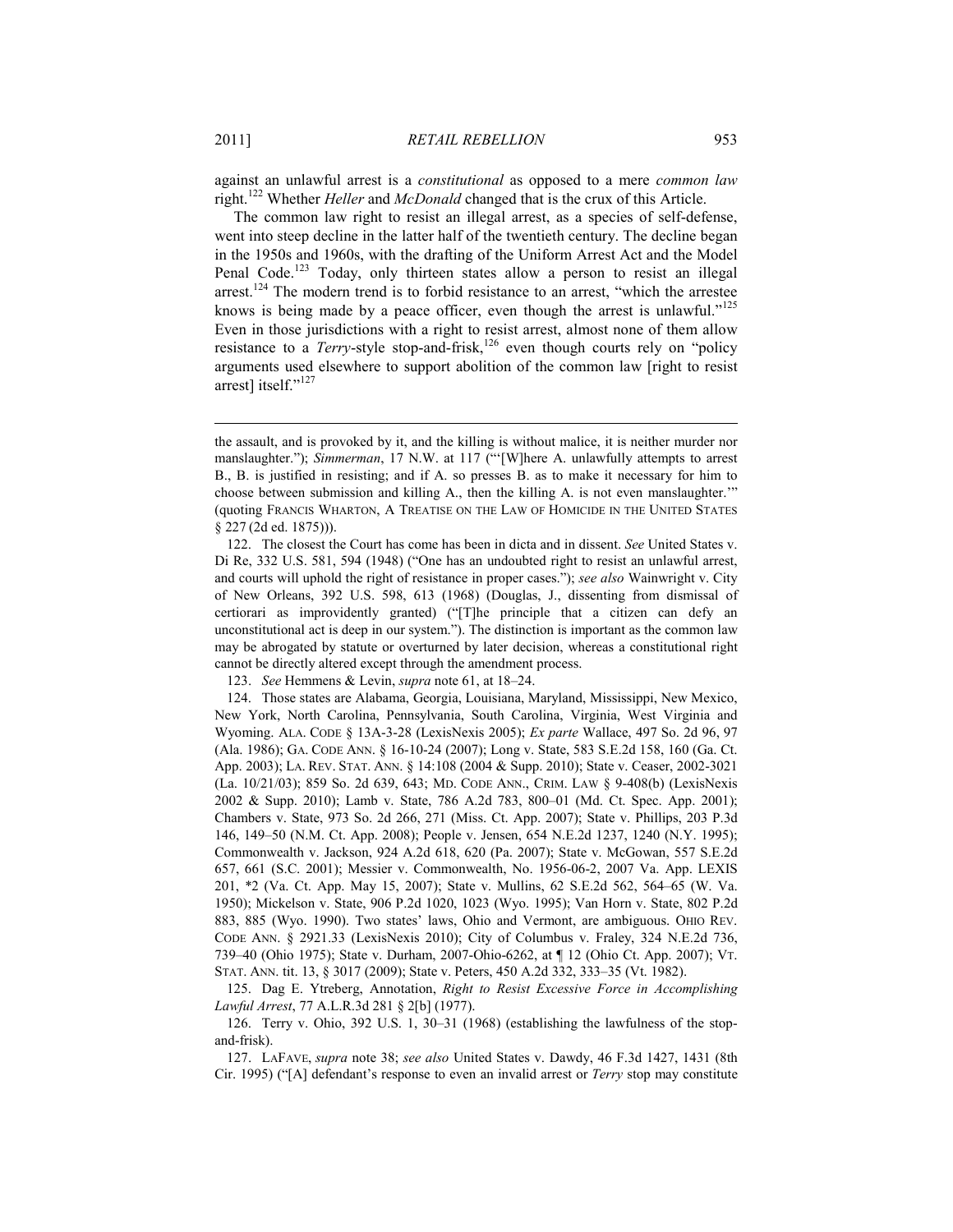against an unlawful arrest is a *constitutional* as opposed to a mere *common law* right.[122] Whether *Heller* and *McDonald* changed that is the crux of this Article.

The common law right to resist an illegal arrest, as a species of self-defense, went into steep decline in the latter half of the twentieth century. The decline began in the 1950s and 1960s, with the drafting of the Uniform Arrest Act and the Model Penal Code.[123] Today, only thirteen states allow a person to resist an illegal arrest.[124] The modern trend is to forbid resistance to an arrest, "which the arrestee knows is being made by a peace officer, even though the arrest is unlawful."[125] Even in those jurisdictions with a right to resist arrest, almost none of them allow resistance to a *Terry*-style stop-and-frisk,[126] even though courts rely on "policy arguments used elsewhere to support abolition of the common law [right to resist arrest] itself."[127]

---

the assault, and is provoked by it, and the killing is without malice, it is neither murder nor manslaughter."); *Simmerman*, 17 N.W. at 117 ("'[W]here A. unlawfully attempts to arrest B., B. is justified in resisting; and if A. so presses B. as to make it necessary for him to choose between submission and killing A., then the killing A. is not even manslaughter.'" (quoting FRANCIS WHARTON, A TREATISE ON THE LAW OF HOMICIDE IN THE UNITED STATES § 227 (2d ed. 1875))).

122. The closest the Court has come has been in dicta and in dissent. *See* United States v. Di Re, 332 U.S. 581, 594 (1948) ("One has an undoubted right to resist an unlawful arrest, and courts will uphold the right of resistance in proper cases."); *see also* Wainwright v. City of New Orleans, 392 U.S. 598, 613 (1968) (Douglas, J., dissenting from dismissal of certiorari as improvidently granted) ("[T]he principle that a citizen can defy an unconstitutional act is deep in our system."). The distinction is important as the common law may be abrogated by statute or overturned by later decision, whereas a constitutional right cannot be directly altered except through the amendment process.

123. *See* Hemmens & Levin, *supra* note 61, at 18–24.

124. Those states are Alabama, Georgia, Louisiana, Maryland, Mississippi, New Mexico, New York, North Carolina, Pennsylvania, South Carolina, Virginia, West Virginia and Wyoming. ALA. CODE § 13A-3-28 (LexisNexis 2005); *Ex parte* Wallace, 497 So. 2d 96, 97 (Ala. 1986); GA. CODE ANN. § 16-10-24 (2007); Long v. State, 583 S.E.2d 158, 160 (Ga. Ct. App. 2003); LA. REV. STAT. ANN. § 14:108 (2004 & Supp. 2010); State v. Ceaser, 2002-3021 (La. 10/21/03); 859 So. 2d 639, 643; MD. CODE ANN., CRIM. LAW § 9-408(b) (LexisNexis 2002 & Supp. 2010); Lamb v. State, 786 A.2d 783, 800–01 (Md. Ct. Spec. App. 2001); Chambers v. State, 973 So. 2d 266, 271 (Miss. Ct. App. 2007); State v. Phillips, 203 P.3d 146, 149–50 (N.M. Ct. App. 2008); People v. Jensen, 654 N.E.2d 1237, 1240 (N.Y. 1995); Commonwealth v. Jackson, 924 A.2d 618, 620 (Pa. 2007); State v. McGowan, 557 S.E.2d 657, 661 (S.C. 2001); Messier v. Commonwealth, No. 1956-06-2, 2007 Va. App. LEXIS 201, *2 (Va. Ct. App. May 15, 2007); State v. Mullins, 62 S.E.2d 562, 564–65 (W. Va. 1950); Mickelson v. State, 906 P.2d 1020, 1023 (Wyo. 1995); Van Horn v. State, 802 P.2d 883, 885 (Wyo. 1990). Two states' laws, Ohio and Vermont, are ambiguous. OHIO REV. CODE ANN. § 2921.33 (LexisNexis 2010); City of Columbus v. Fraley, 324 N.E.2d 736, 739–40 (Ohio 1975); State v. Durham, 2007-Ohio-6262, at ¶ 12 (Ohio Ct. App. 2007); VT. STAT. ANN. tit. 13, § 3017 (2009); State v. Peters, 450 A.2d 332, 333–35 (Vt. 1982).

125. Dag E. Ytreberg, Annotation, *Right to Resist Excessive Force in Accomplishing Lawful Arrest*, 77 A.L.R.3d 281 § 2[b] (1977).

126. Terry v. Ohio, 392 U.S. 1, 30–31 (1968) (establishing the lawfulness of the stop-and-frisk).

127. LAFAVE, *supra* note 38; *see also* United States v. Dawdy, 46 F.3d 1427, 1431 (8th Cir. 1995) ("[A] defendant's response to even an invalid arrest or *Terry* stop may constitute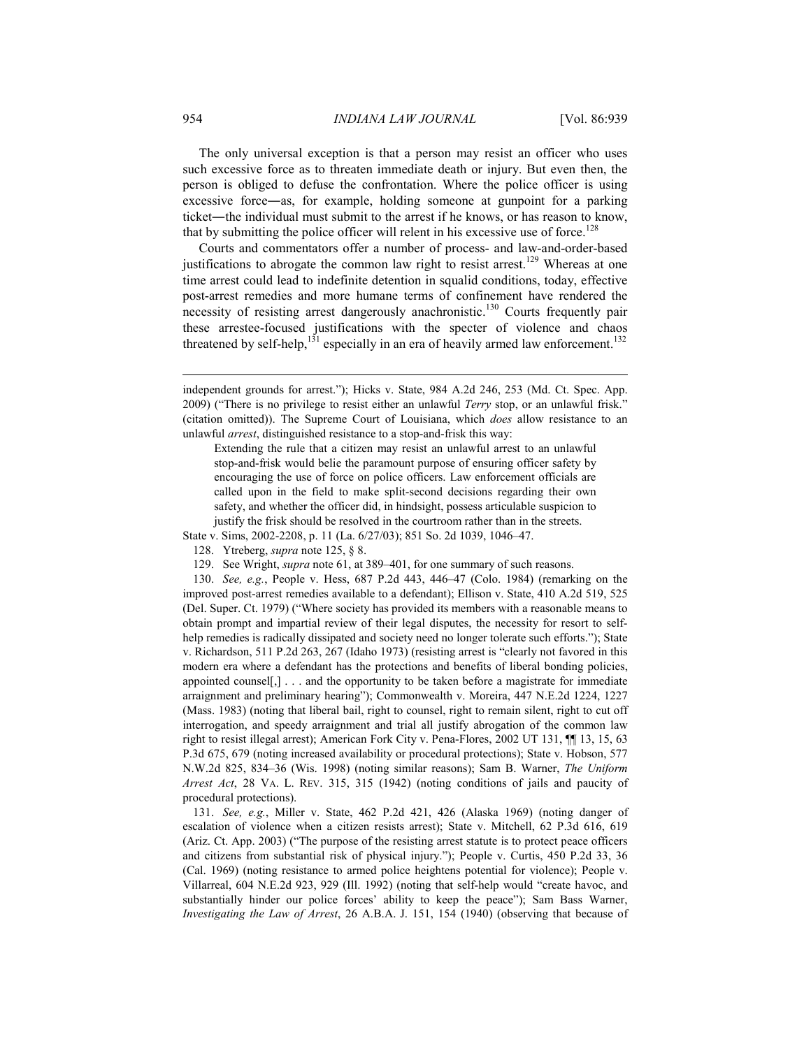The only universal exception is that a person may resist an officer who uses such excessive force as to threaten immediate death or injury. But even then, the person is obliged to defuse the confrontation. Where the police officer is using excessive force―as, for example, holding someone at gunpoint for a parking ticket―the individual must submit to the arrest if he knows, or has reason to know, that by submitting the police officer will relent in his excessive use of force.[128]

Courts and commentators offer a number of process- and law-and-order-based justifications to abrogate the common law right to resist arrest.[129] Whereas at one time arrest could lead to indefinite detention in squalid conditions, today, effective post-arrest remedies and more humane terms of confinement have rendered the necessity of resisting arrest dangerously anachronistic.[130] Courts frequently pair these arrestee-focused justifications with the specter of violence and chaos threatened by self-help,[131] especially in an era of heavily armed law enforcement.[132]

---

independent grounds for arrest."); Hicks v. State, 984 A.2d 246, 253 (Md. Ct. Spec. App. 2009) ("There is no privilege to resist either an unlawful *Terry* stop, or an unlawful frisk." (citation omitted)). The Supreme Court of Louisiana, which *does* allow resistance to an unlawful *arrest*, distinguished resistance to a stop-and-frisk this way:

> Extending the rule that a citizen may resist an unlawful arrest to an unlawful stop-and-frisk would belie the paramount purpose of ensuring officer safety by encouraging the use of force on police officers. Law enforcement officials are called upon in the field to make split-second decisions regarding their own safety, and whether the officer did, in hindsight, possess articulable suspicion to justify the frisk should be resolved in the courtroom rather than in the streets.

State v. Sims, 2002-2208, p. 11 (La. 6/27/03); 851 So. 2d 1039, 1046–47.

128. Ytreberg, *supra* note 125, § 8.

129. See Wright, *supra* note 61, at 389–401, for one summary of such reasons.

130. *See, e.g.*, People v. Hess, 687 P.2d 443, 446–47 (Colo. 1984) (remarking on the improved post-arrest remedies available to a defendant); Ellison v. State, 410 A.2d 519, 525 (Del. Super. Ct. 1979) ("Where society has provided its members with a reasonable means to obtain prompt and impartial review of their legal disputes, the necessity for resort to self-help remedies is radically dissipated and society need no longer tolerate such efforts."); State v. Richardson, 511 P.2d 263, 267 (Idaho 1973) (resisting arrest is "clearly not favored in this modern era where a defendant has the protections and benefits of liberal bonding policies, appointed counsel[,] . . . and the opportunity to be taken before a magistrate for immediate arraignment and preliminary hearing"); Commonwealth v. Moreira, 447 N.E.2d 1224, 1227 (Mass. 1983) (noting that liberal bail, right to counsel, right to remain silent, right to cut off interrogation, and speedy arraignment and trial all justify abrogation of the common law right to resist illegal arrest); American Fork City v. Pena-Flores, 2002 UT 131, ¶¶ 13, 15, 63 P.3d 675, 679 (noting increased availability or procedural protections); State v. Hobson, 577 N.W.2d 825, 834–36 (Wis. 1998) (noting similar reasons); Sam B. Warner, *The Uniform Arrest Act*, 28 VA. L. REV. 315, 315 (1942) (noting conditions of jails and paucity of procedural protections).

131. *See, e.g.*, Miller v. State, 462 P.2d 421, 426 (Alaska 1969) (noting danger of escalation of violence when a citizen resists arrest); State v. Mitchell, 62 P.3d 616, 619 (Ariz. Ct. App. 2003) ("The purpose of the resisting arrest statute is to protect peace officers and citizens from substantial risk of physical injury."); People v. Curtis, 450 P.2d 33, 36 (Cal. 1969) (noting resistance to armed police heightens potential for violence); People v. Villarreal, 604 N.E.2d 923, 929 (Ill. 1992) (noting that self-help would "create havoc, and substantially hinder our police forces' ability to keep the peace"); Sam Bass Warner, *Investigating the Law of Arrest*, 26 A.B.A. J. 151, 154 (1940) (observing that because of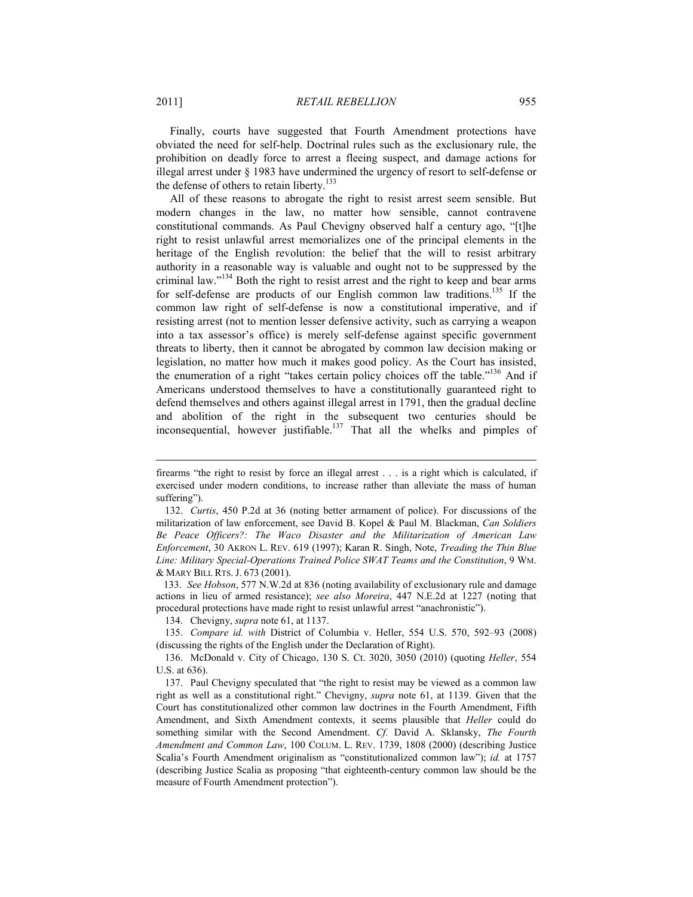Finally, courts have suggested that Fourth Amendment protections have obviated the need for self-help. Doctrinal rules such as the exclusionary rule, the prohibition on deadly force to arrest a fleeing suspect, and damage actions for illegal arrest under § 1983 have undermined the urgency of resort to self-defense or the defense of others to retain liberty.[133]

All of these reasons to abrogate the right to resist arrest seem sensible. But modern changes in the law, no matter how sensible, cannot contravene constitutional commands. As Paul Chevigny observed half a century ago, "[t]he right to resist unlawful arrest memorializes one of the principal elements in the heritage of the English revolution: the belief that the will to resist arbitrary authority in a reasonable way is valuable and ought not to be suppressed by the criminal law."[134] Both the right to resist arrest and the right to keep and bear arms for self-defense are products of our English common law traditions.[135] If the common law right of self-defense is now a constitutional imperative, and if resisting arrest (not to mention lesser defensive activity, such as carrying a weapon into a tax assessor's office) is merely self-defense against specific government threats to liberty, then it cannot be abrogated by common law decision making or legislation, no matter how much it makes good policy. As the Court has insisted, the enumeration of a right "takes certain policy choices off the table."[136] And if Americans understood themselves to have a constitutionally guaranteed right to defend themselves and others against illegal arrest in 1791, then the gradual decline and abolition of the right in the subsequent two centuries should be inconsequential, however justifiable.[137] That all the whelks and pimples of

---

firearms "the right to resist by force an illegal arrest . . . is a right which is calculated, if exercised under modern conditions, to increase rather than alleviate the mass of human suffering").

132. *Curtis*, 450 P.2d at 36 (noting better armament of police). For discussions of the militarization of law enforcement, see David B. Kopel & Paul M. Blackman, *Can Soldiers Be Peace Officers?: The Waco Disaster and the Militarization of American Law Enforcement*, 30 AKRON L. REV. 619 (1997); Karan R. Singh, Note, *Treading the Thin Blue Line: Military Special-Operations Trained Police SWAT Teams and the Constitution*, 9 WM. & MARY BILL RTS. J. 673 (2001).

133. *See Hobson*, 577 N.W.2d at 836 (noting availability of exclusionary rule and damage actions in lieu of armed resistance); *see also Moreira*, 447 N.E.2d at 1227 (noting that procedural protections have made right to resist unlawful arrest "anachronistic").

134. Chevigny, *supra* note 61, at 1137.

135. *Compare id. with* District of Columbia v. Heller, 554 U.S. 570, 592–93 (2008) (discussing the rights of the English under the Declaration of Right).

136. McDonald v. City of Chicago, 130 S. Ct. 3020, 3050 (2010) (quoting *Heller*, 554 U.S. at 636).

137. Paul Chevigny speculated that "the right to resist may be viewed as a common law right as well as a constitutional right." Chevigny, *supra* note 61, at 1139. Given that the Court has constitutionalized other common law doctrines in the Fourth Amendment, Fifth Amendment, and Sixth Amendment contexts, it seems plausible that *Heller* could do something similar with the Second Amendment. *Cf.* David A. Sklansky, *The Fourth Amendment and Common Law*, 100 COLUM. L. REV. 1739, 1808 (2000) (describing Justice Scalia's Fourth Amendment originalism as "constitutionalized common law"); *id.* at 1757 (describing Justice Scalia as proposing "that eighteenth-century common law should be the measure of Fourth Amendment protection").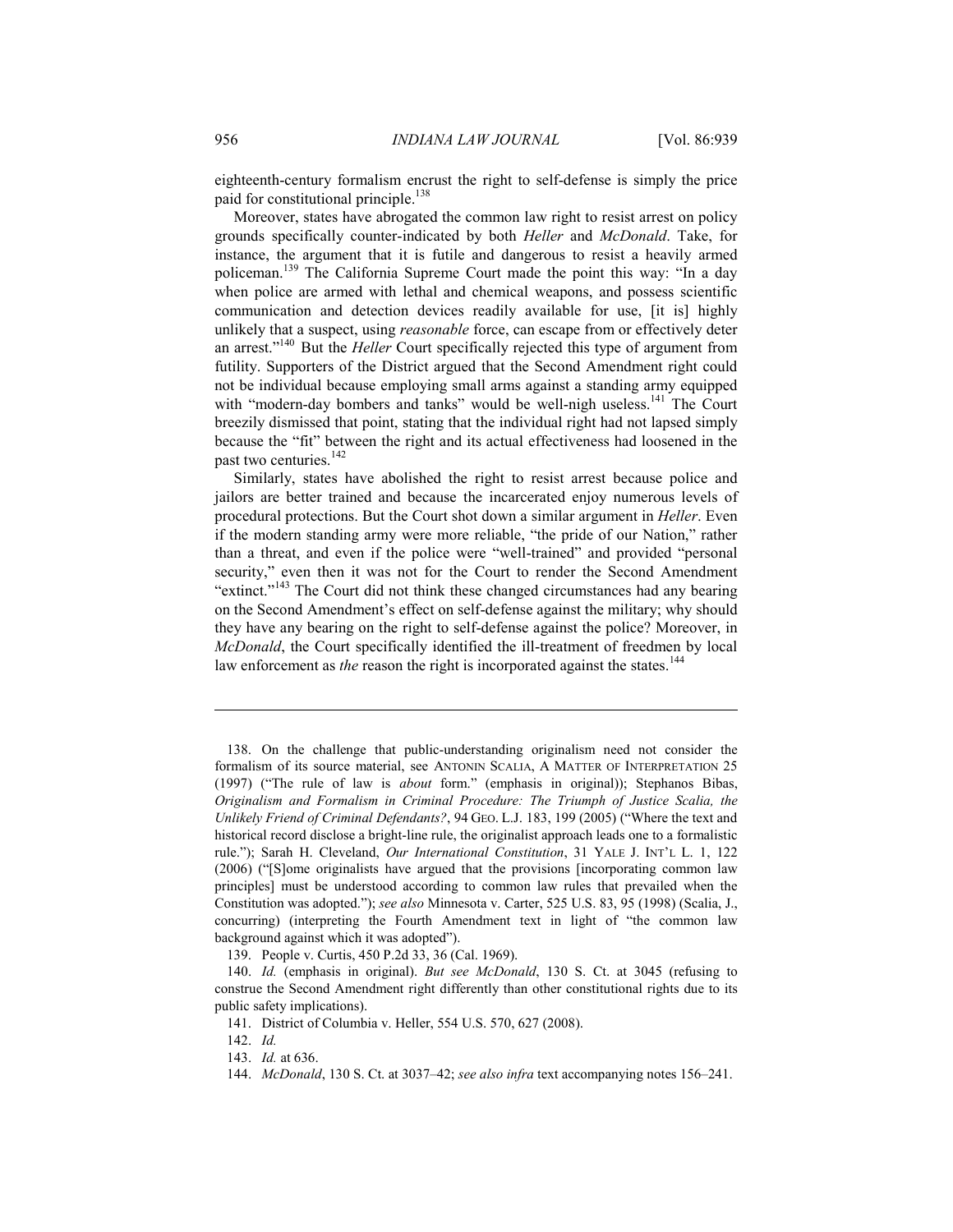eighteenth-century formalism encrust the right to self-defense is simply the price paid for constitutional principle.[138]

Moreover, states have abrogated the common law right to resist arrest on policy grounds specifically counter-indicated by both *Heller* and *McDonald*. Take, for instance, the argument that it is futile and dangerous to resist a heavily armed policeman.[139] The California Supreme Court made the point this way: "In a day when police are armed with lethal and chemical weapons, and possess scientific communication and detection devices readily available for use, [it is] highly unlikely that a suspect, using *reasonable* force, can escape from or effectively deter an arrest."[140] But the *Heller* Court specifically rejected this type of argument from futility. Supporters of the District argued that the Second Amendment right could not be individual because employing small arms against a standing army equipped with "modern-day bombers and tanks" would be well-nigh useless.[141] The Court breezily dismissed that point, stating that the individual right had not lapsed simply because the "fit" between the right and its actual effectiveness had loosened in the past two centuries.[142]

Similarly, states have abolished the right to resist arrest because police and jailors are better trained and because the incarcerated enjoy numerous levels of procedural protections. But the Court shot down a similar argument in *Heller*. Even if the modern standing army were more reliable, "the pride of our Nation," rather than a threat, and even if the police were "well-trained" and provided "personal security," even then it was not for the Court to render the Second Amendment "extinct."[143] The Court did not think these changed circumstances had any bearing on the Second Amendment's effect on self-defense against the military; why should they have any bearing on the right to self-defense against the police? Moreover, in *McDonald*, the Court specifically identified the ill-treatment of freedmen by local law enforcement as *the* reason the right is incorporated against the states.[144]

---

138. On the challenge that public-understanding originalism need not consider the formalism of its source material, see ANTONIN SCALIA, A MATTER OF INTERPRETATION 25 (1997) ("The rule of law is *about* form." (emphasis in original)); Stephanos Bibas, *Originalism and Formalism in Criminal Procedure: The Triumph of Justice Scalia, the Unlikely Friend of Criminal Defendants?*, 94 GEO. L.J. 183, 199 (2005) ("Where the text and historical record disclose a bright-line rule, the originalist approach leads one to a formalistic rule."); Sarah H. Cleveland, *Our International Constitution*, 31 YALE J. INT'L L. 1, 122 (2006) ("[S]ome originalists have argued that the provisions [incorporating common law principles] must be understood according to common law rules that prevailed when the Constitution was adopted."); *see also* Minnesota v. Carter, 525 U.S. 83, 95 (1998) (Scalia, J., concurring) (interpreting the Fourth Amendment text in light of "the common law background against which it was adopted").

139. People v. Curtis, 450 P.2d 33, 36 (Cal. 1969).

140. *Id.* (emphasis in original). *But see McDonald*, 130 S. Ct. at 3045 (refusing to construe the Second Amendment right differently than other constitutional rights due to its public safety implications).

141. District of Columbia v. Heller, 554 U.S. 570, 627 (2008).

142. *Id.*

143. *Id.* at 636.

144. *McDonald*, 130 S. Ct. at 3037–42; *see also infra* text accompanying notes 156–241.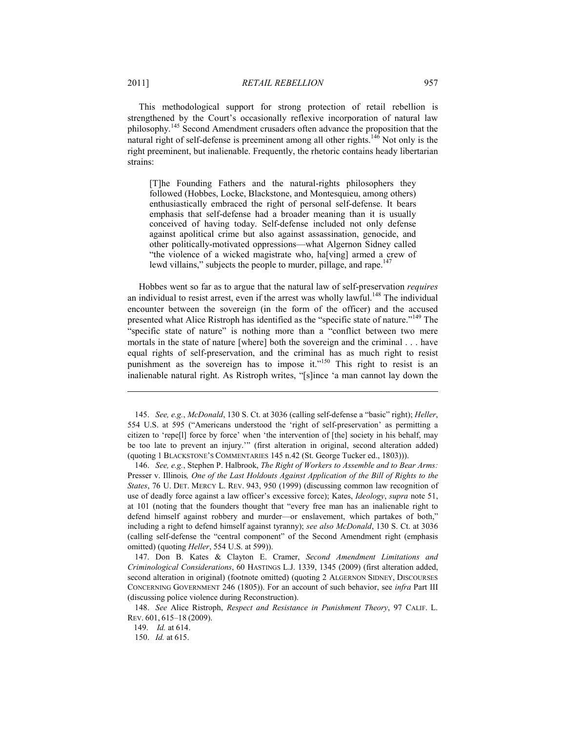This methodological support for strong protection of retail rebellion is strengthened by the Court's occasionally reflexive incorporation of natural law philosophy.[145] Second Amendment crusaders often advance the proposition that the natural right of self-defense is preeminent among all other rights.[146] Not only is the right preeminent, but inalienable. Frequently, the rhetoric contains heady libertarian strains:

> [T]he Founding Fathers and the natural-rights philosophers they followed (Hobbes, Locke, Blackstone, and Montesquieu, among others) enthusiastically embraced the right of personal self-defense. It bears emphasis that self-defense had a broader meaning than it is usually conceived of having today. Self-defense included not only defense against apolitical crime but also against assassination, genocide, and other politically-motivated oppressions—what Algernon Sidney called "the violence of a wicked magistrate who, ha[ving] armed a crew of lewd villains," subjects the people to murder, pillage, and rape.[147]

Hobbes went so far as to argue that the natural law of self-preservation *requires* an individual to resist arrest, even if the arrest was wholly lawful.[148] The individual encounter between the sovereign (in the form of the officer) and the accused presented what Alice Ristroph has identified as the "specific state of nature."[149] The "specific state of nature" is nothing more than a "conflict between two mere mortals in the state of nature [where] both the sovereign and the criminal . . . have equal rights of self-preservation, and the criminal has as much right to resist punishment as the sovereign has to impose it."[150] This right to resist is an inalienable natural right. As Ristroph writes, "[s]ince 'a man cannot lay down the

---

145. *See, e.g.*, *McDonald*, 130 S. Ct. at 3036 (calling self-defense a "basic" right); *Heller*, 554 U.S. at 595 ("Americans understood the 'right of self-preservation' as permitting a citizen to 'repe[l] force by force' when 'the intervention of [the] society in his behalf, may be too late to prevent an injury.'" (first alteration in original, second alteration added) (quoting 1 BLACKSTONE'S COMMENTARIES 145 n.42 (St. George Tucker ed., 1803))).

146. *See, e.g.*, Stephen P. Halbrook, *The Right of Workers to Assemble and to Bear Arms:* Presser v. Illinois*, One of the Last Holdouts Against Application of the Bill of Rights to the States*, 76 U. DET. MERCY L. REV. 943, 950 (1999) (discussing common law recognition of use of deadly force against a law officer's excessive force); Kates, *Ideology*, *supra* note 51, at 101 (noting that the founders thought that "every free man has an inalienable right to defend himself against robbery and murder—or enslavement, which partakes of both," including a right to defend himself against tyranny); *see also McDonald*, 130 S. Ct. at 3036 (calling self-defense the "central component" of the Second Amendment right (emphasis omitted) (quoting *Heller*, 554 U.S. at 599)).

147. Don B. Kates & Clayton E. Cramer, *Second Amendment Limitations and Criminological Considerations*, 60 HASTINGS L.J. 1339, 1345 (2009) (first alteration added, second alteration in original) (footnote omitted) (quoting 2 ALGERNON SIDNEY, DISCOURSES CONCERNING GOVERNMENT 246 (1805)). For an account of such behavior, see *infra* Part III (discussing police violence during Reconstruction).

148. *See* Alice Ristroph, *Respect and Resistance in Punishment Theory*, 97 CALIF. L. REV. 601, 615–18 (2009).

149. *Id.* at 614.

150. *Id.* at 615.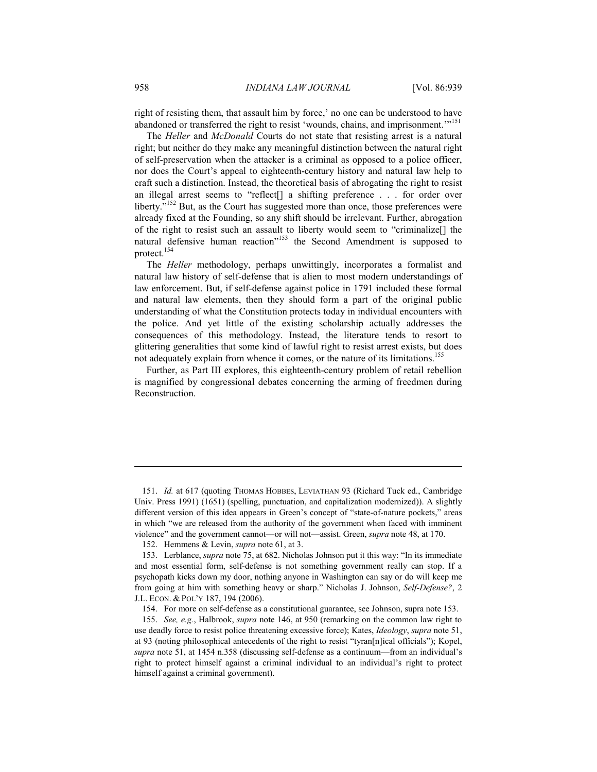right of resisting them, that assault him by force,' no one can be understood to have abandoned or transferred the right to resist 'wounds, chains, and imprisonment.'"[151]

The *Heller* and *McDonald* Courts do not state that resisting arrest is a natural right; but neither do they make any meaningful distinction between the natural right of self-preservation when the attacker is a criminal as opposed to a police officer, nor does the Court's appeal to eighteenth-century history and natural law help to craft such a distinction. Instead, the theoretical basis of abrogating the right to resist an illegal arrest seems to "reflect[] a shifting preference . . . for order over liberty."[152] But, as the Court has suggested more than once, those preferences were already fixed at the Founding, so any shift should be irrelevant. Further, abrogation of the right to resist such an assault to liberty would seem to "criminalize[] the natural defensive human reaction"[153] the Second Amendment is supposed to protect.[154]

The *Heller* methodology, perhaps unwittingly, incorporates a formalist and natural law history of self-defense that is alien to most modern understandings of law enforcement. But, if self-defense against police in 1791 included these formal and natural law elements, then they should form a part of the original public understanding of what the Constitution protects today in individual encounters with the police. And yet little of the existing scholarship actually addresses the consequences of this methodology. Instead, the literature tends to resort to glittering generalities that some kind of lawful right to resist arrest exists, but does not adequately explain from whence it comes, or the nature of its limitations.[155]

Further, as Part III explores, this eighteenth-century problem of retail rebellion is magnified by congressional debates concerning the arming of freedmen during Reconstruction.

---

151. *Id.* at 617 (quoting THOMAS HOBBES, LEVIATHAN 93 (Richard Tuck ed., Cambridge Univ. Press 1991) (1651) (spelling, punctuation, and capitalization modernized)). A slightly different version of this idea appears in Green's concept of "state-of-nature pockets," areas in which "we are released from the authority of the government when faced with imminent violence" and the government cannot—or will not—assist. Green, *supra* note 48, at 170.

152. Hemmens & Levin, *supra* note 61, at 3.

153. Lerblance, *supra* note 75, at 682. Nicholas Johnson put it this way: "In its immediate and most essential form, self-defense is not something government really can stop. If a psychopath kicks down my door, nothing anyone in Washington can say or do will keep me from going at him with something heavy or sharp." Nicholas J. Johnson, *Self-Defense?*, 2 J.L. ECON. & POL'Y 187, 194 (2006).

154. For more on self-defense as a constitutional guarantee, see Johnson, supra note 153.

155. *See, e.g.*, Halbrook, *supra* note 146, at 950 (remarking on the common law right to use deadly force to resist police threatening excessive force); Kates, *Ideology*, *supra* note 51, at 93 (noting philosophical antecedents of the right to resist "tyran[n]ical officials"); Kopel, *supra* note 51, at 1454 n.358 (discussing self-defense as a continuum—from an individual's right to protect himself against a criminal individual to an individual's right to protect himself against a criminal government).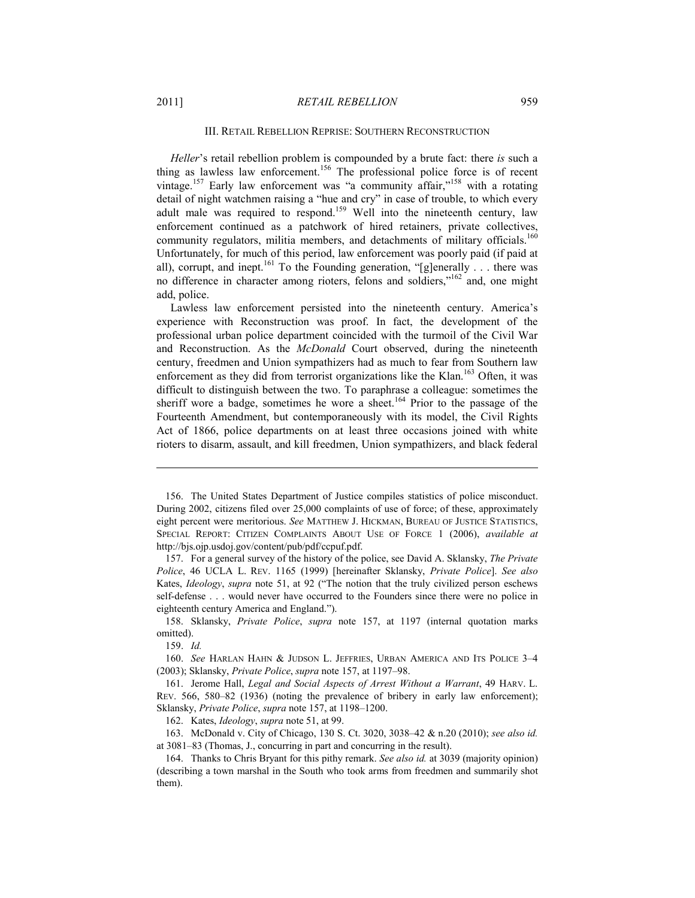## III. RETAIL REBELLION REPRISE: SOUTHERN RECONSTRUCTION

*Heller*'s retail rebellion problem is compounded by a brute fact: there *is* such a thing as lawless law enforcement.[156] The professional police force is of recent vintage.[157] Early law enforcement was "a community affair,"[158] with a rotating detail of night watchmen raising a "hue and cry" in case of trouble, to which every adult male was required to respond.[159] Well into the nineteenth century, law enforcement continued as a patchwork of hired retainers, private collectives, community regulators, militia members, and detachments of military officials.[160] Unfortunately, for much of this period, law enforcement was poorly paid (if paid at all), corrupt, and inept.[161] To the Founding generation, "[g]enerally . . . there was no difference in character among rioters, felons and soldiers,"[162] and, one might add, police.

Lawless law enforcement persisted into the nineteenth century. America's experience with Reconstruction was proof. In fact, the development of the professional urban police department coincided with the turmoil of the Civil War and Reconstruction. As the *McDonald* Court observed, during the nineteenth century, freedmen and Union sympathizers had as much to fear from Southern law enforcement as they did from terrorist organizations like the Klan.[163] Often, it was difficult to distinguish between the two. To paraphrase a colleague: sometimes the sheriff wore a badge, sometimes he wore a sheet.[164] Prior to the passage of the Fourteenth Amendment, but contemporaneously with its model, the Civil Rights Act of 1866, police departments on at least three occasions joined with white rioters to disarm, assault, and kill freedmen, Union sympathizers, and black federal

---

156. The United States Department of Justice compiles statistics of police misconduct. During 2002, citizens filed over 25,000 complaints of use of force; of these, approximately eight percent were meritorious. *See* MATTHEW J. HICKMAN, BUREAU OF JUSTICE STATISTICS, SPECIAL REPORT: CITIZEN COMPLAINTS ABOUT USE OF FORCE 1 (2006), *available at* http://bjs.ojp.usdoj.gov/content/pub/pdf/ccpuf.pdf.

157. For a general survey of the history of the police, see David A. Sklansky, *The Private Police*, 46 UCLA L. REV. 1165 (1999) [hereinafter Sklansky, *Private Police*]. *See also* Kates, *Ideology*, *supra* note 51, at 92 ("The notion that the truly civilized person eschews self-defense . . . would never have occurred to the Founders since there were no police in eighteenth century America and England.").

158. Sklansky, *Private Police*, *supra* note 157, at 1197 (internal quotation marks omitted).

159. *Id.*

160. *See* HARLAN HAHN & JUDSON L. JEFFRIES, URBAN AMERICA AND ITS POLICE 3–4 (2003); Sklansky, *Private Police*, *supra* note 157, at 1197–98.

161. Jerome Hall, *Legal and Social Aspects of Arrest Without a Warrant*, 49 HARV. L. REV. 566, 580–82 (1936) (noting the prevalence of bribery in early law enforcement); Sklansky, *Private Police*, *supra* note 157, at 1198–1200.

162. Kates, *Ideology*, *supra* note 51, at 99.

163. McDonald v. City of Chicago, 130 S. Ct. 3020, 3038–42 & n.20 (2010); *see also id.* at 3081–83 (Thomas, J., concurring in part and concurring in the result).

164. Thanks to Chris Bryant for this pithy remark. *See also id.* at 3039 (majority opinion) (describing a town marshal in the South who took arms from freedmen and summarily shot them).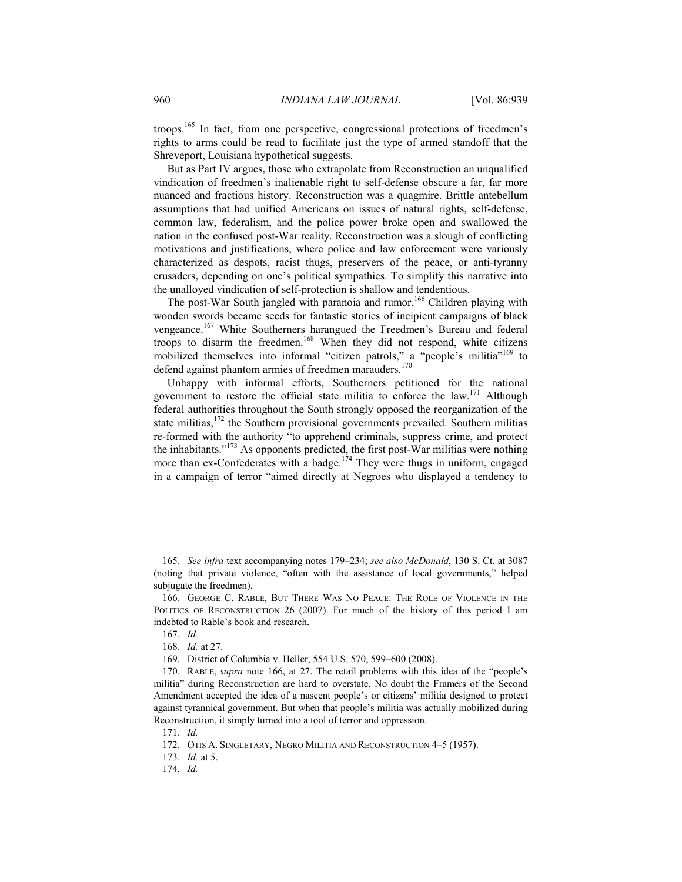troops.[165] In fact, from one perspective, congressional protections of freedmen's rights to arms could be read to facilitate just the type of armed standoff that the Shreveport, Louisiana hypothetical suggests.

But as Part IV argues, those who extrapolate from Reconstruction an unqualified vindication of freedmen's inalienable right to self-defense obscure a far, far more nuanced and fractious history. Reconstruction was a quagmire. Brittle antebellum assumptions that had unified Americans on issues of natural rights, self-defense, common law, federalism, and the police power broke open and swallowed the nation in the confused post-War reality. Reconstruction was a slough of conflicting motivations and justifications, where police and law enforcement were variously characterized as despots, racist thugs, preservers of the peace, or anti-tyranny crusaders, depending on one's political sympathies. To simplify this narrative into the unalloyed vindication of self-protection is shallow and tendentious.

The post-War South jangled with paranoia and rumor.[166] Children playing with wooden swords became seeds for fantastic stories of incipient campaigns of black vengeance.[167] White Southerners harangued the Freedmen's Bureau and federal troops to disarm the freedmen.[168] When they did not respond, white citizens mobilized themselves into informal "citizen patrols," a "people's militia"[169] to defend against phantom armies of freedmen marauders.[170]

Unhappy with informal efforts, Southerners petitioned for the national government to restore the official state militia to enforce the law.[171] Although federal authorities throughout the South strongly opposed the reorganization of the state militias,[172] the Southern provisional governments prevailed. Southern militias re-formed with the authority "to apprehend criminals, suppress crime, and protect the inhabitants."[173] As opponents predicted, the first post-War militias were nothing more than ex-Confederates with a badge.[174] They were thugs in uniform, engaged in a campaign of terror "aimed directly at Negroes who displayed a tendency to

---

165. *See infra* text accompanying notes 179–234; *see also McDonald*, 130 S. Ct. at 3087 (noting that private violence, "often with the assistance of local governments," helped subjugate the freedmen).

166. GEORGE C. RABLE, BUT THERE WAS NO PEACE: THE ROLE OF VIOLENCE IN THE POLITICS OF RECONSTRUCTION 26 (2007). For much of the history of this period I am indebted to Rable's book and research.

167. *Id.*

168. *Id.* at 27.

169. District of Columbia v. Heller, 554 U.S. 570, 599–600 (2008).

170. RABLE, *supra* note 166, at 27. The retail problems with this idea of the "people's militia" during Reconstruction are hard to overstate. No doubt the Framers of the Second Amendment accepted the idea of a nascent people's or citizens' militia designed to protect against tyrannical government. But when that people's militia was actually mobilized during Reconstruction, it simply turned into a tool of terror and oppression.

171. *Id.*

172. OTIS A. SINGLETARY, NEGRO MILITIA AND RECONSTRUCTION 4–5 (1957).

173. *Id.* at 5.

174. *Id.*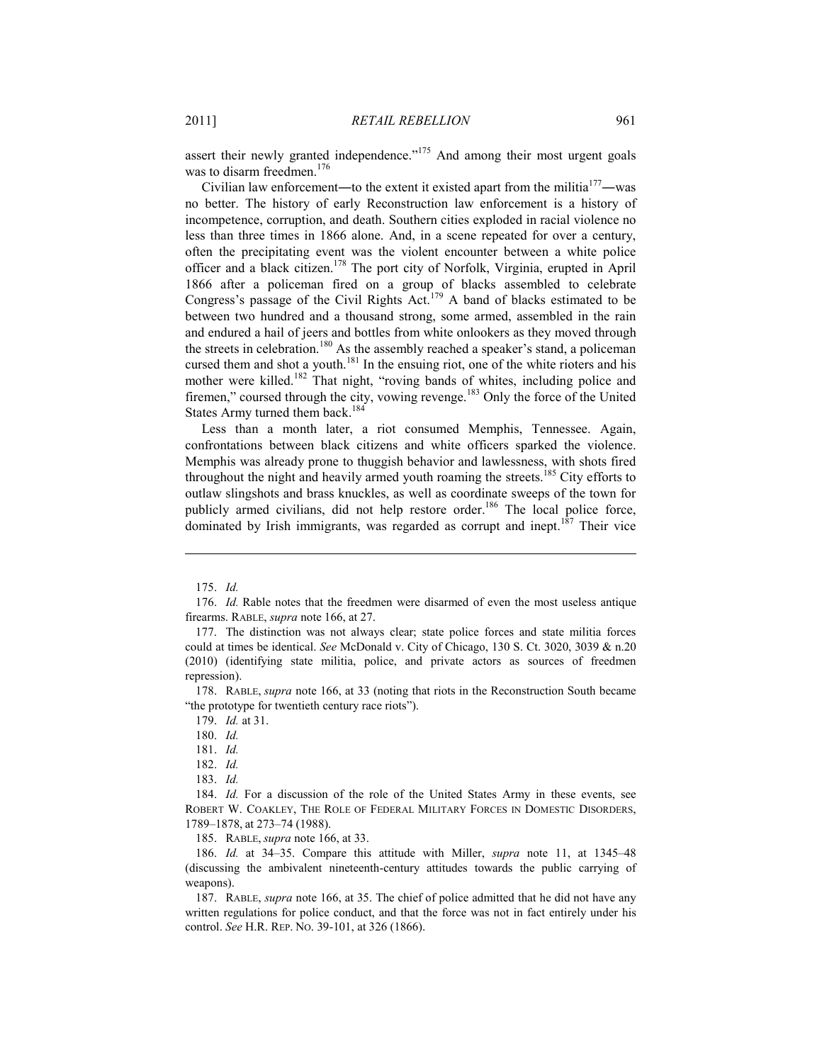assert their newly granted independence."[175] And among their most urgent goals was to disarm freedmen.[176]

Civilian law enforcement—to the extent it existed apart from the militia[177]—was no better. The history of early Reconstruction law enforcement is a history of incompetence, corruption, and death. Southern cities exploded in racial violence no less than three times in 1866 alone. And, in a scene repeated for over a century, often the precipitating event was the violent encounter between a white police officer and a black citizen.[178] The port city of Norfolk, Virginia, erupted in April 1866 after a policeman fired on a group of blacks assembled to celebrate Congress's passage of the Civil Rights Act.[179] A band of blacks estimated to be between two hundred and a thousand strong, some armed, assembled in the rain and endured a hail of jeers and bottles from white onlookers as they moved through the streets in celebration.[180] As the assembly reached a speaker's stand, a policeman cursed them and shot a youth.[181] In the ensuing riot, one of the white rioters and his mother were killed.[182] That night, "roving bands of whites, including police and firemen," coursed through the city, vowing revenge.[183] Only the force of the United States Army turned them back.[184]

Less than a month later, a riot consumed Memphis, Tennessee. Again, confrontations between black citizens and white officers sparked the violence. Memphis was already prone to thuggish behavior and lawlessness, with shots fired throughout the night and heavily armed youth roaming the streets.[185] City efforts to outlaw slingshots and brass knuckles, as well as coordinate sweeps of the town for publicly armed civilians, did not help restore order.[186] The local police force, dominated by Irish immigrants, was regarded as corrupt and inept.[187] Their vice

---

175. *Id.*

176. *Id.* Rable notes that the freedmen were disarmed of even the most useless antique firearms. RABLE, *supra* note 166, at 27.

177. The distinction was not always clear; state police forces and state militia forces could at times be identical. *See* McDonald v. City of Chicago, 130 S. Ct. 3020, 3039 & n.20 (2010) (identifying state militia, police, and private actors as sources of freedmen repression).

178. RABLE, *supra* note 166, at 33 (noting that riots in the Reconstruction South became "the prototype for twentieth century race riots").

179. *Id.* at 31.

180. *Id.*

181. *Id.*

182. *Id.*

183. *Id.*

184. *Id.* For a discussion of the role of the United States Army in these events, see ROBERT W. COAKLEY, THE ROLE OF FEDERAL MILITARY FORCES IN DOMESTIC DISORDERS, 1789–1878, at 273–74 (1988).

185. RABLE, *supra* note 166, at 33.

186. *Id.* at 34–35. Compare this attitude with Miller, *supra* note 11, at 1345–48 (discussing the ambivalent nineteenth-century attitudes towards the public carrying of weapons).

187. RABLE, *supra* note 166, at 35. The chief of police admitted that he did not have any written regulations for police conduct, and that the force was not in fact entirely under his control. *See* H.R. REP. NO. 39-101, at 326 (1866).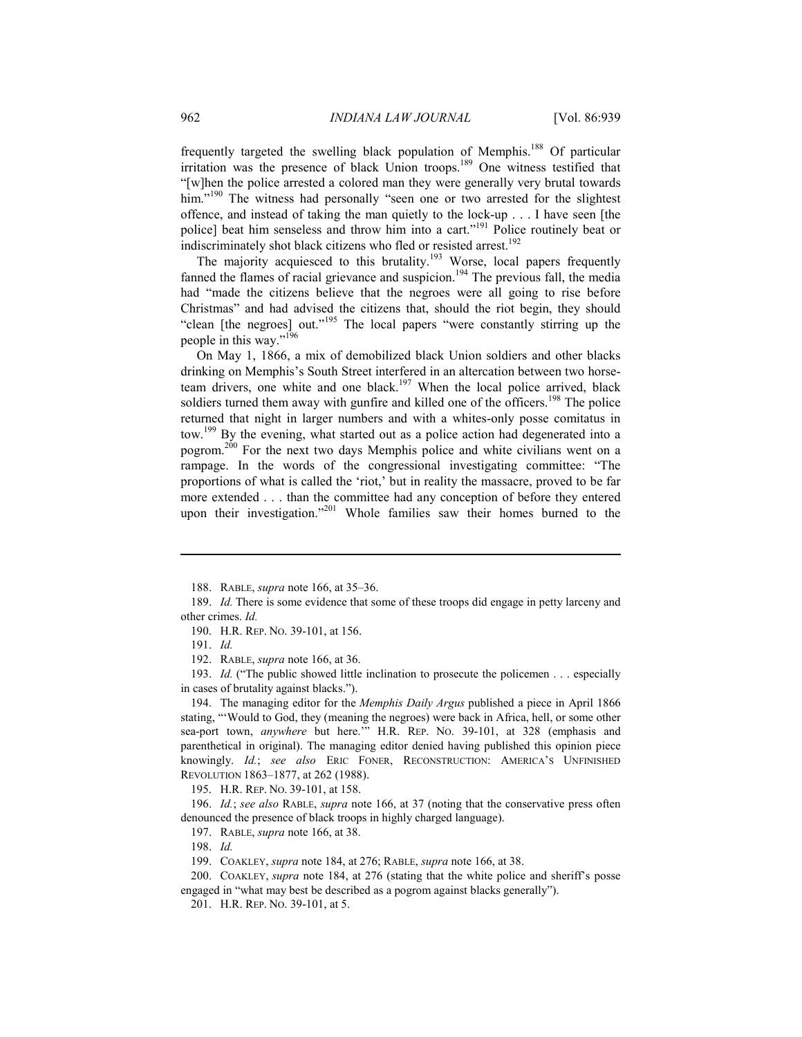frequently targeted the swelling black population of Memphis.[188] Of particular irritation was the presence of black Union troops.[189] One witness testified that "[w]hen the police arrested a colored man they were generally very brutal towards him."[190] The witness had personally "seen one or two arrested for the slightest offence, and instead of taking the man quietly to the lock-up . . . I have seen [the police] beat him senseless and throw him into a cart."[191] Police routinely beat or indiscriminately shot black citizens who fled or resisted arrest.[192]

The majority acquiesced to this brutality.[193] Worse, local papers frequently fanned the flames of racial grievance and suspicion.[194] The previous fall, the media had "made the citizens believe that the negroes were all going to rise before Christmas" and had advised the citizens that, should the riot begin, they should "clean [the negroes] out."[195] The local papers "were constantly stirring up the people in this way."[196]

On May 1, 1866, a mix of demobilized black Union soldiers and other blacks drinking on Memphis's South Street interfered in an altercation between two horse-team drivers, one white and one black.[197] When the local police arrived, black soldiers turned them away with gunfire and killed one of the officers.[198] The police returned that night in larger numbers and with a whites-only posse comitatus in tow.[199] By the evening, what started out as a police action had degenerated into a pogrom.[200] For the next two days Memphis police and white civilians went on a rampage. In the words of the congressional investigating committee: "The proportions of what is called the 'riot,' but in reality the massacre, proved to be far more extended . . . than the committee had any conception of before they entered upon their investigation."[201] Whole families saw their homes burned to the

---

188. RABLE, *supra* note 166, at 35–36.

189. *Id.* There is some evidence that some of these troops did engage in petty larceny and other crimes. *Id.*

190. H.R. REP. NO. 39-101, at 156.

191. *Id.*

192. RABLE, *supra* note 166, at 36.

193. *Id.* ("The public showed little inclination to prosecute the policemen . . . especially in cases of brutality against blacks.").

194. The managing editor for the *Memphis Daily Argus* published a piece in April 1866 stating, "'Would to God, they (meaning the negroes) were back in Africa, hell, or some other sea-port town, *anywhere* but here.'" H.R. REP. NO. 39-101, at 328 (emphasis and parenthetical in original). The managing editor denied having published this opinion piece knowingly. *Id.*; *see also* ERIC FONER, RECONSTRUCTION: AMERICA'S UNFINISHED REVOLUTION 1863–1877, at 262 (1988).

195. H.R. REP. NO. 39-101, at 158.

196. *Id.*; *see also* RABLE, *supra* note 166, at 37 (noting that the conservative press often denounced the presence of black troops in highly charged language).

197. RABLE, *supra* note 166, at 38.

198. *Id.*

199. COAKLEY, *supra* note 184, at 276; RABLE, *supra* note 166, at 38.

200. COAKLEY, *supra* note 184, at 276 (stating that the white police and sheriff's posse engaged in "what may best be described as a pogrom against blacks generally").

201. H.R. REP. NO. 39-101, at 5.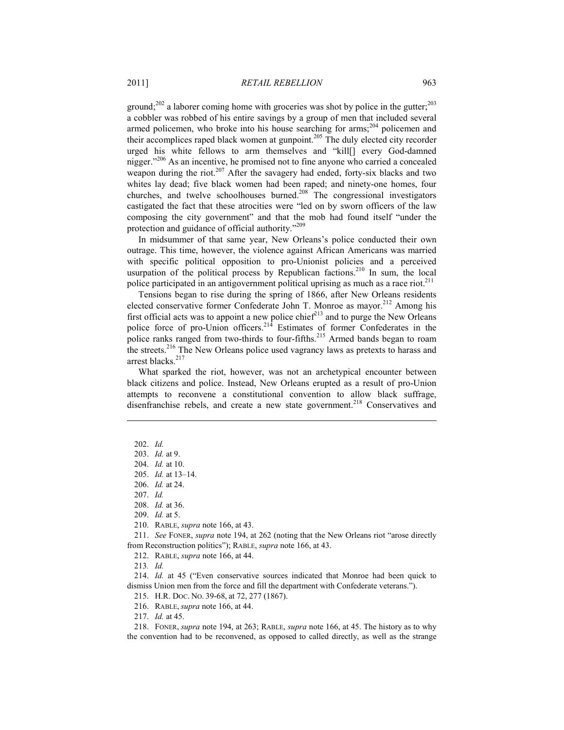ground;[202] a laborer coming home with groceries was shot by police in the gutter;[203] a cobbler was robbed of his entire savings by a group of men that included several armed policemen, who broke into his house searching for arms;[204] policemen and their accomplices raped black women at gunpoint.[205] The duly elected city recorder urged his white fellows to arm themselves and "kill[] every God-damned nigger."[206] As an incentive, he promised not to fine anyone who carried a concealed weapon during the riot.[207] After the savagery had ended, forty-six blacks and two whites lay dead; five black women had been raped; and ninety-one homes, four churches, and twelve schoolhouses burned.[208] The congressional investigators castigated the fact that these atrocities were "led on by sworn officers of the law composing the city government" and that the mob had found itself "under the protection and guidance of official authority."[209]

In midsummer of that same year, New Orleans's police conducted their own outrage. This time, however, the violence against African Americans was married with specific political opposition to pro-Unionist policies and a perceived usurpation of the political process by Republican factions.[210] In sum, the local police participated in an antigovernment political uprising as much as a race riot.[211]

Tensions began to rise during the spring of 1866, after New Orleans residents elected conservative former Confederate John T. Monroe as mayor.[212] Among his first official acts was to appoint a new police chief[213] and to purge the New Orleans police force of pro-Union officers.[214] Estimates of former Confederates in the police ranks ranged from two-thirds to four-fifths.[215] Armed bands began to roam the streets.[216] The New Orleans police used vagrancy laws as pretexts to harass and arrest blacks.[217]

What sparked the riot, however, was not an archetypical encounter between black citizens and police. Instead, New Orleans erupted as a result of pro-Union attempts to reconvene a constitutional convention to allow black suffrage, disenfranchise rebels, and create a new state government.[218] Conservatives and

---

202. *Id.*

203. *Id.* at 9.

204. *Id.* at 10.

205. *Id.* at 13–14.

206. *Id.* at 24.

207. *Id.*

208. *Id.* at 36.

209. *Id.* at 5.

210. RABLE, *supra* note 166, at 43.

211. *See* FONER, *supra* note 194, at 262 (noting that the New Orleans riot "arose directly from Reconstruction politics"); RABLE, *supra* note 166, at 43.

212. RABLE, *supra* note 166, at 44.

213. *Id.*

214. *Id.* at 45 ("Even conservative sources indicated that Monroe had been quick to dismiss Union men from the force and fill the department with Confederate veterans.").

215. H.R. DOC. NO. 39-68, at 72, 277 (1867).

216. RABLE, *supra* note 166, at 44.

217. *Id.* at 45.

218. FONER, *supra* note 194, at 263; RABLE, *supra* note 166, at 45. The history as to why the convention had to be reconvened, as opposed to called directly, as well as the strange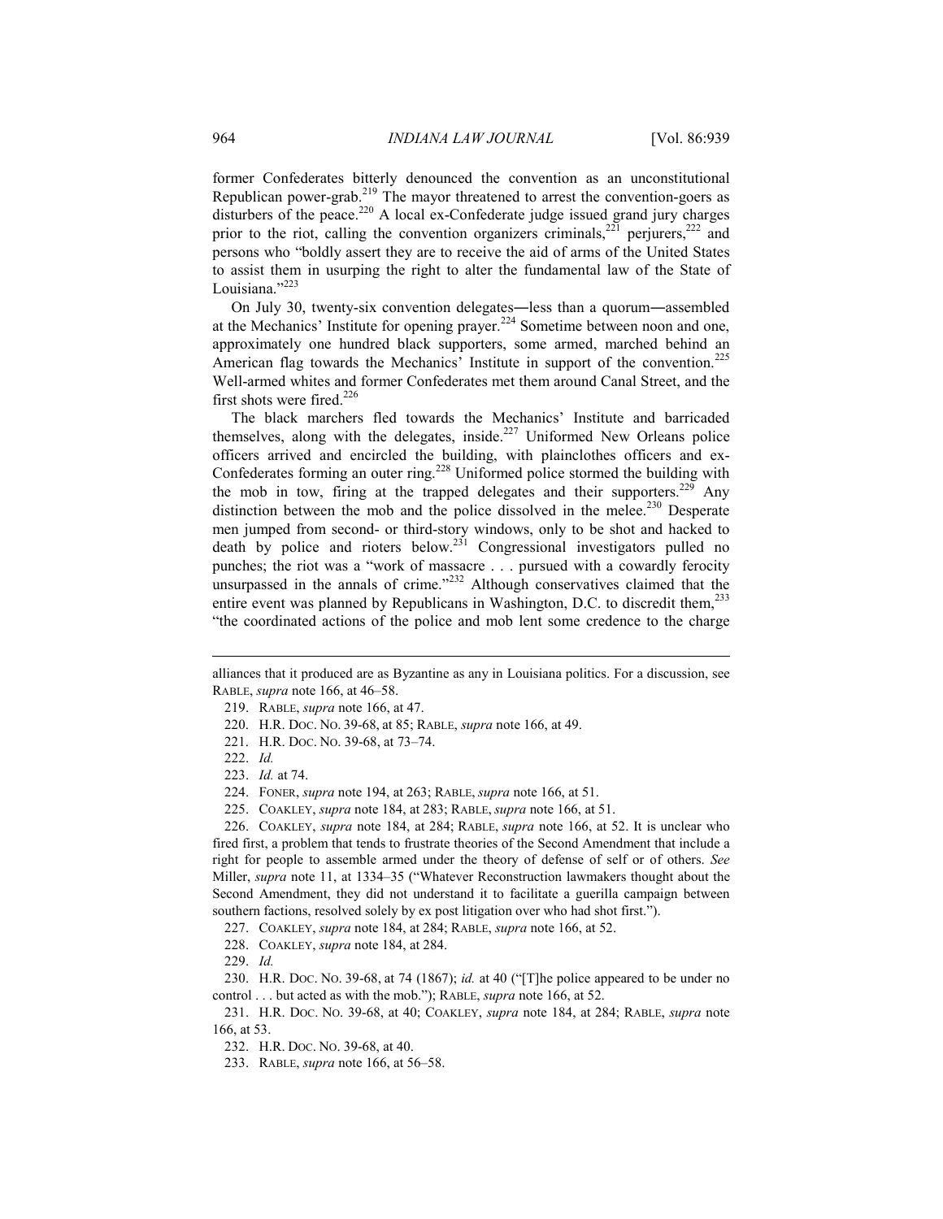former Confederates bitterly denounced the convention as an unconstitutional Republican power-grab.[219] The mayor threatened to arrest the convention-goers as disturbers of the peace.[220] A local ex-Confederate judge issued grand jury charges prior to the riot, calling the convention organizers criminals,[221] perjurers,[222] and persons who "boldly assert they are to receive the aid of arms of the United States to assist them in usurping the right to alter the fundamental law of the State of Louisiana."[223]

On July 30, twenty-six convention delegates―less than a quorum―assembled at the Mechanics' Institute for opening prayer.[224] Sometime between noon and one, approximately one hundred black supporters, some armed, marched behind an American flag towards the Mechanics' Institute in support of the convention.[225] Well-armed whites and former Confederates met them around Canal Street, and the first shots were fired.[226]

The black marchers fled towards the Mechanics' Institute and barricaded themselves, along with the delegates, inside.[227] Uniformed New Orleans police officers arrived and encircled the building, with plainclothes officers and ex-Confederates forming an outer ring.[228] Uniformed police stormed the building with the mob in tow, firing at the trapped delegates and their supporters.[229] Any distinction between the mob and the police dissolved in the melee.[230] Desperate men jumped from second- or third-story windows, only to be shot and hacked to death by police and rioters below.[231] Congressional investigators pulled no punches; the riot was a "work of massacre . . . pursued with a cowardly ferocity unsurpassed in the annals of crime."[232] Although conservatives claimed that the entire event was planned by Republicans in Washington, D.C. to discredit them,[233] "the coordinated actions of the police and mob lent some credence to the charge

---

alliances that it produced are as Byzantine as any in Louisiana politics. For a discussion, see RABLE, *supra* note 166, at 46–58.

219. RABLE, *supra* note 166, at 47.

220. H.R. DOC. NO. 39-68, at 85; RABLE, *supra* note 166, at 49.

221. H.R. DOC. NO. 39-68, at 73–74.

222. *Id.*

223. *Id.* at 74.

224. FONER, *supra* note 194, at 263; RABLE, *supra* note 166, at 51.

225. COAKLEY, *supra* note 184, at 283; RABLE, *supra* note 166, at 51.

226. COAKLEY, *supra* note 184, at 284; RABLE, *supra* note 166, at 52. It is unclear who fired first, a problem that tends to frustrate theories of the Second Amendment that include a right for people to assemble armed under the theory of defense of self or of others. *See* Miller, *supra* note 11, at 1334–35 ("Whatever Reconstruction lawmakers thought about the Second Amendment, they did not understand it to facilitate a guerilla campaign between southern factions, resolved solely by ex post litigation over who had shot first.").

227. COAKLEY, *supra* note 184, at 284; RABLE, *supra* note 166, at 52.

228. COAKLEY, *supra* note 184, at 284.

229. *Id.*

230. H.R. DOC. NO. 39-68, at 74 (1867); *id.* at 40 ("[T]he police appeared to be under no control . . . but acted as with the mob."); RABLE, *supra* note 166, at 52.

231. H.R. DOC. NO. 39-68, at 40; COAKLEY, *supra* note 184, at 284; RABLE, *supra* note 166, at 53.

232. H.R. DOC. NO. 39-68, at 40.

233. RABLE, *supra* note 166, at 56–58.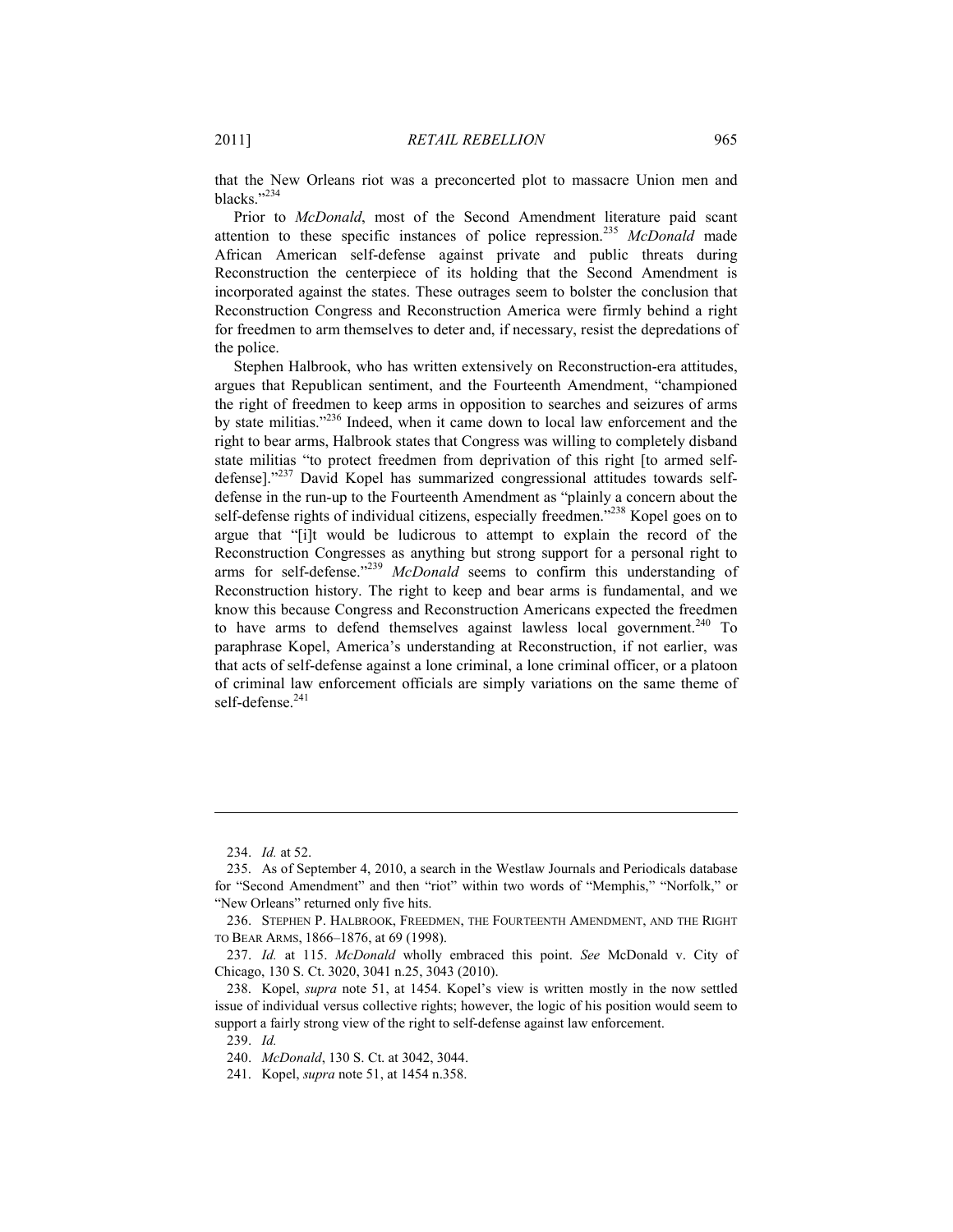that the New Orleans riot was a preconcerted plot to massacre Union men and blacks."[234]

Prior to *McDonald*, most of the Second Amendment literature paid scant attention to these specific instances of police repression.[235] *McDonald* made African American self-defense against private and public threats during Reconstruction the centerpiece of its holding that the Second Amendment is incorporated against the states. These outrages seem to bolster the conclusion that Reconstruction Congress and Reconstruction America were firmly behind a right for freedmen to arm themselves to deter and, if necessary, resist the depredations of the police.

Stephen Halbrook, who has written extensively on Reconstruction-era attitudes, argues that Republican sentiment, and the Fourteenth Amendment, "championed the right of freedmen to keep arms in opposition to searches and seizures of arms by state militias."[236] Indeed, when it came down to local law enforcement and the right to bear arms, Halbrook states that Congress was willing to completely disband state militias "to protect freedmen from deprivation of this right [to armed self-defense]."[237] David Kopel has summarized congressional attitudes towards self-defense in the run-up to the Fourteenth Amendment as "plainly a concern about the self-defense rights of individual citizens, especially freedmen."[238] Kopel goes on to argue that "[i]t would be ludicrous to attempt to explain the record of the Reconstruction Congresses as anything but strong support for a personal right to arms for self-defense."[239] *McDonald* seems to confirm this understanding of Reconstruction history. The right to keep and bear arms is fundamental, and we know this because Congress and Reconstruction Americans expected the freedmen to have arms to defend themselves against lawless local government.[240] To paraphrase Kopel, America's understanding at Reconstruction, if not earlier, was that acts of self-defense against a lone criminal, a lone criminal officer, or a platoon of criminal law enforcement officials are simply variations on the same theme of self-defense.[241]

---

234. *Id.* at 52.

235. As of September 4, 2010, a search in the Westlaw Journals and Periodicals database for "Second Amendment" and then "riot" within two words of "Memphis," "Norfolk," or "New Orleans" returned only five hits.

236. STEPHEN P. HALBROOK, FREEDMEN, THE FOURTEENTH AMENDMENT, AND THE RIGHT TO BEAR ARMS, 1866–1876, at 69 (1998).

237. *Id.* at 115. *McDonald* wholly embraced this point. *See* McDonald v. City of Chicago, 130 S. Ct. 3020, 3041 n.25, 3043 (2010).

238. Kopel, *supra* note 51, at 1454. Kopel's view is written mostly in the now settled issue of individual versus collective rights; however, the logic of his position would seem to support a fairly strong view of the right to self-defense against law enforcement.

239. *Id.*

240. *McDonald*, 130 S. Ct. at 3042, 3044.

241. Kopel, *supra* note 51, at 1454 n.358.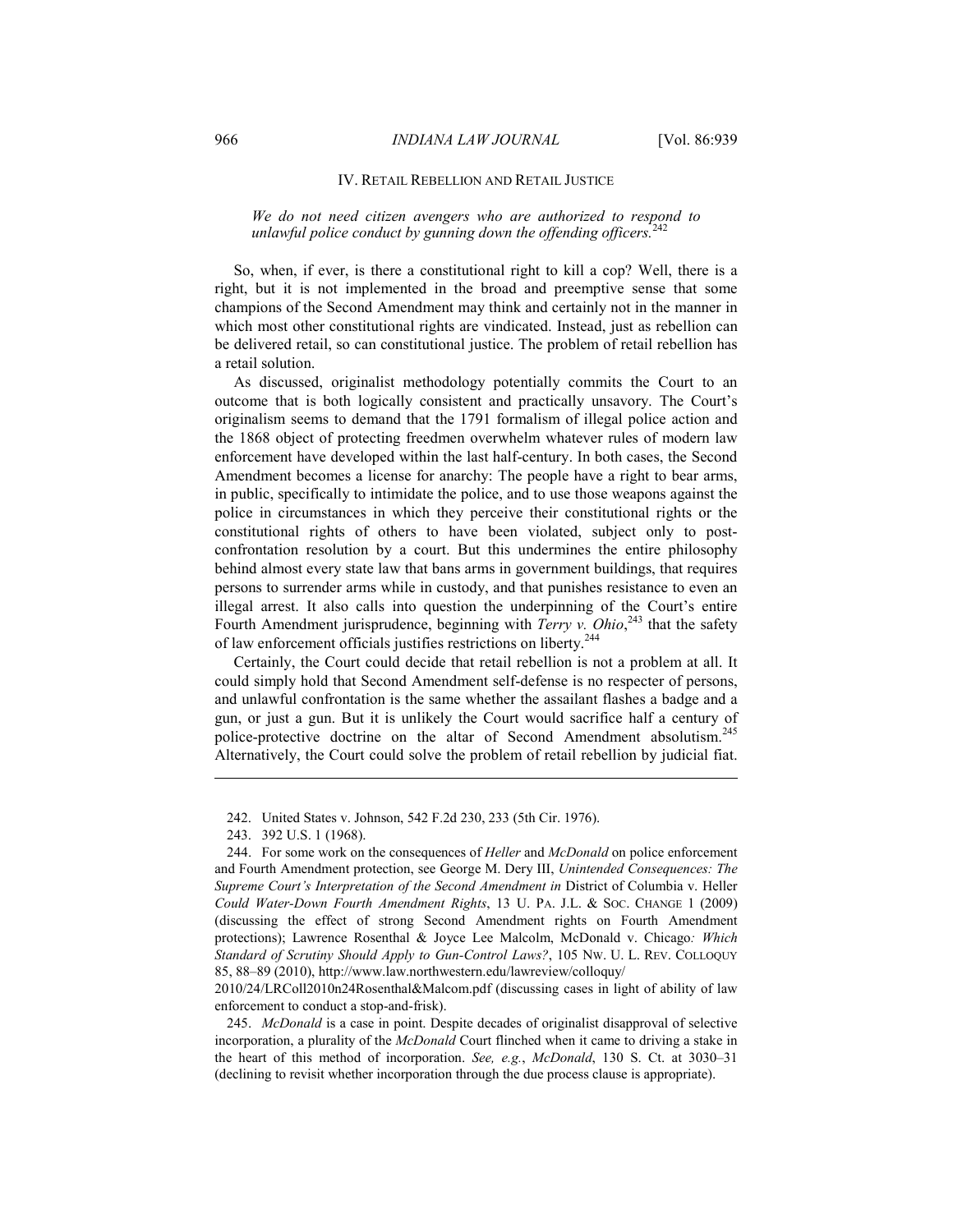## IV. RETAIL REBELLION AND RETAIL JUSTICE

*We do not need citizen avengers who are authorized to respond to unlawful police conduct by gunning down the offending officers.*[242]

So, when, if ever, is there a constitutional right to kill a cop? Well, there is a right, but it is not implemented in the broad and preemptive sense that some champions of the Second Amendment may think and certainly not in the manner in which most other constitutional rights are vindicated. Instead, just as rebellion can be delivered retail, so can constitutional justice. The problem of retail rebellion has a retail solution.

As discussed, originalist methodology potentially commits the Court to an outcome that is both logically consistent and practically unsavory. The Court's originalism seems to demand that the 1791 formalism of illegal police action and the 1868 object of protecting freedmen overwhelm whatever rules of modern law enforcement have developed within the last half-century. In both cases, the Second Amendment becomes a license for anarchy: The people have a right to bear arms, in public, specifically to intimidate the police, and to use those weapons against the police in circumstances in which they perceive their constitutional rights or the constitutional rights of others to have been violated, subject only to post-confrontation resolution by a court. But this undermines the entire philosophy behind almost every state law that bans arms in government buildings, that requires persons to surrender arms while in custody, and that punishes resistance to even an illegal arrest. It also calls into question the underpinning of the Court's entire Fourth Amendment jurisprudence, beginning with *Terry v. Ohio*,[243] that the safety of law enforcement officials justifies restrictions on liberty.[244]

Certainly, the Court could decide that retail rebellion is not a problem at all. It could simply hold that Second Amendment self-defense is no respecter of persons, and unlawful confrontation is the same whether the assailant flashes a badge and a gun, or just a gun. But it is unlikely the Court would sacrifice half a century of police-protective doctrine on the altar of Second Amendment absolutism.[245] Alternatively, the Court could solve the problem of retail rebellion by judicial fiat.

---

242. United States v. Johnson, 542 F.2d 230, 233 (5th Cir. 1976).

243. 392 U.S. 1 (1968).

244. For some work on the consequences of *Heller* and *McDonald* on police enforcement and Fourth Amendment protection, see George M. Dery III, *Unintended Consequences: The Supreme Court's Interpretation of the Second Amendment in* District of Columbia v. Heller *Could Water-Down Fourth Amendment Rights*, 13 U. PA. J.L. & SOC. CHANGE 1 (2009) (discussing the effect of strong Second Amendment rights on Fourth Amendment protections); Lawrence Rosenthal & Joyce Lee Malcolm, McDonald v. Chicago*: Which Standard of Scrutiny Should Apply to Gun-Control Laws?*, 105 NW. U. L. REV. COLLOQUY 85, 88–89 (2010), http://www.law.northwestern.edu/lawreview/colloquy/2010/24/LRColl2010n24Rosenthal&Malcom.pdf (discussing cases in light of ability of law enforcement to conduct a stop-and-frisk).

245. *McDonald* is a case in point. Despite decades of originalist disapproval of selective incorporation, a plurality of the *McDonald* Court flinched when it came to driving a stake in the heart of this method of incorporation. *See, e.g.*, *McDonald*, 130 S. Ct. at 3030–31 (declining to revisit whether incorporation through the due process clause is appropriate).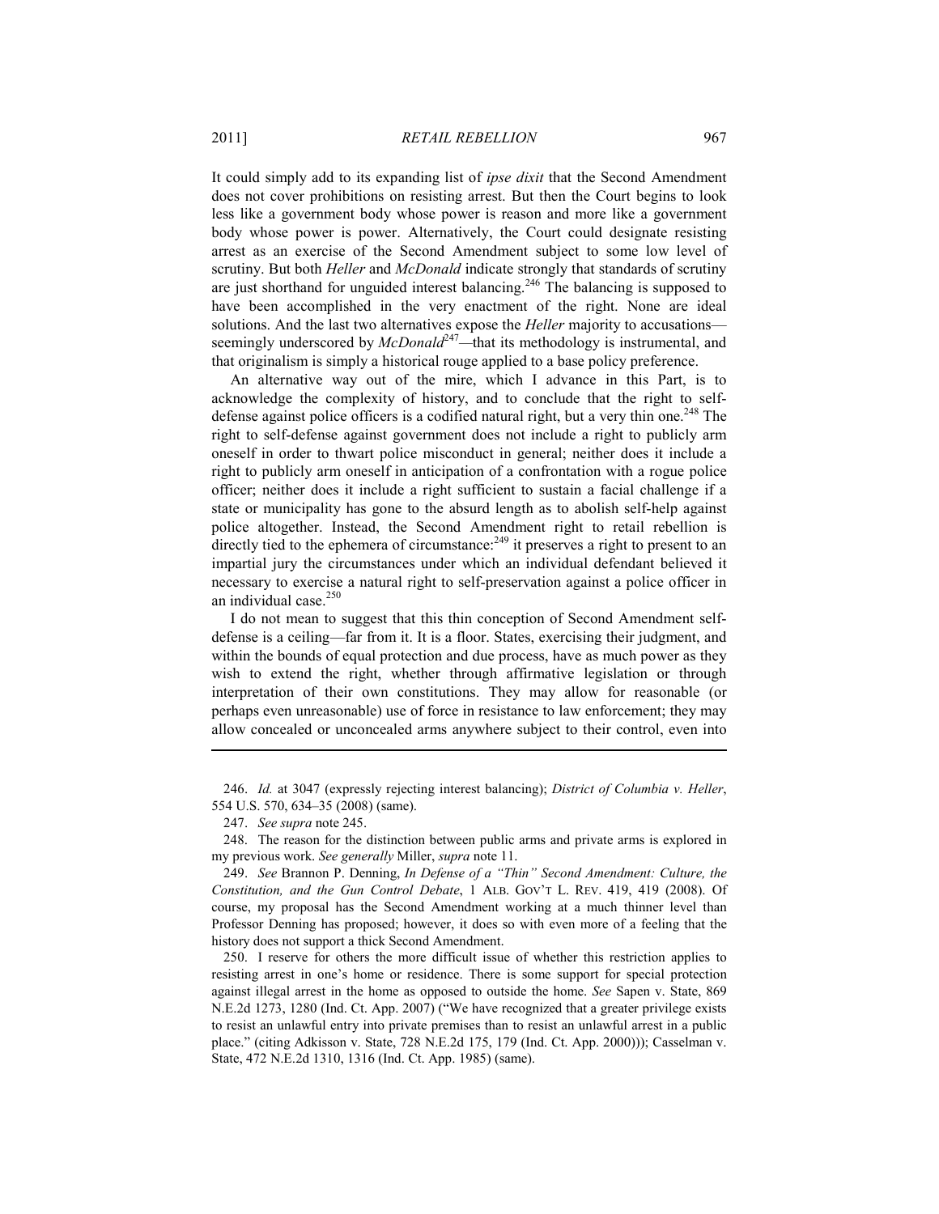It could simply add to its expanding list of *ipse dixit* that the Second Amendment does not cover prohibitions on resisting arrest. But then the Court begins to look less like a government body whose power is reason and more like a government body whose power is power. Alternatively, the Court could designate resisting arrest as an exercise of the Second Amendment subject to some low level of scrutiny. But both *Heller* and *McDonald* indicate strongly that standards of scrutiny are just shorthand for unguided interest balancing.[246] The balancing is supposed to have been accomplished in the very enactment of the right. None are ideal solutions. And the last two alternatives expose the *Heller* majority to accusations—seemingly underscored by *McDonald*[247]—that its methodology is instrumental, and that originalism is simply a historical rouge applied to a base policy preference.

An alternative way out of the mire, which I advance in this Part, is to acknowledge the complexity of history, and to conclude that the right to self-defense against police officers is a codified natural right, but a very thin one.[248] The right to self-defense against government does not include a right to publicly arm oneself in order to thwart police misconduct in general; neither does it include a right to publicly arm oneself in anticipation of a confrontation with a rogue police officer; neither does it include a right sufficient to sustain a facial challenge if a state or municipality has gone to the absurd length as to abolish self-help against police altogether. Instead, the Second Amendment right to retail rebellion is directly tied to the ephemera of circumstance:[249] it preserves a right to present to an impartial jury the circumstances under which an individual defendant believed it necessary to exercise a natural right to self-preservation against a police officer in an individual case.[250]

I do not mean to suggest that this thin conception of Second Amendment self-defense is a ceiling—far from it. It is a floor. States, exercising their judgment, and within the bounds of equal protection and due process, have as much power as they wish to extend the right, whether through affirmative legislation or through interpretation of their own constitutions. They may allow for reasonable (or perhaps even unreasonable) use of force in resistance to law enforcement; they may allow concealed or unconcealed arms anywhere subject to their control, even into

---

246. *Id.* at 3047 (expressly rejecting interest balancing); *District of Columbia v. Heller*, 554 U.S. 570, 634–35 (2008) (same).

247. *See supra* note 245.

248. The reason for the distinction between public arms and private arms is explored in my previous work. *See generally* Miller, *supra* note 11.

249. *See* Brannon P. Denning, *In Defense of a "Thin" Second Amendment: Culture, the Constitution, and the Gun Control Debate*, 1 ALB. GOV'T L. REV. 419, 419 (2008). Of course, my proposal has the Second Amendment working at a much thinner level than Professor Denning has proposed; however, it does so with even more of a feeling that the history does not support a thick Second Amendment.

250. I reserve for others the more difficult issue of whether this restriction applies to resisting arrest in one's home or residence. There is some support for special protection against illegal arrest in the home as opposed to outside the home. *See* Sapen v. State, 869 N.E.2d 1273, 1280 (Ind. Ct. App. 2007) ("We have recognized that a greater privilege exists to resist an unlawful entry into private premises than to resist an unlawful arrest in a public place." (citing Adkisson v. State, 728 N.E.2d 175, 179 (Ind. Ct. App. 2000))); Casselman v. State, 472 N.E.2d 1310, 1316 (Ind. Ct. App. 1985) (same).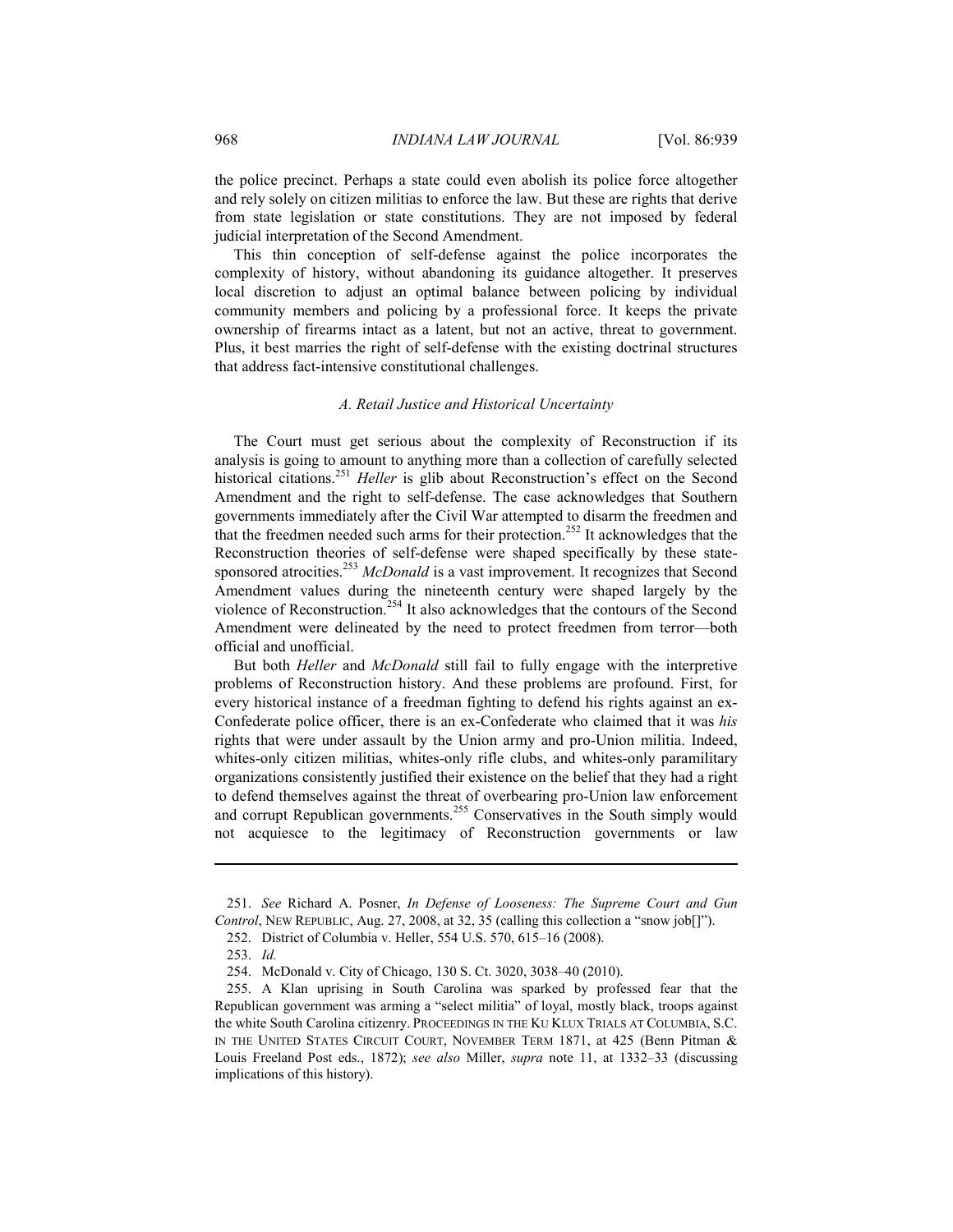the police precinct. Perhaps a state could even abolish its police force altogether and rely solely on citizen militias to enforce the law. But these are rights that derive from state legislation or state constitutions. They are not imposed by federal judicial interpretation of the Second Amendment.

This thin conception of self-defense against the police incorporates the complexity of history, without abandoning its guidance altogether. It preserves local discretion to adjust an optimal balance between policing by individual community members and policing by a professional force. It keeps the private ownership of firearms intact as a latent, but not an active, threat to government. Plus, it best marries the right of self-defense with the existing doctrinal structures that address fact-intensive constitutional challenges.

### *A. Retail Justice and Historical Uncertainty*

The Court must get serious about the complexity of Reconstruction if its analysis is going to amount to anything more than a collection of carefully selected historical citations.[251] *Heller* is glib about Reconstruction's effect on the Second Amendment and the right to self-defense. The case acknowledges that Southern governments immediately after the Civil War attempted to disarm the freedmen and that the freedmen needed such arms for their protection.[252] It acknowledges that the Reconstruction theories of self-defense were shaped specifically by these state-sponsored atrocities.[253] *McDonald* is a vast improvement. It recognizes that Second Amendment values during the nineteenth century were shaped largely by the violence of Reconstruction.[254] It also acknowledges that the contours of the Second Amendment were delineated by the need to protect freedmen from terror—both official and unofficial.

But both *Heller* and *McDonald* still fail to fully engage with the interpretive problems of Reconstruction history. And these problems are profound. First, for every historical instance of a freedman fighting to defend his rights against an ex-Confederate police officer, there is an ex-Confederate who claimed that it was *his* rights that were under assault by the Union army and pro-Union militia. Indeed, whites-only citizen militias, whites-only rifle clubs, and whites-only paramilitary organizations consistently justified their existence on the belief that they had a right to defend themselves against the threat of overbearing pro-Union law enforcement and corrupt Republican governments.[255] Conservatives in the South simply would not acquiesce to the legitimacy of Reconstruction governments or law

---

251. *See* Richard A. Posner, *In Defense of Looseness: The Supreme Court and Gun Control*, NEW REPUBLIC, Aug. 27, 2008, at 32, 35 (calling this collection a "snow job[]").

252. District of Columbia v. Heller, 554 U.S. 570, 615–16 (2008).

253. *Id.*

254. McDonald v. City of Chicago, 130 S. Ct. 3020, 3038–40 (2010).

255. A Klan uprising in South Carolina was sparked by professed fear that the Republican government was arming a "select militia" of loyal, mostly black, troops against the white South Carolina citizenry. PROCEEDINGS IN THE KU KLUX TRIALS AT COLUMBIA, S.C. IN THE UNITED STATES CIRCUIT COURT, NOVEMBER TERM 1871, at 425 (Benn Pitman & Louis Freeland Post eds., 1872); *see also* Miller, *supra* note 11, at 1332–33 (discussing implications of this history).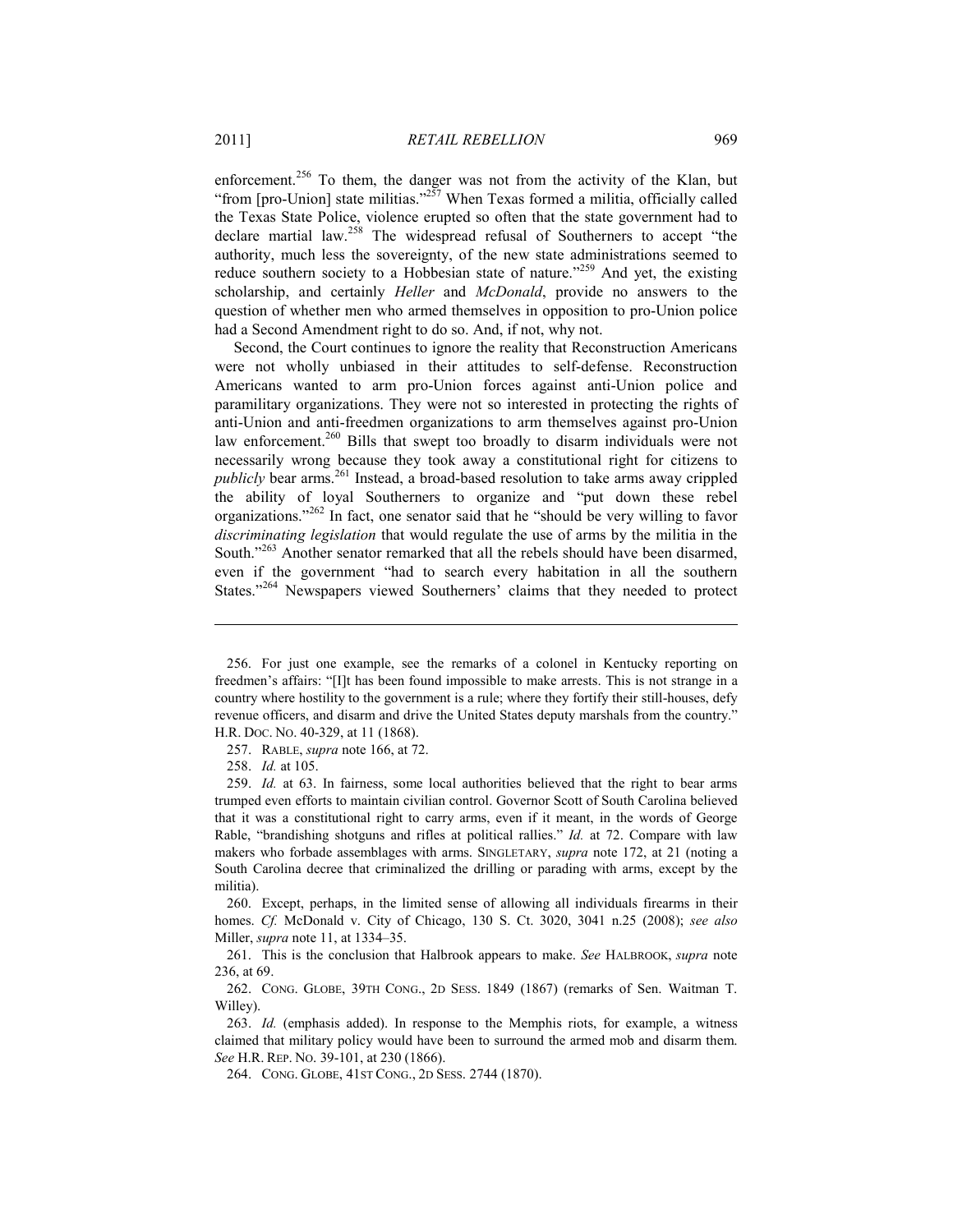enforcement.[256] To them, the danger was not from the activity of the Klan, but "from [pro-Union] state militias."[257] When Texas formed a militia, officially called the Texas State Police, violence erupted so often that the state government had to declare martial law.[258] The widespread refusal of Southerners to accept "the authority, much less the sovereignty, of the new state administrations seemed to reduce southern society to a Hobbesian state of nature."[259] And yet, the existing scholarship, and certainly *Heller* and *McDonald*, provide no answers to the question of whether men who armed themselves in opposition to pro-Union police had a Second Amendment right to do so. And, if not, why not.

Second, the Court continues to ignore the reality that Reconstruction Americans were not wholly unbiased in their attitudes to self-defense. Reconstruction Americans wanted to arm pro-Union forces against anti-Union police and paramilitary organizations. They were not so interested in protecting the rights of anti-Union and anti-freedmen organizations to arm themselves against pro-Union law enforcement.[260] Bills that swept too broadly to disarm individuals were not necessarily wrong because they took away a constitutional right for citizens to *publicly* bear arms.[261] Instead, a broad-based resolution to take arms away crippled the ability of loyal Southerners to organize and "put down these rebel organizations."[262] In fact, one senator said that he "should be very willing to favor *discriminating legislation* that would regulate the use of arms by the militia in the South."[263] Another senator remarked that all the rebels should have been disarmed, even if the government "had to search every habitation in all the southern States."[264] Newspapers viewed Southerners' claims that they needed to protect

---

256. For just one example, see the remarks of a colonel in Kentucky reporting on freedmen's affairs: "[I]t has been found impossible to make arrests. This is not strange in a country where hostility to the government is a rule; where they fortify their still-houses, defy revenue officers, and disarm and drive the United States deputy marshals from the country." H.R. DOC. NO. 40-329, at 11 (1868).

257. RABLE, *supra* note 166, at 72.

258. *Id.* at 105.

259. *Id.* at 63. In fairness, some local authorities believed that the right to bear arms trumped even efforts to maintain civilian control. Governor Scott of South Carolina believed that it was a constitutional right to carry arms, even if it meant, in the words of George Rable, "brandishing shotguns and rifles at political rallies." *Id.* at 72. Compare with law makers who forbade assemblages with arms. SINGLETARY, *supra* note 172, at 21 (noting a South Carolina decree that criminalized the drilling or parading with arms, except by the militia).

260. Except, perhaps, in the limited sense of allowing all individuals firearms in their homes. *Cf.* McDonald v. City of Chicago, 130 S. Ct. 3020, 3041 n.25 (2008); *see also* Miller, *supra* note 11, at 1334–35.

261. This is the conclusion that Halbrook appears to make. *See* HALBROOK, *supra* note 236, at 69.

262. CONG. GLOBE, 39TH CONG., 2D SESS. 1849 (1867) (remarks of Sen. Waitman T. Willey).

263. *Id.* (emphasis added). In response to the Memphis riots, for example, a witness claimed that military policy would have been to surround the armed mob and disarm them. *See* H.R. REP. NO. 39-101, at 230 (1866).

264. CONG. GLOBE, 41ST CONG., 2D SESS. 2744 (1870).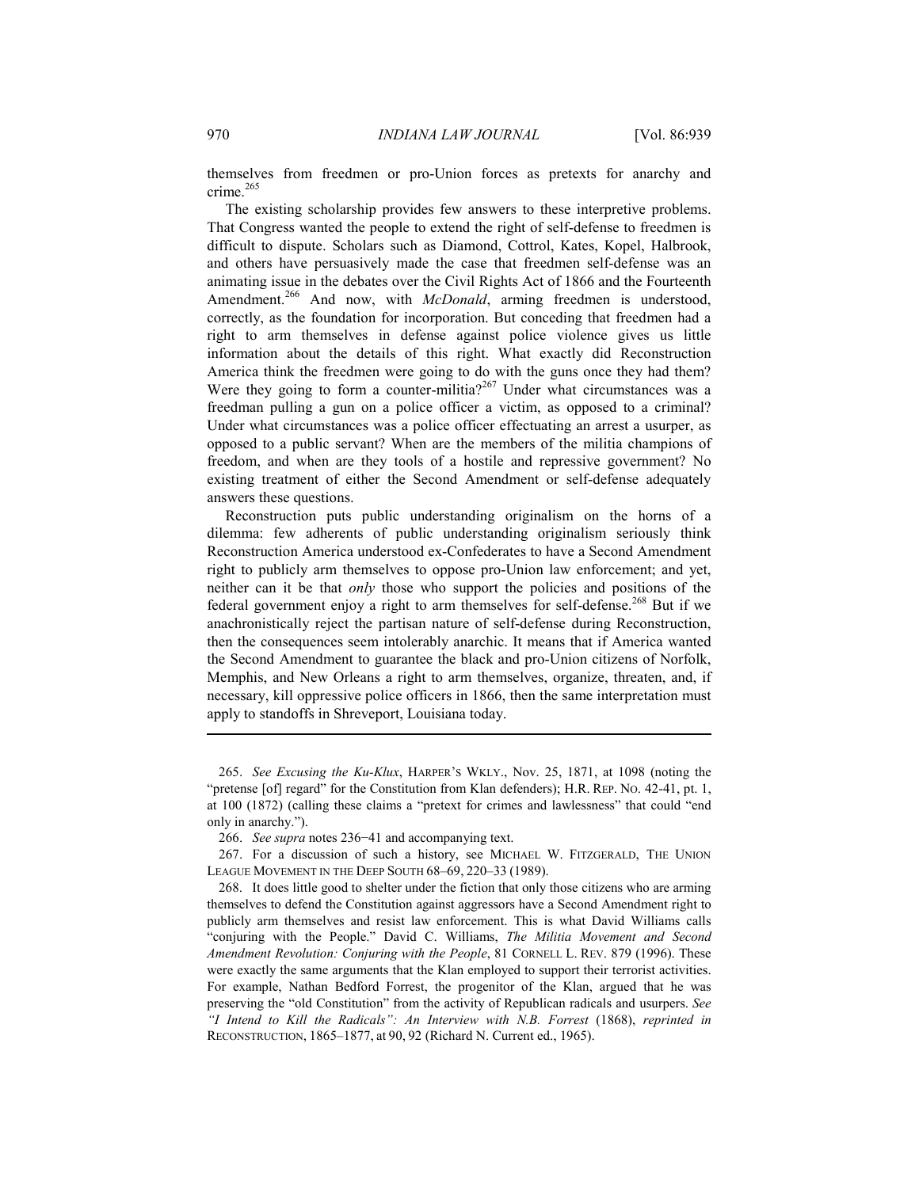themselves from freedmen or pro-Union forces as pretexts for anarchy and crime.[265]

The existing scholarship provides few answers to these interpretive problems. That Congress wanted the people to extend the right of self-defense to freedmen is difficult to dispute. Scholars such as Diamond, Cottrol, Kates, Kopel, Halbrook, and others have persuasively made the case that freedmen self-defense was an animating issue in the debates over the Civil Rights Act of 1866 and the Fourteenth Amendment.[266] And now, with *McDonald*, arming freedmen is understood, correctly, as the foundation for incorporation. But conceding that freedmen had a right to arm themselves in defense against police violence gives us little information about the details of this right. What exactly did Reconstruction America think the freedmen were going to do with the guns once they had them? Were they going to form a counter-militia?[267] Under what circumstances was a freedman pulling a gun on a police officer a victim, as opposed to a criminal? Under what circumstances was a police officer effectuating an arrest a usurper, as opposed to a public servant? When are the members of the militia champions of freedom, and when are they tools of a hostile and repressive government? No existing treatment of either the Second Amendment or self-defense adequately answers these questions.

Reconstruction puts public understanding originalism on the horns of a dilemma: few adherents of public understanding originalism seriously think Reconstruction America understood ex-Confederates to have a Second Amendment right to publicly arm themselves to oppose pro-Union law enforcement; and yet, neither can it be that *only* those who support the policies and positions of the federal government enjoy a right to arm themselves for self-defense.[268] But if we anachronistically reject the partisan nature of self-defense during Reconstruction, then the consequences seem intolerably anarchic. It means that if America wanted the Second Amendment to guarantee the black and pro-Union citizens of Norfolk, Memphis, and New Orleans a right to arm themselves, organize, threaten, and, if necessary, kill oppressive police officers in 1866, then the same interpretation must apply to standoffs in Shreveport, Louisiana today.

---

265. *See Excusing the Ku-Klux*, HARPER'S WKLY., Nov. 25, 1871, at 1098 (noting the "pretense [of] regard" for the Constitution from Klan defenders); H.R. REP. NO. 42-41, pt. 1, at 100 (1872) (calling these claims a "pretext for crimes and lawlessness" that could "end only in anarchy.").

266. *See supra* notes 236−41 and accompanying text.

267. For a discussion of such a history, see MICHAEL W. FITZGERALD, THE UNION LEAGUE MOVEMENT IN THE DEEP SOUTH 68–69, 220–33 (1989).

268. It does little good to shelter under the fiction that only those citizens who are arming themselves to defend the Constitution against aggressors have a Second Amendment right to publicly arm themselves and resist law enforcement. This is what David Williams calls "conjuring with the People." David C. Williams, *The Militia Movement and Second Amendment Revolution: Conjuring with the People*, 81 CORNELL L. REV. 879 (1996). These were exactly the same arguments that the Klan employed to support their terrorist activities. For example, Nathan Bedford Forrest, the progenitor of the Klan, argued that he was preserving the "old Constitution" from the activity of Republican radicals and usurpers. *See "I Intend to Kill the Radicals": An Interview with N.B. Forrest* (1868), *reprinted in* RECONSTRUCTION, 1865–1877, at 90, 92 (Richard N. Current ed., 1965).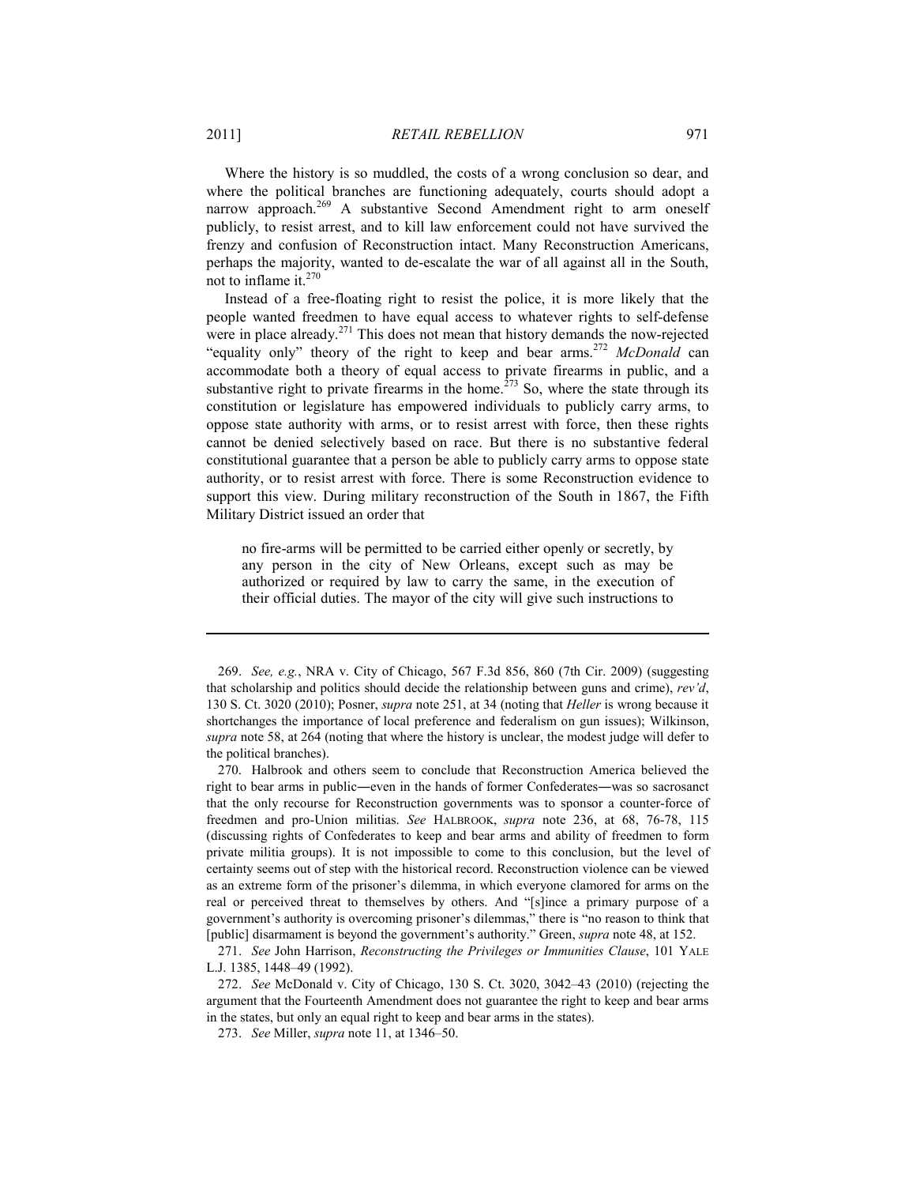Where the history is so muddled, the costs of a wrong conclusion so dear, and where the political branches are functioning adequately, courts should adopt a narrow approach.[269] A substantive Second Amendment right to arm oneself publicly, to resist arrest, and to kill law enforcement could not have survived the frenzy and confusion of Reconstruction intact. Many Reconstruction Americans, perhaps the majority, wanted to de-escalate the war of all against all in the South, not to inflame it.[270]

Instead of a free-floating right to resist the police, it is more likely that the people wanted freedmen to have equal access to whatever rights to self-defense were in place already.[271] This does not mean that history demands the now-rejected "equality only" theory of the right to keep and bear arms.[272] *McDonald* can accommodate both a theory of equal access to private firearms in public, and a substantive right to private firearms in the home.[273] So, where the state through its constitution or legislature has empowered individuals to publicly carry arms, to oppose state authority with arms, or to resist arrest with force, then these rights cannot be denied selectively based on race. But there is no substantive federal constitutional guarantee that a person be able to publicly carry arms to oppose state authority, or to resist arrest with force. There is some Reconstruction evidence to support this view. During military reconstruction of the South in 1867, the Fifth Military District issued an order that

> no fire-arms will be permitted to be carried either openly or secretly, by any person in the city of New Orleans, except such as may be authorized or required by law to carry the same, in the execution of their official duties. The mayor of the city will give such instructions to

---

269. *See, e.g.*, NRA v. City of Chicago, 567 F.3d 856, 860 (7th Cir. 2009) (suggesting that scholarship and politics should decide the relationship between guns and crime), *rev'd*, 130 S. Ct. 3020 (2010); Posner, *supra* note 251, at 34 (noting that *Heller* is wrong because it shortchanges the importance of local preference and federalism on gun issues); Wilkinson, *supra* note 58, at 264 (noting that where the history is unclear, the modest judge will defer to the political branches).

270. Halbrook and others seem to conclude that Reconstruction America believed the right to bear arms in public―even in the hands of former Confederates―was so sacrosanct that the only recourse for Reconstruction governments was to sponsor a counter-force of freedmen and pro-Union militias. *See* HALBROOK, *supra* note 236, at 68, 76-78, 115 (discussing rights of Confederates to keep and bear arms and ability of freedmen to form private militia groups). It is not impossible to come to this conclusion, but the level of certainty seems out of step with the historical record. Reconstruction violence can be viewed as an extreme form of the prisoner's dilemma, in which everyone clamored for arms on the real or perceived threat to themselves by others. And "[s]ince a primary purpose of a government's authority is overcoming prisoner's dilemmas," there is "no reason to think that [public] disarmament is beyond the government's authority." Green, *supra* note 48, at 152.

271. *See* John Harrison, *Reconstructing the Privileges or Immunities Clause*, 101 YALE L.J. 1385, 1448–49 (1992).

272. *See* McDonald v. City of Chicago, 130 S. Ct. 3020, 3042–43 (2010) (rejecting the argument that the Fourteenth Amendment does not guarantee the right to keep and bear arms in the states, but only an equal right to keep and bear arms in the states).

273. *See* Miller, *supra* note 11, at 1346–50.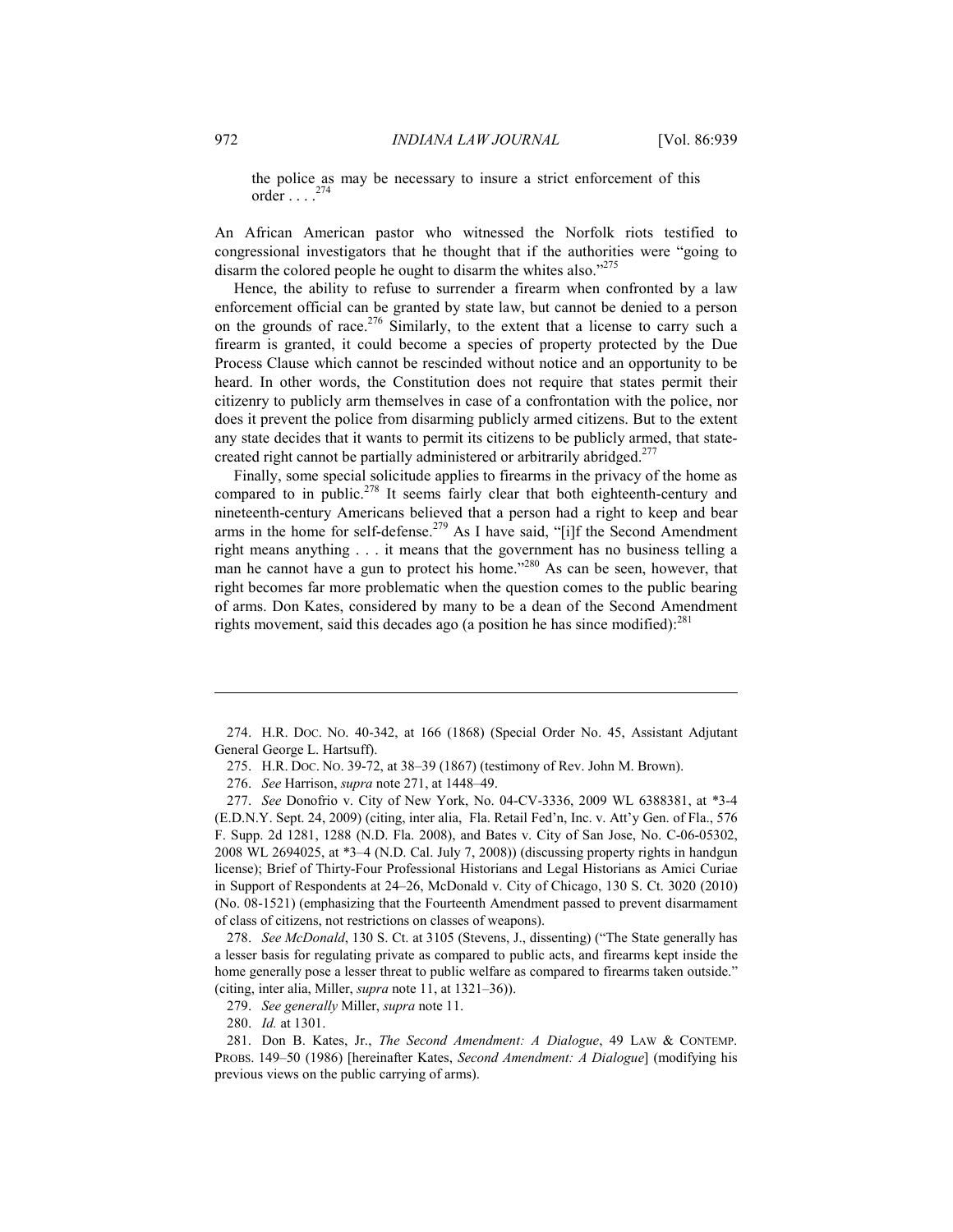> the police as may be necessary to insure a strict enforcement of this order . . . .[274]

An African American pastor who witnessed the Norfolk riots testified to congressional investigators that he thought that if the authorities were "going to disarm the colored people he ought to disarm the whites also."[275]

Hence, the ability to refuse to surrender a firearm when confronted by a law enforcement official can be granted by state law, but cannot be denied to a person on the grounds of race.[276] Similarly, to the extent that a license to carry such a firearm is granted, it could become a species of property protected by the Due Process Clause which cannot be rescinded without notice and an opportunity to be heard. In other words, the Constitution does not require that states permit their citizenry to publicly arm themselves in case of a confrontation with the police, nor does it prevent the police from disarming publicly armed citizens. But to the extent any state decides that it wants to permit its citizens to be publicly armed, that state-created right cannot be partially administered or arbitrarily abridged.[277]

Finally, some special solicitude applies to firearms in the privacy of the home as compared to in public.[278] It seems fairly clear that both eighteenth-century and nineteenth-century Americans believed that a person had a right to keep and bear arms in the home for self-defense.[279] As I have said, "[i]f the Second Amendment right means anything . . . it means that the government has no business telling a man he cannot have a gun to protect his home."[280] As can be seen, however, that right becomes far more problematic when the question comes to the public bearing of arms. Don Kates, considered by many to be a dean of the Second Amendment rights movement, said this decades ago (a position he has since modified):[281]

---

274. H.R. DOC. NO. 40-342, at 166 (1868) (Special Order No. 45, Assistant Adjutant General George L. Hartsuff).

275. H.R. DOC. NO. 39-72, at 38–39 (1867) (testimony of Rev. John M. Brown).

276. *See* Harrison, *supra* note 271, at 1448–49.

277. *See* Donofrio v. City of New York, No. 04-CV-3336, 2009 WL 6388381, at *3-4 (E.D.N.Y. Sept. 24, 2009) (citing, inter alia, Fla. Retail Fed'n, Inc. v. Att'y Gen. of Fla., 576 F. Supp. 2d 1281, 1288 (N.D. Fla. 2008), and Bates v. City of San Jose, No. C-06-05302, 2008 WL 2694025, at *3–4 (N.D. Cal. July 7, 2008)) (discussing property rights in handgun license); Brief of Thirty-Four Professional Historians and Legal Historians as Amici Curiae in Support of Respondents at 24–26, McDonald v. City of Chicago, 130 S. Ct. 3020 (2010) (No. 08-1521) (emphasizing that the Fourteenth Amendment passed to prevent disarmament of class of citizens, not restrictions on classes of weapons).

278. *See McDonald*, 130 S. Ct. at 3105 (Stevens, J., dissenting) ("The State generally has a lesser basis for regulating private as compared to public acts, and firearms kept inside the home generally pose a lesser threat to public welfare as compared to firearms taken outside." (citing, inter alia, Miller, *supra* note 11, at 1321–36)).

279. *See generally* Miller, *supra* note 11.

280. *Id.* at 1301.

281. Don B. Kates, Jr., *The Second Amendment: A Dialogue*, 49 LAW & CONTEMP. PROBS. 149–50 (1986) [hereinafter Kates, *Second Amendment: A Dialogue*] (modifying his previous views on the public carrying of arms).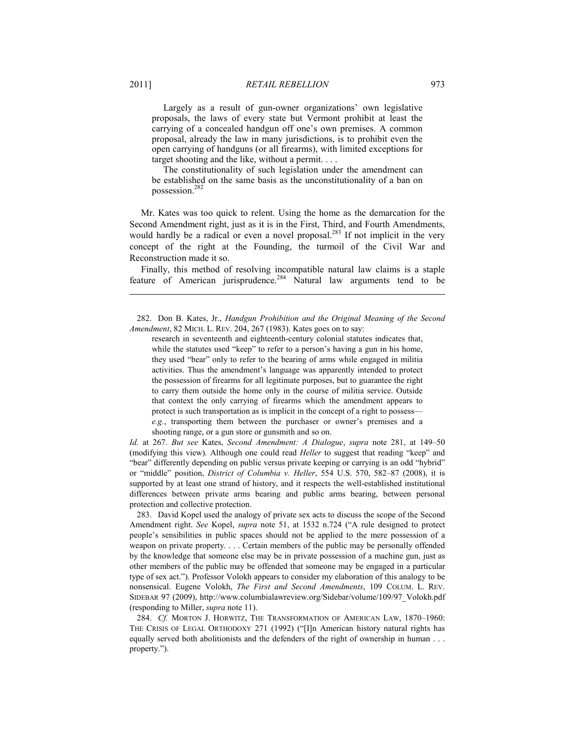> Largely as a result of gun-owner organizations' own legislative proposals, the laws of every state but Vermont prohibit at least the carrying of a concealed handgun off one's own premises. A common proposal, already the law in many jurisdictions, is to prohibit even the open carrying of handguns (or all firearms), with limited exceptions for target shooting and the like, without a permit. . . .
>
> The constitutionality of such legislation under the amendment can be established on the same basis as the unconstitutionality of a ban on possession.[282]

Mr. Kates was too quick to relent. Using the home as the demarcation for the Second Amendment right, just as it is in the First, Third, and Fourth Amendments, would hardly be a radical or even a novel proposal.[283] If not implicit in the very concept of the right at the Founding, the turmoil of the Civil War and Reconstruction made it so.

Finally, this method of resolving incompatible natural law claims is a staple feature of American jurisprudence.[284] Natural law arguments tend to be

---

282. Don B. Kates, Jr., *Handgun Prohibition and the Original Meaning of the Second Amendment*, 82 MICH. L. REV. 204, 267 (1983). Kates goes on to say:

> research in seventeenth and eighteenth-century colonial statutes indicates that, while the statutes used "keep" to refer to a person's having a gun in his home, they used "bear" only to refer to the bearing of arms while engaged in militia activities. Thus the amendment's language was apparently intended to protect the possession of firearms for all legitimate purposes, but to guarantee the right to carry them outside the home only in the course of militia service. Outside that context the only carrying of firearms which the amendment appears to protect is such transportation as is implicit in the concept of a right to possess—*e.g.*, transporting them between the purchaser or owner's premises and a shooting range, or a gun store or gunsmith and so on.

*Id.* at 267. *But see* Kates, *Second Amendment: A Dialogue*, *supra* note 281, at 149–50 (modifying this view). Although one could read *Heller* to suggest that reading "keep" and "bear" differently depending on public versus private keeping or carrying is an odd "hybrid" or "middle" position, *District of Columbia v. Heller*, 554 U.S. 570, 582–87 (2008), it is supported by at least one strand of history, and it respects the well-established institutional differences between private arms bearing and public arms bearing, between personal protection and collective protection.

283. David Kopel used the analogy of private sex acts to discuss the scope of the Second Amendment right. *See* Kopel, *supra* note 51, at 1532 n.724 ("A rule designed to protect people's sensibilities in public spaces should not be applied to the mere possession of a weapon on private property. . . . Certain members of the public may be personally offended by the knowledge that someone else may be in private possession of a machine gun, just as other members of the public may be offended that someone may be engaged in a particular type of sex act."). Professor Volokh appears to consider my elaboration of this analogy to be nonsensical. Eugene Volokh, *The First and Second Amendments*, 109 COLUM. L. REV. SIDEBAR 97 (2009), http://www.columbialawreview.org/Sidebar/volume/109/97_Volokh.pdf (responding to Miller, *supra* note 11).

284. *Cf.* MORTON J. HORWITZ, THE TRANSFORMATION OF AMERICAN LAW, 1870–1960: THE CRISIS OF LEGAL ORTHODOXY 271 (1992) ("[I]n American history natural rights has equally served both abolitionists and the defenders of the right of ownership in human . . . property.").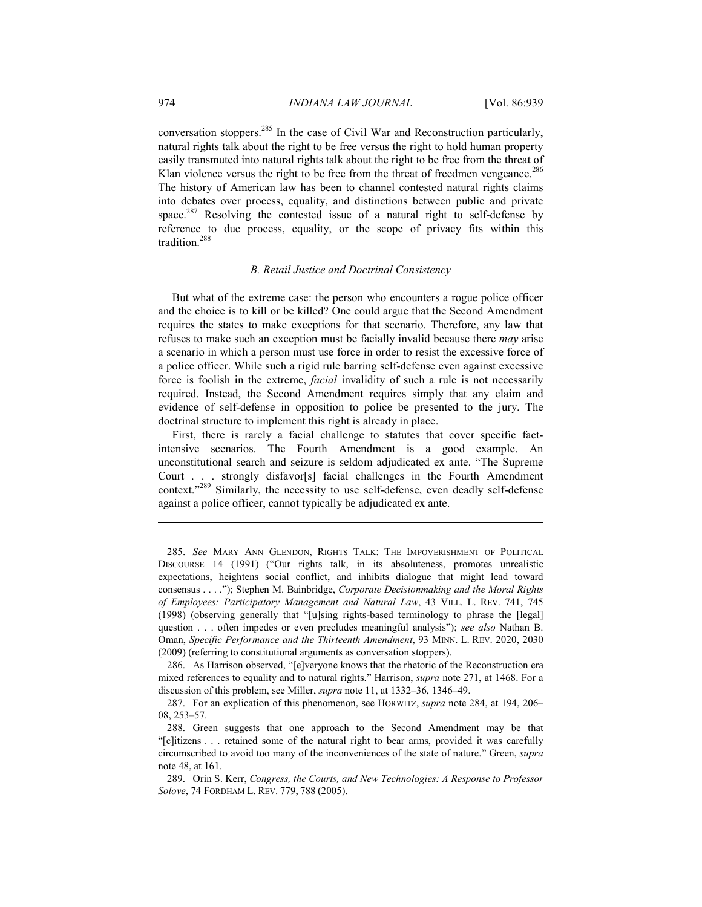conversation stoppers.[285] In the case of Civil War and Reconstruction particularly, natural rights talk about the right to be free versus the right to hold human property easily transmuted into natural rights talk about the right to be free from the threat of Klan violence versus the right to be free from the threat of freedmen vengeance.[286] The history of American law has been to channel contested natural rights claims into debates over process, equality, and distinctions between public and private space.[287] Resolving the contested issue of a natural right to self-defense by reference to due process, equality, or the scope of privacy fits within this tradition.[288]

### *B. Retail Justice and Doctrinal Consistency*

But what of the extreme case: the person who encounters a rogue police officer and the choice is to kill or be killed? One could argue that the Second Amendment requires the states to make exceptions for that scenario. Therefore, any law that refuses to make such an exception must be facially invalid because there *may* arise a scenario in which a person must use force in order to resist the excessive force of a police officer. While such a rigid rule barring self-defense even against excessive force is foolish in the extreme, *facial* invalidity of such a rule is not necessarily required. Instead, the Second Amendment requires simply that any claim and evidence of self-defense in opposition to police be presented to the jury. The doctrinal structure to implement this right is already in place.

First, there is rarely a facial challenge to statutes that cover specific fact-intensive scenarios. The Fourth Amendment is a good example. An unconstitutional search and seizure is seldom adjudicated ex ante. "The Supreme Court . . . strongly disfavor[s] facial challenges in the Fourth Amendment context."[289] Similarly, the necessity to use self-defense, even deadly self-defense against a police officer, cannot typically be adjudicated ex ante.

---

285. *See* MARY ANN GLENDON, RIGHTS TALK: THE IMPOVERISHMENT OF POLITICAL DISCOURSE 14 (1991) ("Our rights talk, in its absoluteness, promotes unrealistic expectations, heightens social conflict, and inhibits dialogue that might lead toward consensus . . . ."); Stephen M. Bainbridge, *Corporate Decisionmaking and the Moral Rights of Employees: Participatory Management and Natural Law*, 43 VILL. L. REV. 741, 745 (1998) (observing generally that "[u]sing rights-based terminology to phrase the [legal] question . . . often impedes or even precludes meaningful analysis"); *see also* Nathan B. Oman, *Specific Performance and the Thirteenth Amendment*, 93 MINN. L. REV. 2020, 2030 (2009) (referring to constitutional arguments as conversation stoppers).

286. As Harrison observed, "[e]veryone knows that the rhetoric of the Reconstruction era mixed references to equality and to natural rights." Harrison, *supra* note 271, at 1468. For a discussion of this problem, see Miller, *supra* note 11, at 1332–36, 1346–49.

287. For an explication of this phenomenon, see HORWITZ, *supra* note 284, at 194, 206–08, 253–57.

288. Green suggests that one approach to the Second Amendment may be that "[c]itizens . . . retained some of the natural right to bear arms, provided it was carefully circumscribed to avoid too many of the inconveniences of the state of nature." Green, *supra* note 48, at 161.

289. Orin S. Kerr, *Congress, the Courts, and New Technologies: A Response to Professor Solove*, 74 FORDHAM L. REV. 779, 788 (2005).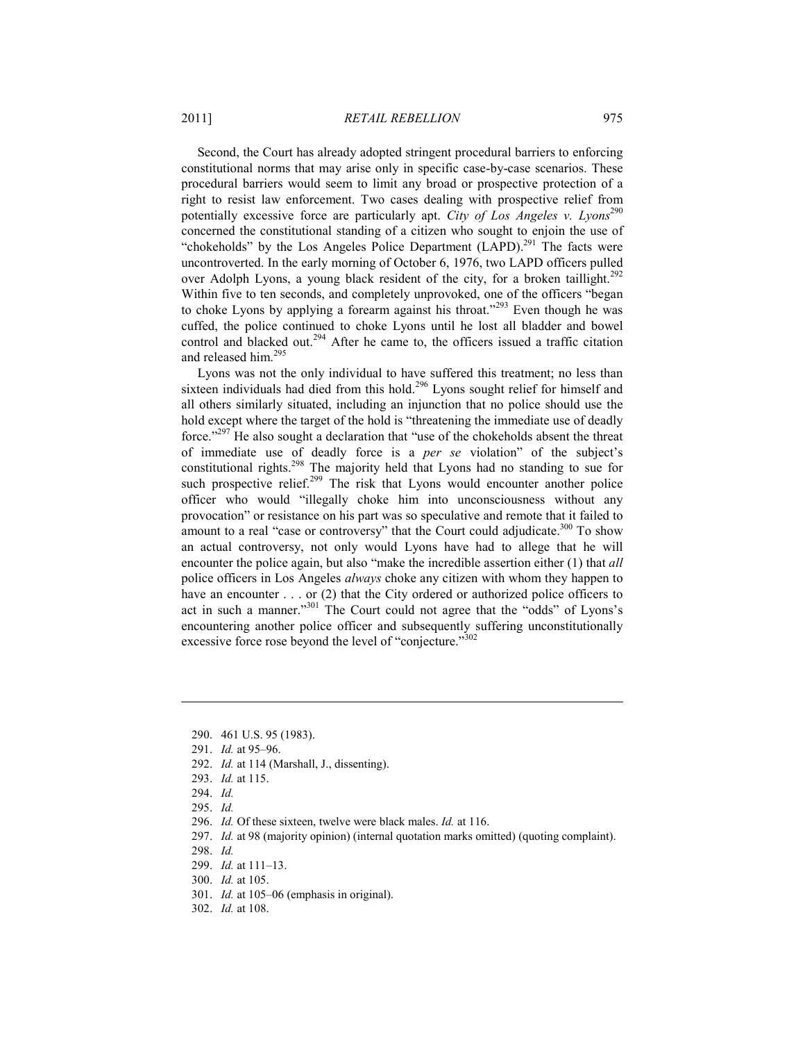Second, the Court has already adopted stringent procedural barriers to enforcing constitutional norms that may arise only in specific case-by-case scenarios. These procedural barriers would seem to limit any broad or prospective protection of a right to resist law enforcement. Two cases dealing with prospective relief from potentially excessive force are particularly apt. *City of Los Angeles v. Lyons*[290] concerned the constitutional standing of a citizen who sought to enjoin the use of "chokeholds" by the Los Angeles Police Department (LAPD).[291] The facts were uncontroverted. In the early morning of October 6, 1976, two LAPD officers pulled over Adolph Lyons, a young black resident of the city, for a broken taillight.[292] Within five to ten seconds, and completely unprovoked, one of the officers "began to choke Lyons by applying a forearm against his throat."[293] Even though he was cuffed, the police continued to choke Lyons until he lost all bladder and bowel control and blacked out.[294] After he came to, the officers issued a traffic citation and released him.[295]

Lyons was not the only individual to have suffered this treatment; no less than sixteen individuals had died from this hold.[296] Lyons sought relief for himself and all others similarly situated, including an injunction that no police should use the hold except where the target of the hold is "threatening the immediate use of deadly force."[297] He also sought a declaration that "use of the chokeholds absent the threat of immediate use of deadly force is a *per se* violation" of the subject's constitutional rights.[298] The majority held that Lyons had no standing to sue for such prospective relief.[299] The risk that Lyons would encounter another police officer who would "illegally choke him into unconsciousness without any provocation" or resistance on his part was so speculative and remote that it failed to amount to a real "case or controversy" that the Court could adjudicate.[300] To show an actual controversy, not only would Lyons have had to allege that he will encounter the police again, but also "make the incredible assertion either (1) that *all* police officers in Los Angeles *always* choke any citizen with whom they happen to have an encounter . . . or (2) that the City ordered or authorized police officers to act in such a manner."[301] The Court could not agree that the "odds" of Lyons's encountering another police officer and subsequently suffering unconstitutionally excessive force rose beyond the level of "conjecture."[302]

---

290. 461 U.S. 95 (1983).
291. *Id.* at 95–96.
292. *Id.* at 114 (Marshall, J., dissenting).
293. *Id.* at 115.
294. *Id.*
295. *Id.*
296. *Id.* Of these sixteen, twelve were black males. *Id.* at 116.
297. *Id.* at 98 (majority opinion) (internal quotation marks omitted) (quoting complaint).
298. *Id.*
299. *Id.* at 111–13.
300. *Id.* at 105.
301. *Id.* at 105–06 (emphasis in original).
302. *Id.* at 108.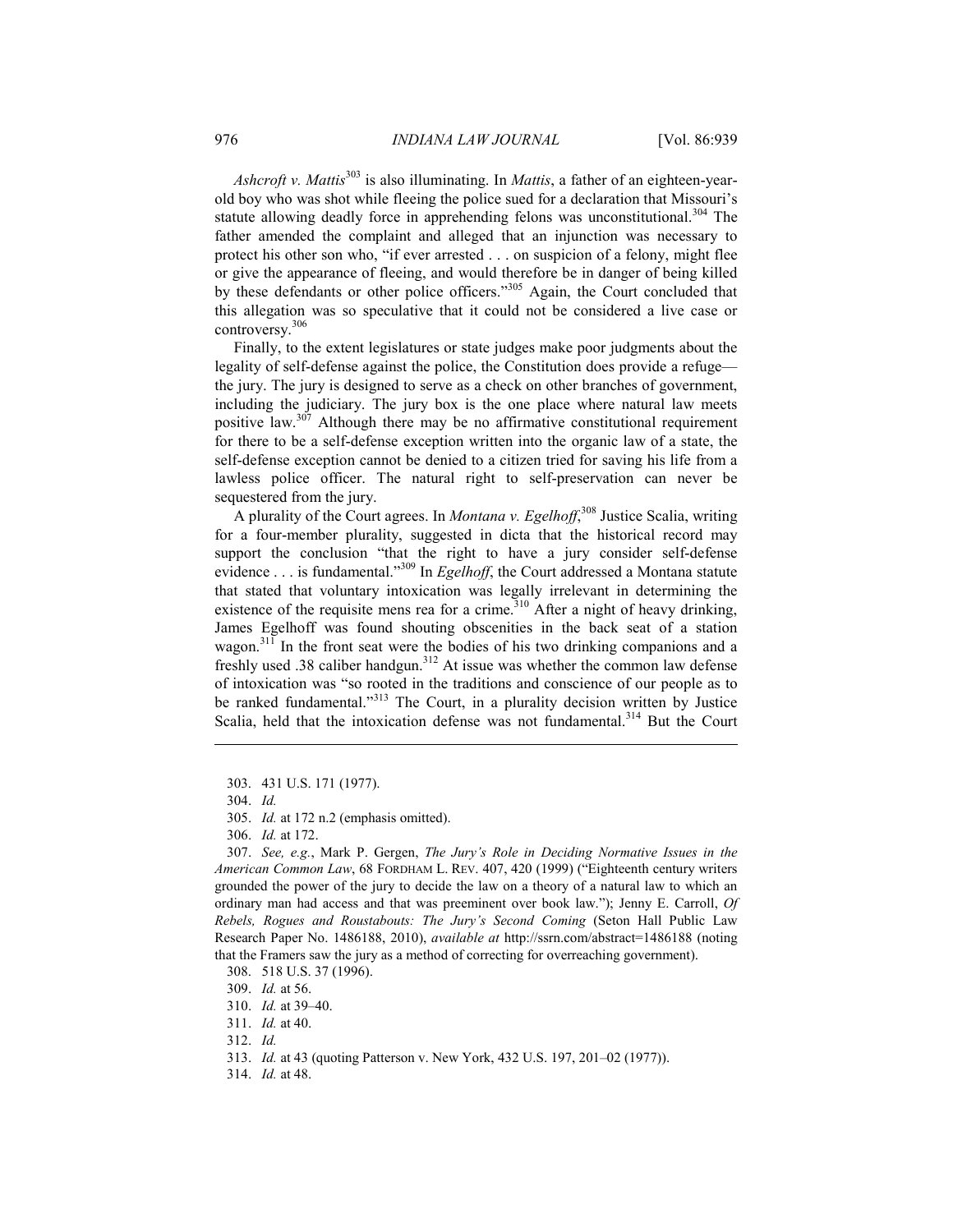*Ashcroft v. Mattis*[303] is also illuminating. In *Mattis*, a father of an eighteen-year-old boy who was shot while fleeing the police sued for a declaration that Missouri's statute allowing deadly force in apprehending felons was unconstitutional.[304] The father amended the complaint and alleged that an injunction was necessary to protect his other son who, "if ever arrested . . . on suspicion of a felony, might flee or give the appearance of fleeing, and would therefore be in danger of being killed by these defendants or other police officers."[305] Again, the Court concluded that this allegation was so speculative that it could not be considered a live case or controversy.[306]

Finally, to the extent legislatures or state judges make poor judgments about the legality of self-defense against the police, the Constitution does provide a refuge—the jury. The jury is designed to serve as a check on other branches of government, including the judiciary. The jury box is the one place where natural law meets positive law.[307] Although there may be no affirmative constitutional requirement for there to be a self-defense exception written into the organic law of a state, the self-defense exception cannot be denied to a citizen tried for saving his life from a lawless police officer. The natural right to self-preservation can never be sequestered from the jury.

A plurality of the Court agrees. In *Montana v. Egelhoff*,[308] Justice Scalia, writing for a four-member plurality, suggested in dicta that the historical record may support the conclusion "that the right to have a jury consider self-defense evidence . . . is fundamental."[309] In *Egelhoff*, the Court addressed a Montana statute that stated that voluntary intoxication was legally irrelevant in determining the existence of the requisite mens rea for a crime.[310] After a night of heavy drinking, James Egelhoff was found shouting obscenities in the back seat of a station wagon.[311] In the front seat were the bodies of his two drinking companions and a freshly used .38 caliber handgun.[312] At issue was whether the common law defense of intoxication was "so rooted in the traditions and conscience of our people as to be ranked fundamental."[313] The Court, in a plurality decision written by Justice Scalia, held that the intoxication defense was not fundamental.[314] But the Court

---

303. 431 U.S. 171 (1977).

304. *Id.*

305. *Id.* at 172 n.2 (emphasis omitted).

306. *Id.* at 172.

307. *See, e.g.*, Mark P. Gergen, *The Jury's Role in Deciding Normative Issues in the American Common Law*, 68 FORDHAM L. REV. 407, 420 (1999) ("Eighteenth century writers grounded the power of the jury to decide the law on a theory of a natural law to which an ordinary man had access and that was preeminent over book law."); Jenny E. Carroll, *Of Rebels, Rogues and Roustabouts: The Jury's Second Coming* (Seton Hall Public Law Research Paper No. 1486188, 2010), *available at* http://ssrn.com/abstract=1486188 (noting that the Framers saw the jury as a method of correcting for overreaching government).

308. 518 U.S. 37 (1996).

309. *Id.* at 56.

310. *Id.* at 39–40.

311. *Id.* at 40.

312. *Id.*

313. *Id.* at 43 (quoting Patterson v. New York, 432 U.S. 197, 201–02 (1977)).

314. *Id.* at 48.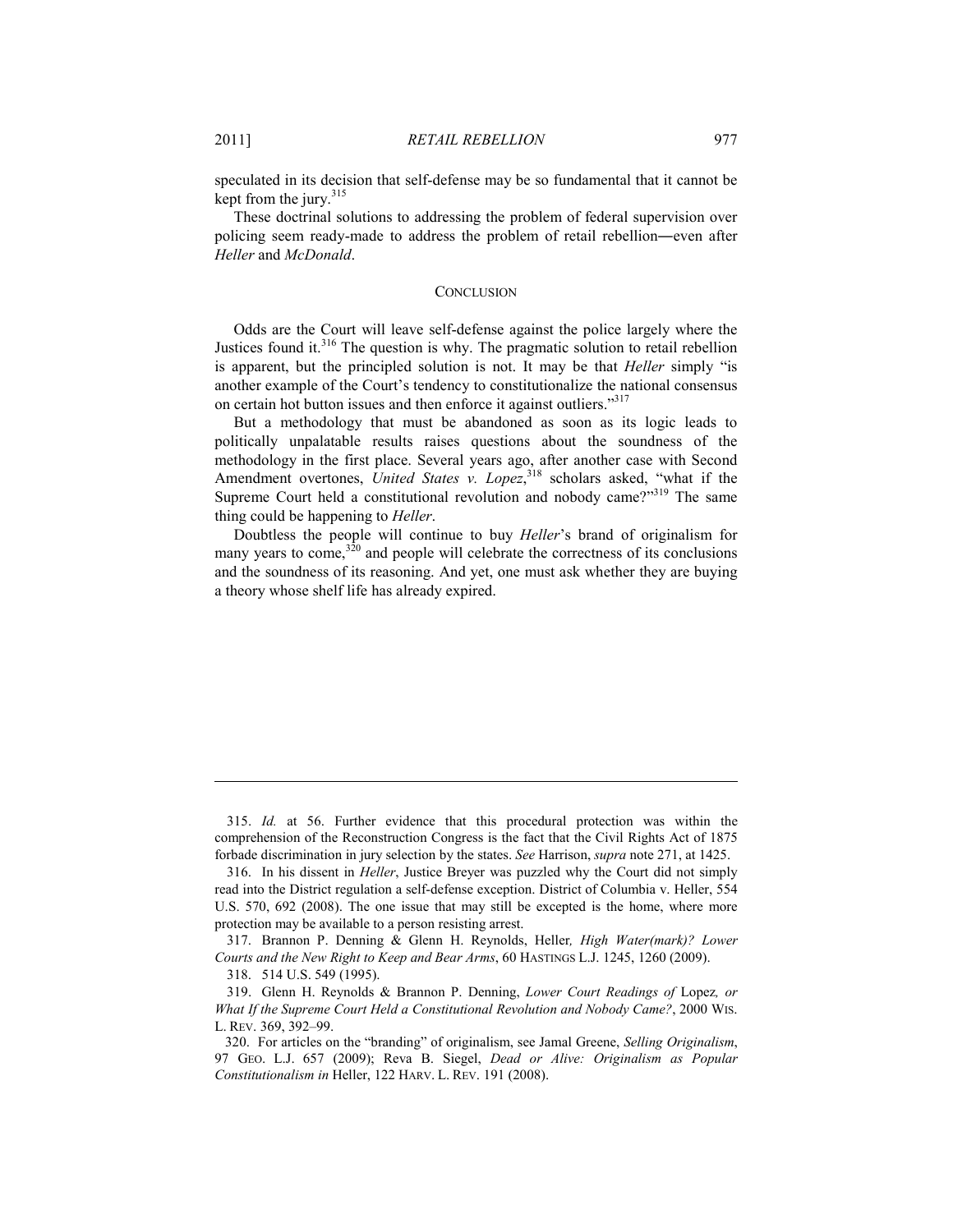speculated in its decision that self-defense may be so fundamental that it cannot be kept from the jury.[315]

These doctrinal solutions to addressing the problem of federal supervision over policing seem ready-made to address the problem of retail rebellion―even after *Heller* and *McDonald*.

## CONCLUSION

Odds are the Court will leave self-defense against the police largely where the Justices found it.[316] The question is why. The pragmatic solution to retail rebellion is apparent, but the principled solution is not. It may be that *Heller* simply "is another example of the Court's tendency to constitutionalize the national consensus on certain hot button issues and then enforce it against outliers."[317]

But a methodology that must be abandoned as soon as its logic leads to politically unpalatable results raises questions about the soundness of the methodology in the first place. Several years ago, after another case with Second Amendment overtones, *United States v. Lopez*,[318] scholars asked, "what if the Supreme Court held a constitutional revolution and nobody came?"[319] The same thing could be happening to *Heller*.

Doubtless the people will continue to buy *Heller*'s brand of originalism for many years to come,[320] and people will celebrate the correctness of its conclusions and the soundness of its reasoning. And yet, one must ask whether they are buying a theory whose shelf life has already expired.

---

315. *Id.* at 56. Further evidence that this procedural protection was within the comprehension of the Reconstruction Congress is the fact that the Civil Rights Act of 1875 forbade discrimination in jury selection by the states. *See* Harrison, *supra* note 271, at 1425.

316. In his dissent in *Heller*, Justice Breyer was puzzled why the Court did not simply read into the District regulation a self-defense exception. District of Columbia v. Heller, 554 U.S. 570, 692 (2008). The one issue that may still be excepted is the home, where more protection may be available to a person resisting arrest.

317. Brannon P. Denning & Glenn H. Reynolds, Heller*, High Water(mark)? Lower Courts and the New Right to Keep and Bear Arms*, 60 HASTINGS L.J. 1245, 1260 (2009).

318. 514 U.S. 549 (1995).

319. Glenn H. Reynolds & Brannon P. Denning, *Lower Court Readings of* Lopez*, or What If the Supreme Court Held a Constitutional Revolution and Nobody Came?*, 2000 WIS. L. REV. 369, 392–99.

320. For articles on the "branding" of originalism, see Jamal Greene, *Selling Originalism*, 97 GEO. L.J. 657 (2009); Reva B. Siegel, *Dead or Alive: Originalism as Popular Constitutionalism in* Heller, 122 HARV. L. REV. 191 (2008).